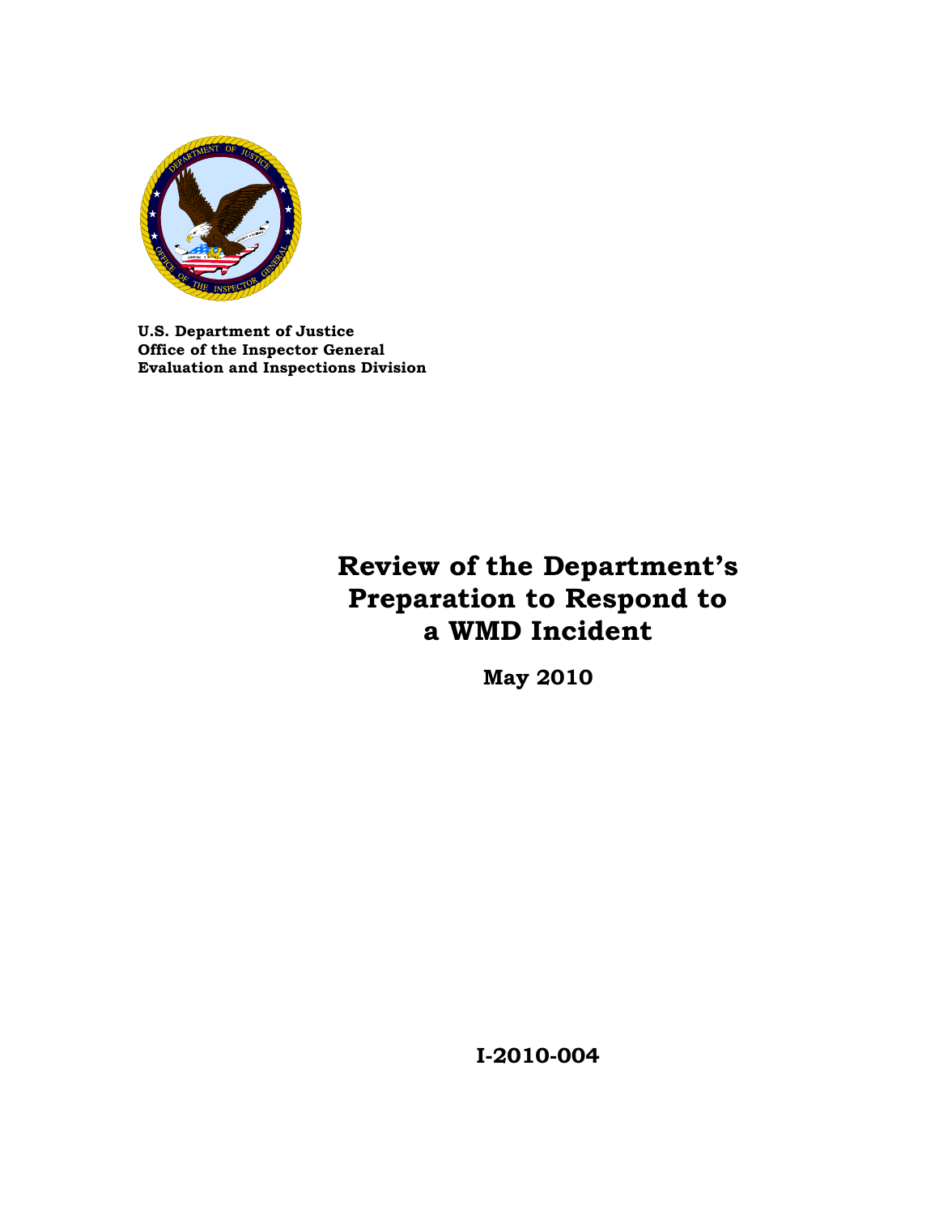**U.S. Department of Justice**
**Office of the Inspector General**
**Evaluation and Inspections Division**

# Review of the Department's Preparation to Respond to a WMD Incident

**May 2010**

**I-2010-004**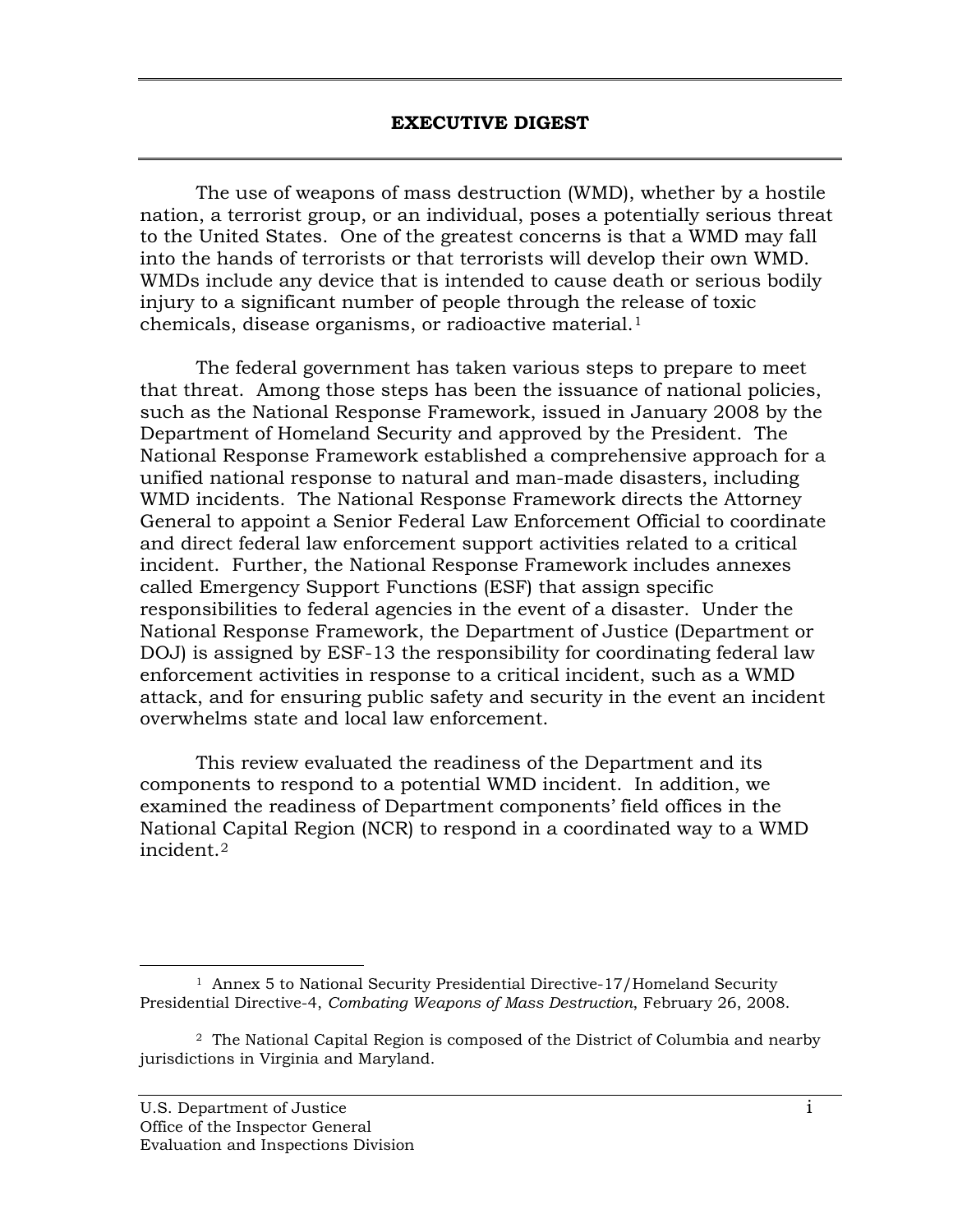# EXECUTIVE DIGEST

The use of weapons of mass destruction (WMD), whether by a hostile nation, a terrorist group, or an individual, poses a potentially serious threat to the United States. One of the greatest concerns is that a WMD may fall into the hands of terrorists or that terrorists will develop their own WMD. WMDs include any device that is intended to cause death or serious bodily injury to a significant number of people through the release of toxic chemicals, disease organisms, or radioactive material.[1]

The federal government has taken various steps to prepare to meet that threat. Among those steps has been the issuance of national policies, such as the National Response Framework, issued in January 2008 by the Department of Homeland Security and approved by the President. The National Response Framework established a comprehensive approach for a unified national response to natural and man-made disasters, including WMD incidents. The National Response Framework directs the Attorney General to appoint a Senior Federal Law Enforcement Official to coordinate and direct federal law enforcement support activities related to a critical incident. Further, the National Response Framework includes annexes called Emergency Support Functions (ESF) that assign specific responsibilities to federal agencies in the event of a disaster. Under the National Response Framework, the Department of Justice (Department or DOJ) is assigned by ESF-13 the responsibility for coordinating federal law enforcement activities in response to a critical incident, such as a WMD attack, and for ensuring public safety and security in the event an incident overwhelms state and local law enforcement.

This review evaluated the readiness of the Department and its components to respond to a potential WMD incident. In addition, we examined the readiness of Department components' field offices in the National Capital Region (NCR) to respond in a coordinated way to a WMD incident.[2]

---

[1] Annex 5 to National Security Presidential Directive-17/Homeland Security Presidential Directive-4, *Combating Weapons of Mass Destruction*, February 26, 2008.

[2] The National Capital Region is composed of the District of Columbia and nearby jurisdictions in Virginia and Maryland.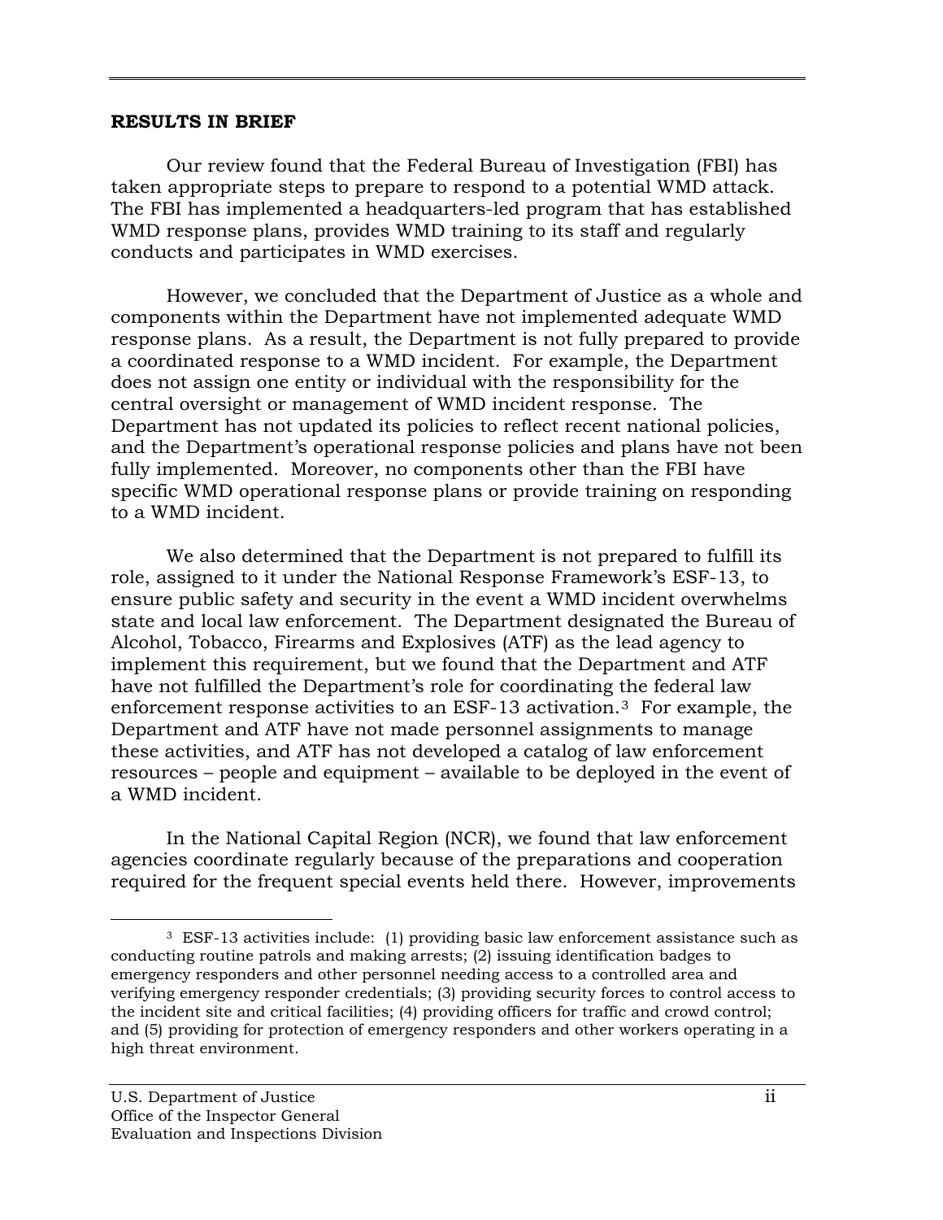## RESULTS IN BRIEF

Our review found that the Federal Bureau of Investigation (FBI) has taken appropriate steps to prepare to respond to a potential WMD attack. The FBI has implemented a headquarters-led program that has established WMD response plans, provides WMD training to its staff and regularly conducts and participates in WMD exercises.

However, we concluded that the Department of Justice as a whole and components within the Department have not implemented adequate WMD response plans. As a result, the Department is not fully prepared to provide a coordinated response to a WMD incident. For example, the Department does not assign one entity or individual with the responsibility for the central oversight or management of WMD incident response. The Department has not updated its policies to reflect recent national policies, and the Department's operational response policies and plans have not been fully implemented. Moreover, no components other than the FBI have specific WMD operational response plans or provide training on responding to a WMD incident.

We also determined that the Department is not prepared to fulfill its role, assigned to it under the National Response Framework's ESF-13, to ensure public safety and security in the event a WMD incident overwhelms state and local law enforcement. The Department designated the Bureau of Alcohol, Tobacco, Firearms and Explosives (ATF) as the lead agency to implement this requirement, but we found that the Department and ATF have not fulfilled the Department's role for coordinating the federal law enforcement response activities to an ESF-13 activation.[3] For example, the Department and ATF have not made personnel assignments to manage these activities, and ATF has not developed a catalog of law enforcement resources – people and equipment – available to be deployed in the event of a WMD incident.

In the National Capital Region (NCR), we found that law enforcement agencies coordinate regularly because of the preparations and cooperation required for the frequent special events held there. However, improvements

---

[3] ESF-13 activities include: (1) providing basic law enforcement assistance such as conducting routine patrols and making arrests; (2) issuing identification badges to emergency responders and other personnel needing access to a controlled area and verifying emergency responder credentials; (3) providing security forces to control access to the incident site and critical facilities; (4) providing officers for traffic and crowd control; and (5) providing for protection of emergency responders and other workers operating in a high threat environment.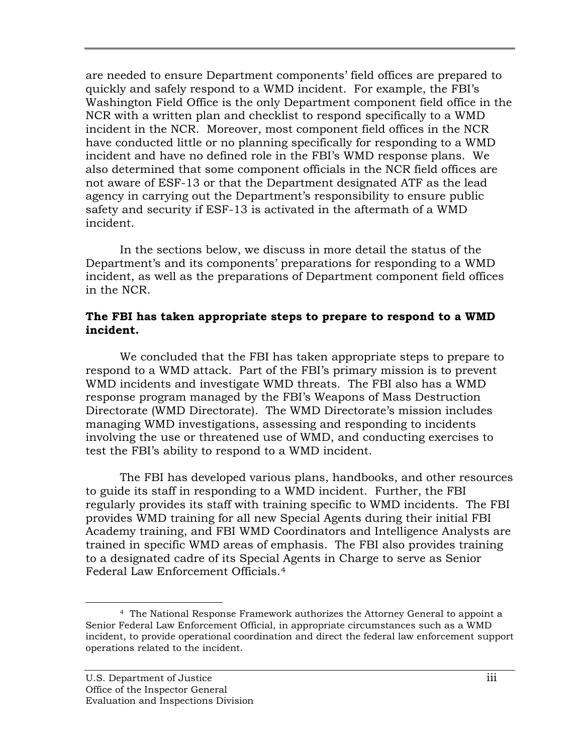are needed to ensure Department components' field offices are prepared to quickly and safely respond to a WMD incident. For example, the FBI's Washington Field Office is the only Department component field office in the NCR with a written plan and checklist to respond specifically to a WMD incident in the NCR. Moreover, most component field offices in the NCR have conducted little or no planning specifically for responding to a WMD incident and have no defined role in the FBI's WMD response plans. We also determined that some component officials in the NCR field offices are not aware of ESF-13 or that the Department designated ATF as the lead agency in carrying out the Department's responsibility to ensure public safety and security if ESF-13 is activated in the aftermath of a WMD incident.

In the sections below, we discuss in more detail the status of the Department's and its components' preparations for responding to a WMD incident, as well as the preparations of Department component field offices in the NCR.

**The FBI has taken appropriate steps to prepare to respond to a WMD incident.**

We concluded that the FBI has taken appropriate steps to prepare to respond to a WMD attack. Part of the FBI's primary mission is to prevent WMD incidents and investigate WMD threats. The FBI also has a WMD response program managed by the FBI's Weapons of Mass Destruction Directorate (WMD Directorate). The WMD Directorate's mission includes managing WMD investigations, assessing and responding to incidents involving the use or threatened use of WMD, and conducting exercises to test the FBI's ability to respond to a WMD incident.

The FBI has developed various plans, handbooks, and other resources to guide its staff in responding to a WMD incident. Further, the FBI regularly provides its staff with training specific to WMD incidents. The FBI provides WMD training for all new Special Agents during their initial FBI Academy training, and FBI WMD Coordinators and Intelligence Analysts are trained in specific WMD areas of emphasis. The FBI also provides training to a designated cadre of its Special Agents in Charge to serve as Senior Federal Law Enforcement Officials.[4]

[4] The National Response Framework authorizes the Attorney General to appoint a Senior Federal Law Enforcement Official, in appropriate circumstances such as a WMD incident, to provide operational coordination and direct the federal law enforcement support operations related to the incident.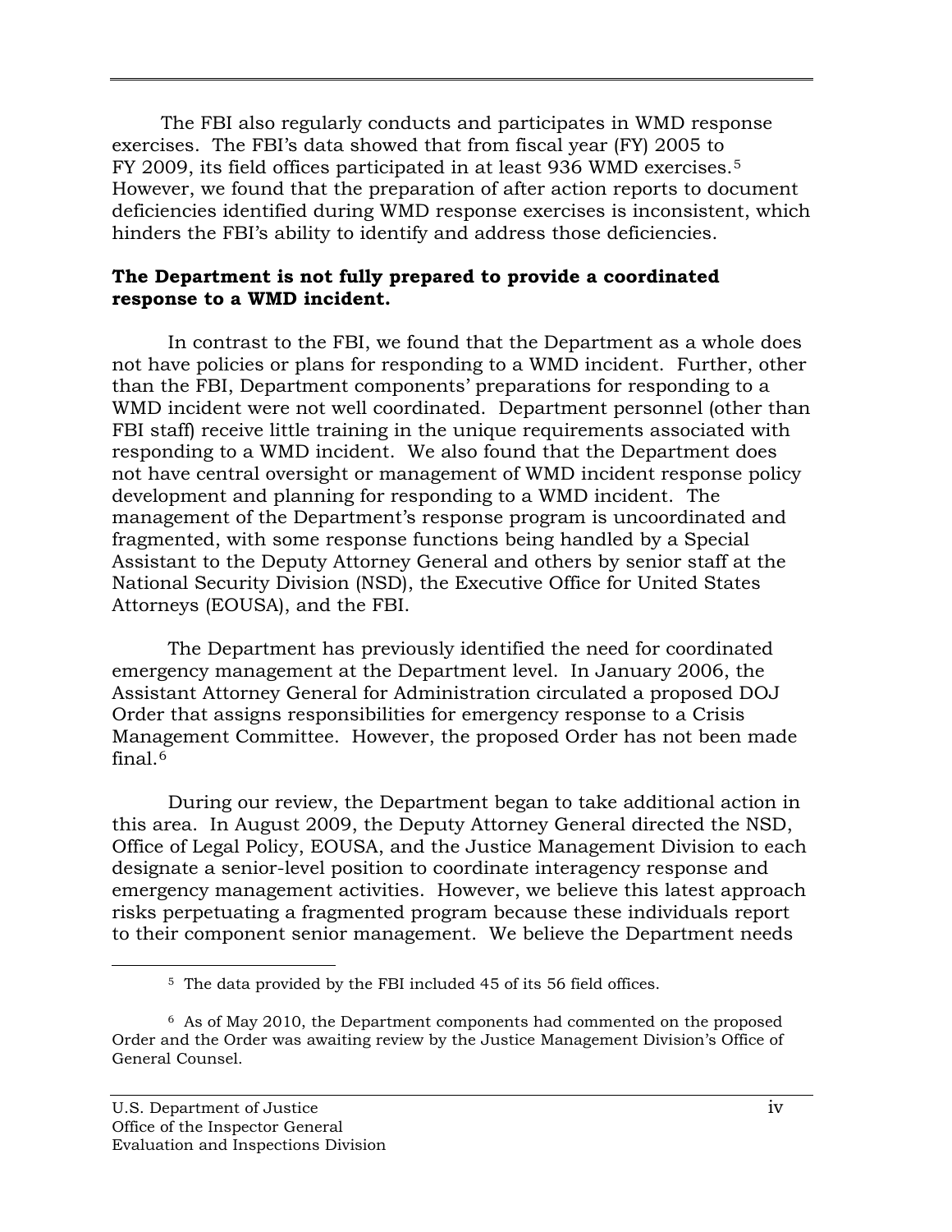The FBI also regularly conducts and participates in WMD response exercises. The FBI's data showed that from fiscal year (FY) 2005 to FY 2009, its field offices participated in at least 936 WMD exercises.[5] However, we found that the preparation of after action reports to document deficiencies identified during WMD response exercises is inconsistent, which hinders the FBI's ability to identify and address those deficiencies.

**The Department is not fully prepared to provide a coordinated response to a WMD incident.**

In contrast to the FBI, we found that the Department as a whole does not have policies or plans for responding to a WMD incident. Further, other than the FBI, Department components' preparations for responding to a WMD incident were not well coordinated. Department personnel (other than FBI staff) receive little training in the unique requirements associated with responding to a WMD incident. We also found that the Department does not have central oversight or management of WMD incident response policy development and planning for responding to a WMD incident. The management of the Department's response program is uncoordinated and fragmented, with some response functions being handled by a Special Assistant to the Deputy Attorney General and others by senior staff at the National Security Division (NSD), the Executive Office for United States Attorneys (EOUSA), and the FBI.

The Department has previously identified the need for coordinated emergency management at the Department level. In January 2006, the Assistant Attorney General for Administration circulated a proposed DOJ Order that assigns responsibilities for emergency response to a Crisis Management Committee. However, the proposed Order has not been made final.[6]

During our review, the Department began to take additional action in this area. In August 2009, the Deputy Attorney General directed the NSD, Office of Legal Policy, EOUSA, and the Justice Management Division to each designate a senior-level position to coordinate interagency response and emergency management activities. However, we believe this latest approach risks perpetuating a fragmented program because these individuals report to their component senior management. We believe the Department needs

[5] The data provided by the FBI included 45 of its 56 field offices.

[6] As of May 2010, the Department components had commented on the proposed Order and the Order was awaiting review by the Justice Management Division's Office of General Counsel.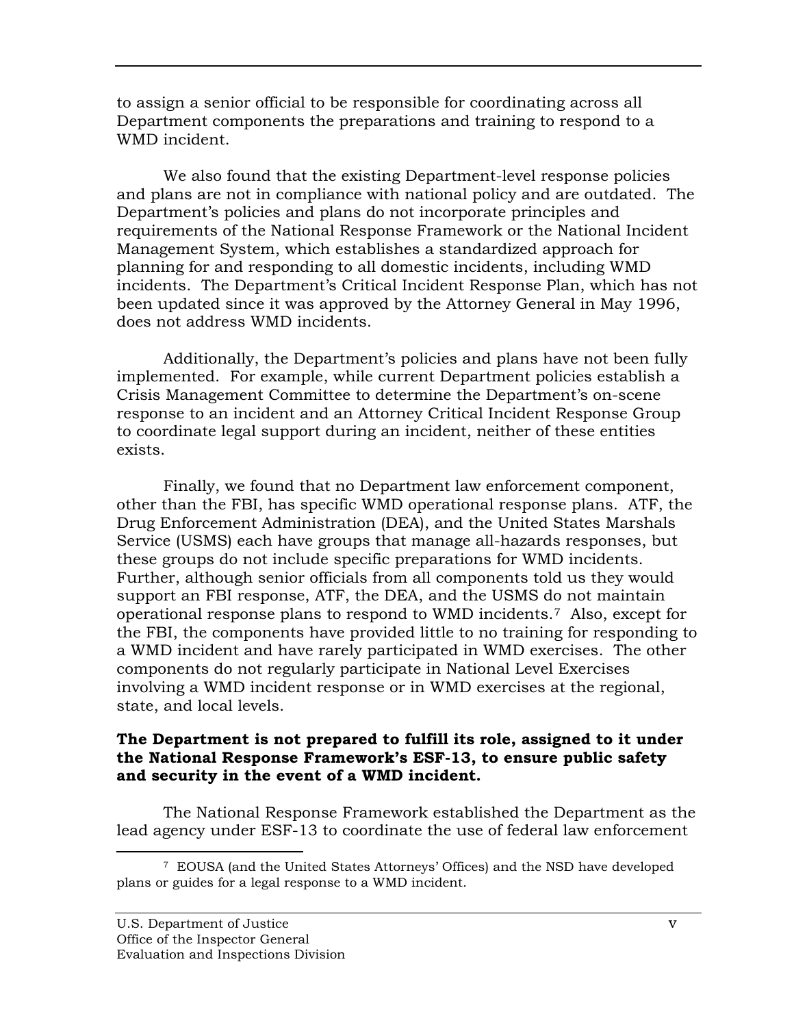to assign a senior official to be responsible for coordinating across all Department components the preparations and training to respond to a WMD incident.

We also found that the existing Department-level response policies and plans are not in compliance with national policy and are outdated. The Department's policies and plans do not incorporate principles and requirements of the National Response Framework or the National Incident Management System, which establishes a standardized approach for planning for and responding to all domestic incidents, including WMD incidents. The Department's Critical Incident Response Plan, which has not been updated since it was approved by the Attorney General in May 1996, does not address WMD incidents.

Additionally, the Department's policies and plans have not been fully implemented. For example, while current Department policies establish a Crisis Management Committee to determine the Department's on-scene response to an incident and an Attorney Critical Incident Response Group to coordinate legal support during an incident, neither of these entities exists.

Finally, we found that no Department law enforcement component, other than the FBI, has specific WMD operational response plans. ATF, the Drug Enforcement Administration (DEA), and the United States Marshals Service (USMS) each have groups that manage all-hazards responses, but these groups do not include specific preparations for WMD incidents. Further, although senior officials from all components told us they would support an FBI response, ATF, the DEA, and the USMS do not maintain operational response plans to respond to WMD incidents.[7] Also, except for the FBI, the components have provided little to no training for responding to a WMD incident and have rarely participated in WMD exercises. The other components do not regularly participate in National Level Exercises involving a WMD incident response or in WMD exercises at the regional, state, and local levels.

**The Department is not prepared to fulfill its role, assigned to it under the National Response Framework's ESF-13, to ensure public safety and security in the event of a WMD incident.**

The National Response Framework established the Department as the lead agency under ESF-13 to coordinate the use of federal law enforcement

[7] EOUSA (and the United States Attorneys' Offices) and the NSD have developed plans or guides for a legal response to a WMD incident.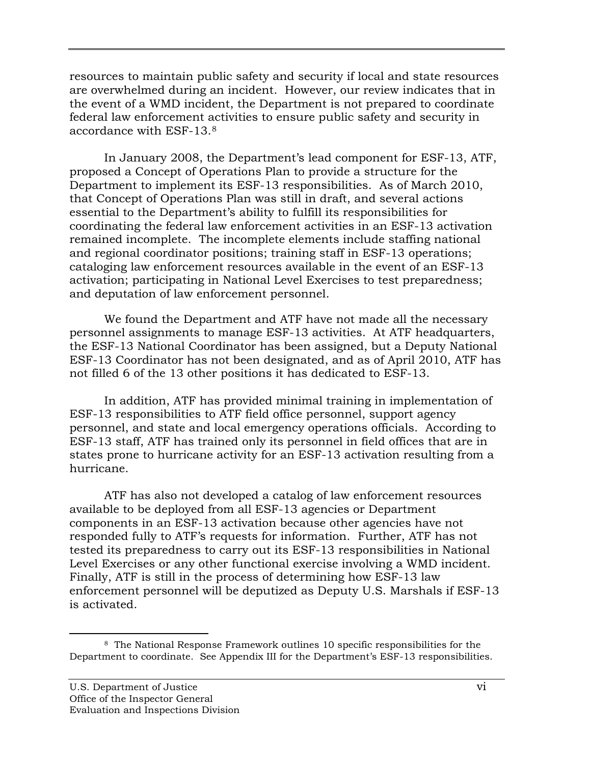resources to maintain public safety and security if local and state resources are overwhelmed during an incident. However, our review indicates that in the event of a WMD incident, the Department is not prepared to coordinate federal law enforcement activities to ensure public safety and security in accordance with ESF-13.[8]

In January 2008, the Department's lead component for ESF-13, ATF, proposed a Concept of Operations Plan to provide a structure for the Department to implement its ESF-13 responsibilities. As of March 2010, that Concept of Operations Plan was still in draft, and several actions essential to the Department's ability to fulfill its responsibilities for coordinating the federal law enforcement activities in an ESF-13 activation remained incomplete. The incomplete elements include staffing national and regional coordinator positions; training staff in ESF-13 operations; cataloging law enforcement resources available in the event of an ESF-13 activation; participating in National Level Exercises to test preparedness; and deputation of law enforcement personnel.

We found the Department and ATF have not made all the necessary personnel assignments to manage ESF-13 activities. At ATF headquarters, the ESF-13 National Coordinator has been assigned, but a Deputy National ESF-13 Coordinator has not been designated, and as of April 2010, ATF has not filled 6 of the 13 other positions it has dedicated to ESF-13.

In addition, ATF has provided minimal training in implementation of ESF-13 responsibilities to ATF field office personnel, support agency personnel, and state and local emergency operations officials. According to ESF-13 staff, ATF has trained only its personnel in field offices that are in states prone to hurricane activity for an ESF-13 activation resulting from a hurricane.

ATF has also not developed a catalog of law enforcement resources available to be deployed from all ESF-13 agencies or Department components in an ESF-13 activation because other agencies have not responded fully to ATF's requests for information. Further, ATF has not tested its preparedness to carry out its ESF-13 responsibilities in National Level Exercises or any other functional exercise involving a WMD incident. Finally, ATF is still in the process of determining how ESF-13 law enforcement personnel will be deputized as Deputy U.S. Marshals if ESF-13 is activated.

[8] The National Response Framework outlines 10 specific responsibilities for the Department to coordinate. See Appendix III for the Department's ESF-13 responsibilities.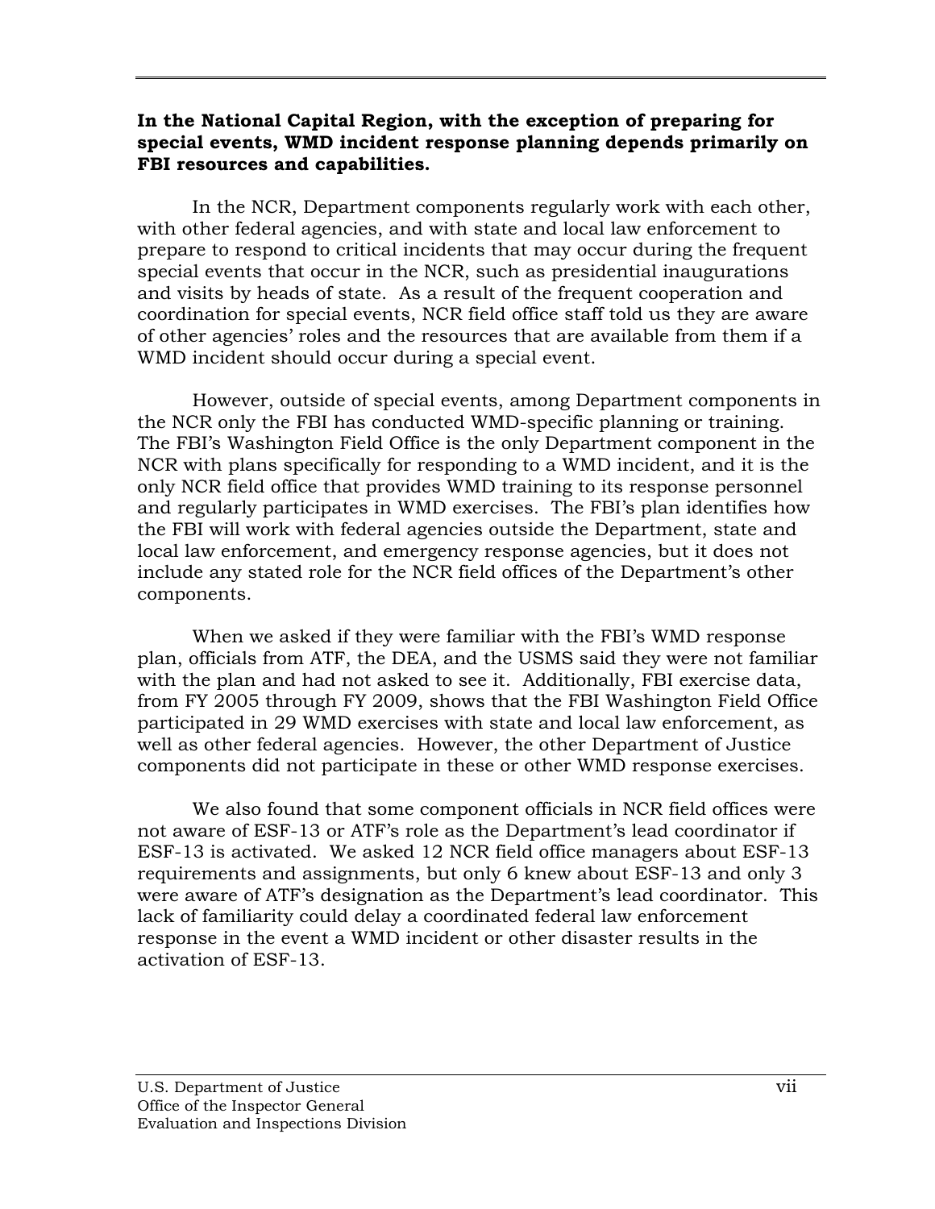**In the National Capital Region, with the exception of preparing for special events, WMD incident response planning depends primarily on FBI resources and capabilities.**

In the NCR, Department components regularly work with each other, with other federal agencies, and with state and local law enforcement to prepare to respond to critical incidents that may occur during the frequent special events that occur in the NCR, such as presidential inaugurations and visits by heads of state. As a result of the frequent cooperation and coordination for special events, NCR field office staff told us they are aware of other agencies' roles and the resources that are available from them if a WMD incident should occur during a special event.

However, outside of special events, among Department components in the NCR only the FBI has conducted WMD-specific planning or training. The FBI's Washington Field Office is the only Department component in the NCR with plans specifically for responding to a WMD incident, and it is the only NCR field office that provides WMD training to its response personnel and regularly participates in WMD exercises. The FBI's plan identifies how the FBI will work with federal agencies outside the Department, state and local law enforcement, and emergency response agencies, but it does not include any stated role for the NCR field offices of the Department's other components.

When we asked if they were familiar with the FBI's WMD response plan, officials from ATF, the DEA, and the USMS said they were not familiar with the plan and had not asked to see it. Additionally, FBI exercise data, from FY 2005 through FY 2009, shows that the FBI Washington Field Office participated in 29 WMD exercises with state and local law enforcement, as well as other federal agencies. However, the other Department of Justice components did not participate in these or other WMD response exercises.

We also found that some component officials in NCR field offices were not aware of ESF-13 or ATF's role as the Department's lead coordinator if ESF-13 is activated. We asked 12 NCR field office managers about ESF-13 requirements and assignments, but only 6 knew about ESF-13 and only 3 were aware of ATF's designation as the Department's lead coordinator. This lack of familiarity could delay a coordinated federal law enforcement response in the event a WMD incident or other disaster results in the activation of ESF-13.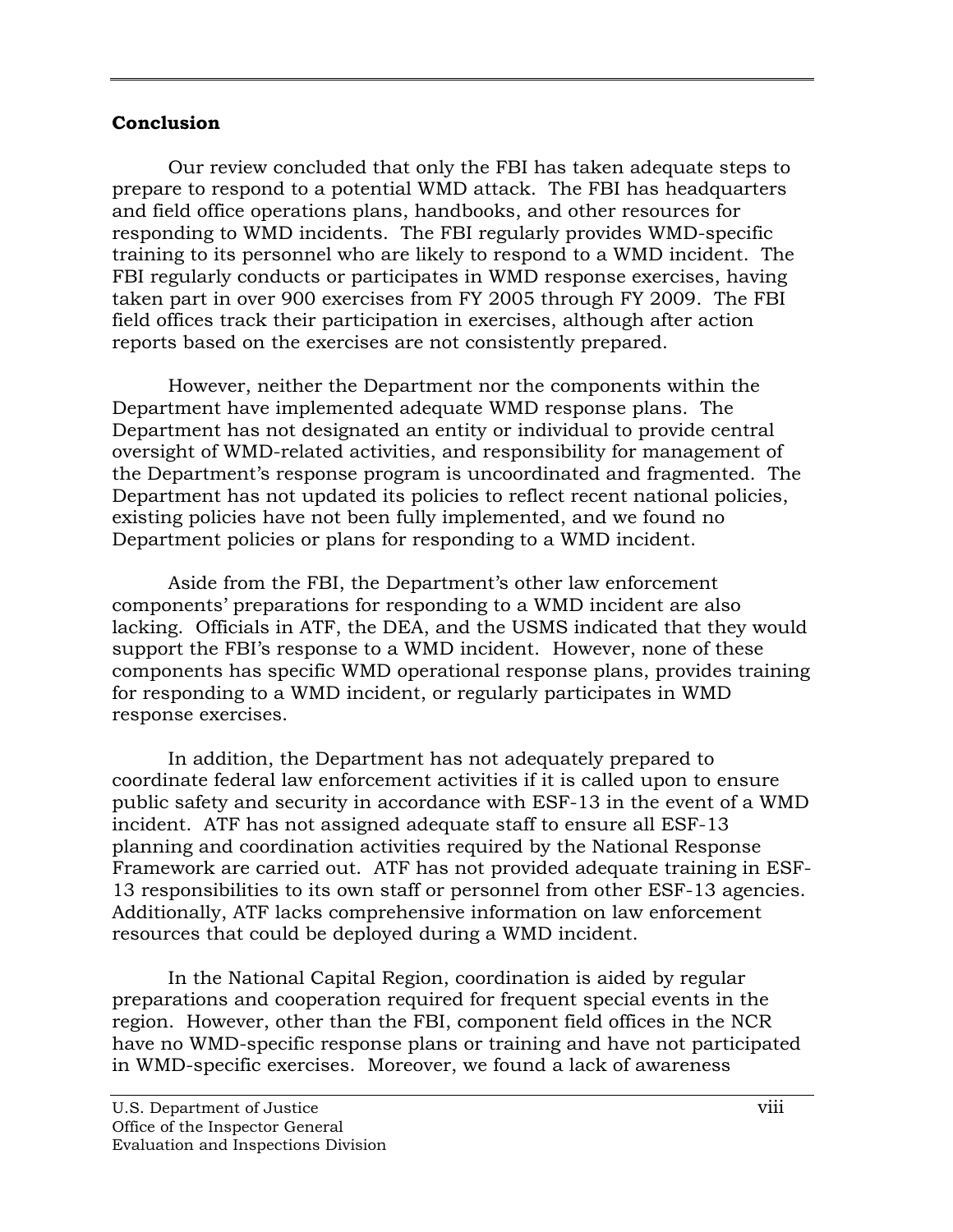## Conclusion

Our review concluded that only the FBI has taken adequate steps to prepare to respond to a potential WMD attack. The FBI has headquarters and field office operations plans, handbooks, and other resources for responding to WMD incidents. The FBI regularly provides WMD-specific training to its personnel who are likely to respond to a WMD incident. The FBI regularly conducts or participates in WMD response exercises, having taken part in over 900 exercises from FY 2005 through FY 2009. The FBI field offices track their participation in exercises, although after action reports based on the exercises are not consistently prepared.

However, neither the Department nor the components within the Department have implemented adequate WMD response plans. The Department has not designated an entity or individual to provide central oversight of WMD-related activities, and responsibility for management of the Department's response program is uncoordinated and fragmented. The Department has not updated its policies to reflect recent national policies, existing policies have not been fully implemented, and we found no Department policies or plans for responding to a WMD incident.

Aside from the FBI, the Department's other law enforcement components' preparations for responding to a WMD incident are also lacking. Officials in ATF, the DEA, and the USMS indicated that they would support the FBI's response to a WMD incident. However, none of these components has specific WMD operational response plans, provides training for responding to a WMD incident, or regularly participates in WMD response exercises.

In addition, the Department has not adequately prepared to coordinate federal law enforcement activities if it is called upon to ensure public safety and security in accordance with ESF-13 in the event of a WMD incident. ATF has not assigned adequate staff to ensure all ESF-13 planning and coordination activities required by the National Response Framework are carried out. ATF has not provided adequate training in ESF-13 responsibilities to its own staff or personnel from other ESF-13 agencies. Additionally, ATF lacks comprehensive information on law enforcement resources that could be deployed during a WMD incident.

In the National Capital Region, coordination is aided by regular preparations and cooperation required for frequent special events in the region. However, other than the FBI, component field offices in the NCR have no WMD-specific response plans or training and have not participated in WMD-specific exercises. Moreover, we found a lack of awareness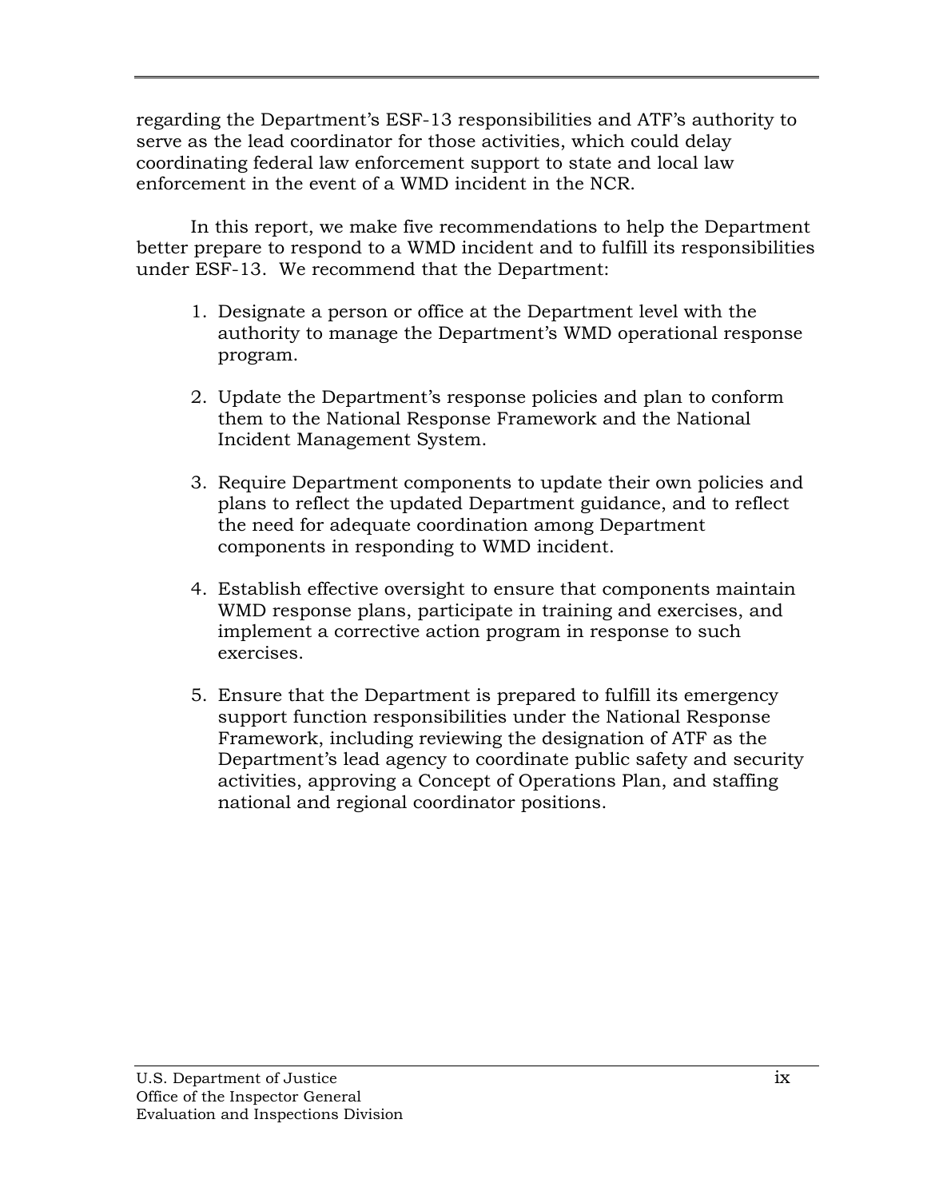regarding the Department's ESF-13 responsibilities and ATF's authority to serve as the lead coordinator for those activities, which could delay coordinating federal law enforcement support to state and local law enforcement in the event of a WMD incident in the NCR.

In this report, we make five recommendations to help the Department better prepare to respond to a WMD incident and to fulfill its responsibilities under ESF-13. We recommend that the Department:

1. Designate a person or office at the Department level with the authority to manage the Department's WMD operational response program.

2. Update the Department's response policies and plan to conform them to the National Response Framework and the National Incident Management System.

3. Require Department components to update their own policies and plans to reflect the updated Department guidance, and to reflect the need for adequate coordination among Department components in responding to WMD incident.

4. Establish effective oversight to ensure that components maintain WMD response plans, participate in training and exercises, and implement a corrective action program in response to such exercises.

5. Ensure that the Department is prepared to fulfill its emergency support function responsibilities under the National Response Framework, including reviewing the designation of ATF as the Department's lead agency to coordinate public safety and security activities, approving a Concept of Operations Plan, and staffing national and regional coordinator positions.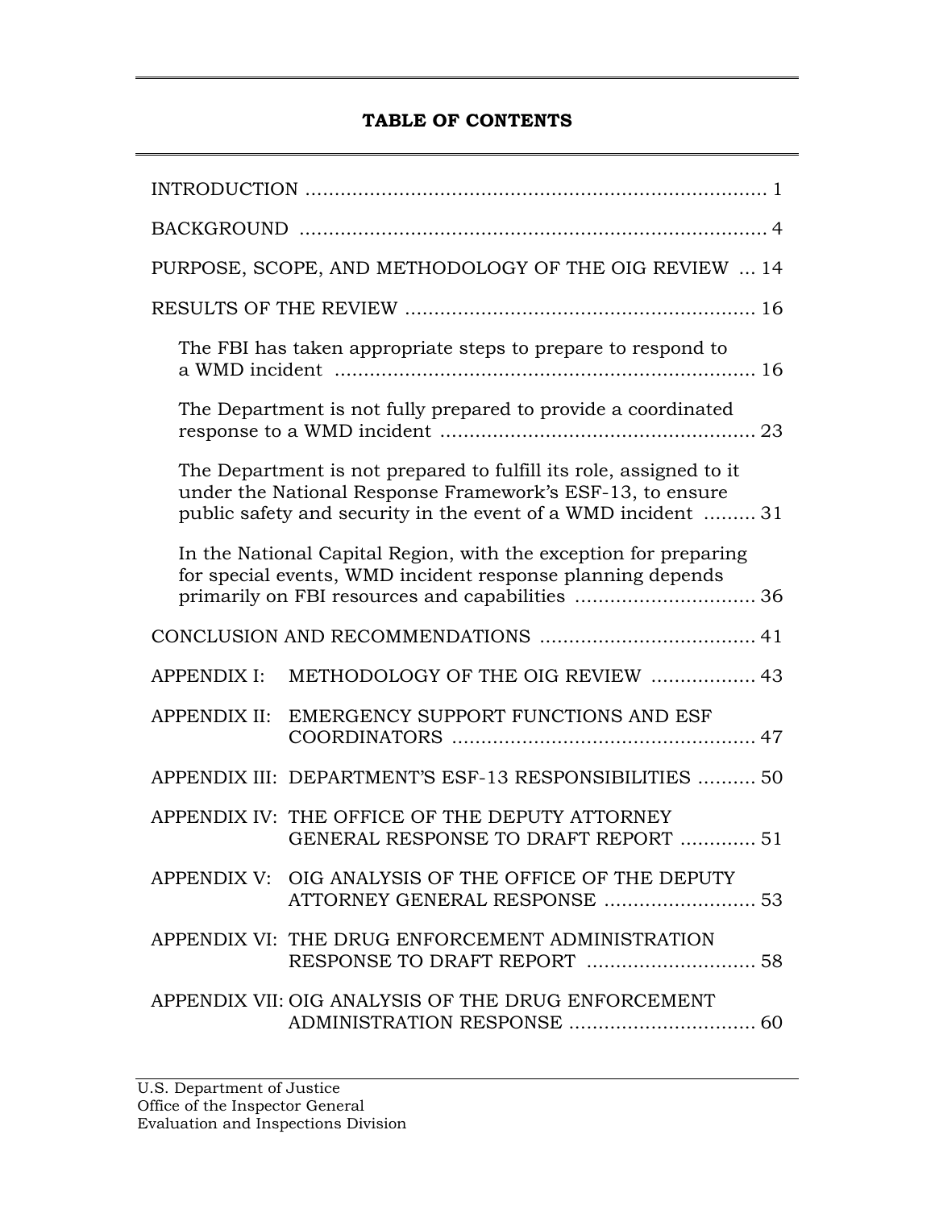# TABLE OF CONTENTS

INTRODUCTION ............................................................................... 1

BACKGROUND ................................................................................ 4

PURPOSE, SCOPE, AND METHODOLOGY OF THE OIG REVIEW ... 14

RESULTS OF THE REVIEW ........................................................... 16

- The FBI has taken appropriate steps to prepare to respond to a WMD incident ........................................................................ 16
- The Department is not fully prepared to provide a coordinated response to a WMD incident ..................................................... 23
- The Department is not prepared to fulfill its role, assigned to it under the National Response Framework's ESF-13, to ensure public safety and security in the event of a WMD incident ......... 31
- In the National Capital Region, with the exception for preparing for special events, WMD incident response planning depends primarily on FBI resources and capabilities ............................... 36

CONCLUSION AND RECOMMENDATIONS ..................................... 41

APPENDIX I: METHODOLOGY OF THE OIG REVIEW .................. 43

APPENDIX II: EMERGENCY SUPPORT FUNCTIONS AND ESF COORDINATORS .................................................... 47

APPENDIX III: DEPARTMENT'S ESF-13 RESPONSIBILITIES .......... 50

APPENDIX IV: THE OFFICE OF THE DEPUTY ATTORNEY GENERAL RESPONSE TO DRAFT REPORT ............. 51

APPENDIX V: OIG ANALYSIS OF THE OFFICE OF THE DEPUTY ATTORNEY GENERAL RESPONSE .......................... 53

APPENDIX VI: THE DRUG ENFORCEMENT ADMINISTRATION RESPONSE TO DRAFT REPORT ............................. 58

APPENDIX VII: OIG ANALYSIS OF THE DRUG ENFORCEMENT ADMINISTRATION RESPONSE ................................ 60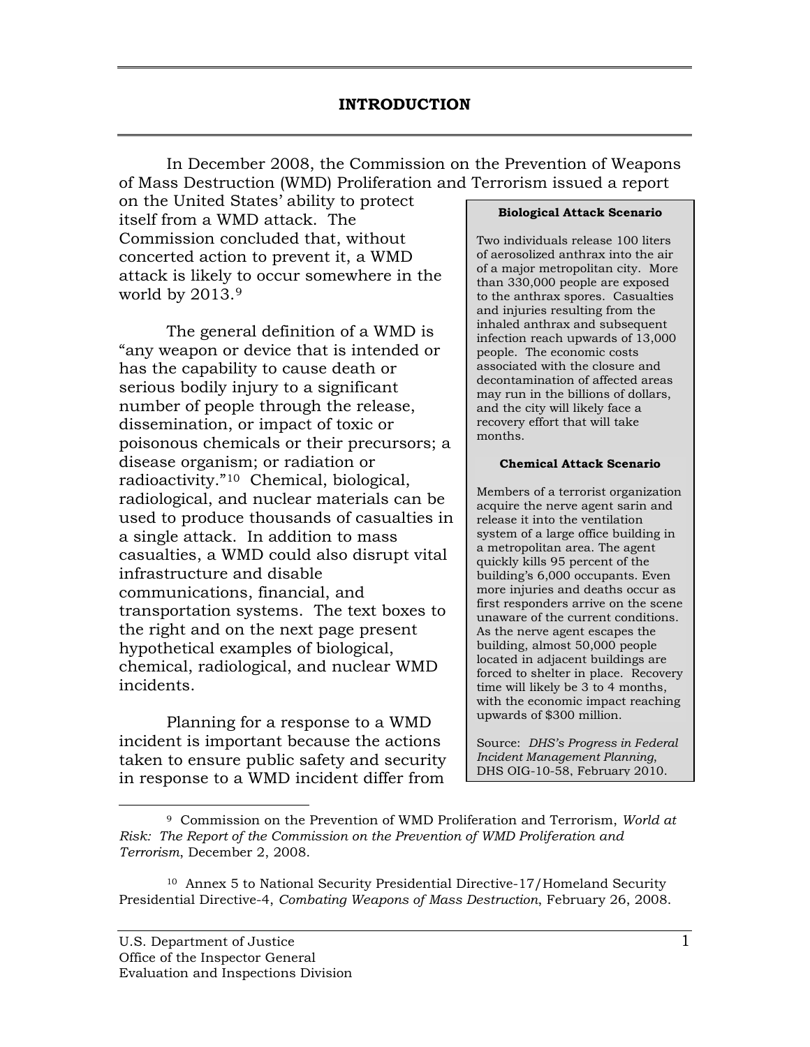# INTRODUCTION

In December 2008, the Commission on the Prevention of Weapons of Mass Destruction (WMD) Proliferation and Terrorism issued a report on the United States' ability to protect itself from a WMD attack. The Commission concluded that, without concerted action to prevent it, a WMD attack is likely to occur somewhere in the world by 2013.[9]

The general definition of a WMD is "any weapon or device that is intended or has the capability to cause death or serious bodily injury to a significant number of people through the release, dissemination, or impact of toxic or poisonous chemicals or their precursors; a disease organism; or radiation or radioactivity."[10] Chemical, biological, radiological, and nuclear materials can be used to produce thousands of casualties in a single attack. In addition to mass casualties, a WMD could also disrupt vital infrastructure and disable communications, financial, and transportation systems. The text boxes to the right and on the next page present hypothetical examples of biological, chemical, radiological, and nuclear WMD incidents.

> **Biological Attack Scenario**
>
> Two individuals release 100 liters of aerosolized anthrax into the air of a major metropolitan city. More than 330,000 people are exposed to the anthrax spores. Casualties and injuries resulting from the inhaled anthrax and subsequent infection reach upwards of 13,000 people. The economic costs associated with the closure and decontamination of affected areas may run in the billions of dollars, and the city will likely face a recovery effort that will take months.
>
> **Chemical Attack Scenario**
>
> Members of a terrorist organization acquire the nerve agent sarin and release it into the ventilation system of a large office building in a metropolitan area. The agent quickly kills 95 percent of the building's 6,000 occupants. Even more injuries and deaths occur as first responders arrive on the scene unaware of the current conditions. As the nerve agent escapes the building, almost 50,000 people located in adjacent buildings are forced to shelter in place. Recovery time will likely be 3 to 4 months, with the economic impact reaching upwards of $300 million.
>
> Source: *DHS's Progress in Federal Incident Management Planning*, DHS OIG-10-58, February 2010.

Planning for a response to a WMD incident is important because the actions taken to ensure public safety and security in response to a WMD incident differ from

---

[9] Commission on the Prevention of WMD Proliferation and Terrorism, *World at Risk: The Report of the Commission on the Prevention of WMD Proliferation and Terrorism*, December 2, 2008.

[10] Annex 5 to National Security Presidential Directive-17/Homeland Security Presidential Directive-4, *Combating Weapons of Mass Destruction*, February 26, 2008.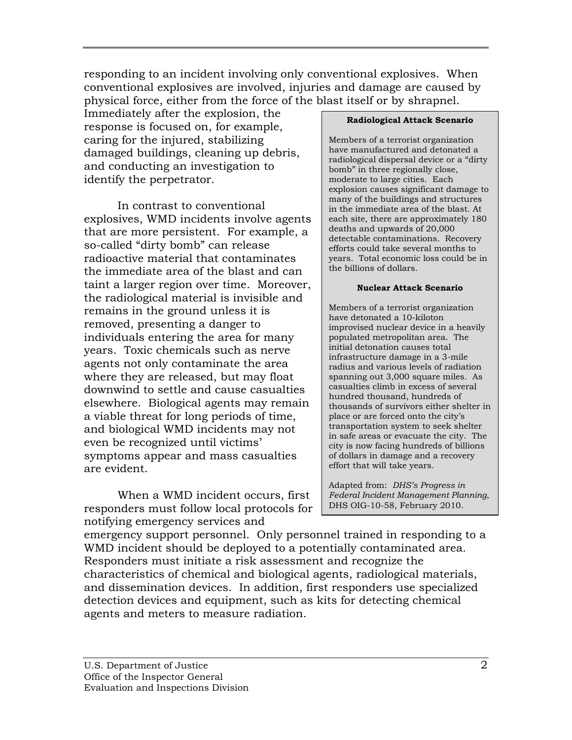responding to an incident involving only conventional explosives. When conventional explosives are involved, injuries and damage are caused by physical force, either from the force of the blast itself or by shrapnel. Immediately after the explosion, the response is focused on, for example, caring for the injured, stabilizing damaged buildings, cleaning up debris, and conducting an investigation to identify the perpetrator.

In contrast to conventional explosives, WMD incidents involve agents that are more persistent. For example, a so-called "dirty bomb" can release radioactive material that contaminates the immediate area of the blast and can taint a larger region over time. Moreover, the radiological material is invisible and remains in the ground unless it is removed, presenting a danger to individuals entering the area for many years. Toxic chemicals such as nerve agents not only contaminate the area where they are released, but may float downwind to settle and cause casualties elsewhere. Biological agents may remain a viable threat for long periods of time, and biological WMD incidents may not even be recognized until victims' symptoms appear and mass casualties are evident.

When a WMD incident occurs, first responders must follow local protocols for notifying emergency services and emergency support personnel. Only personnel trained in responding to a WMD incident should be deployed to a potentially contaminated area. Responders must initiate a risk assessment and recognize the characteristics of chemical and biological agents, radiological materials, and dissemination devices. In addition, first responders use specialized detection devices and equipment, such as kits for detecting chemical agents and meters to measure radiation.

**Radiological Attack Scenario**

Members of a terrorist organization have manufactured and detonated a radiological dispersal device or a "dirty bomb" in three regionally close, moderate to large cities. Each explosion causes significant damage to many of the buildings and structures in the immediate area of the blast. At each site, there are approximately 180 deaths and upwards of 20,000 detectable contaminations. Recovery efforts could take several months to years. Total economic loss could be in the billions of dollars.

**Nuclear Attack Scenario**

Members of a terrorist organization have detonated a 10-kiloton improvised nuclear device in a heavily populated metropolitan area. The initial detonation causes total infrastructure damage in a 3-mile radius and various levels of radiation spanning out 3,000 square miles. As casualties climb in excess of several hundred thousand, hundreds of thousands of survivors either shelter in place or are forced onto the city's transportation system to seek shelter in safe areas or evacuate the city. The city is now facing hundreds of billions of dollars in damage and a recovery effort that will take years.

Adapted from: *DHS's Progress in Federal Incident Management Planning*, DHS OIG-10-58, February 2010.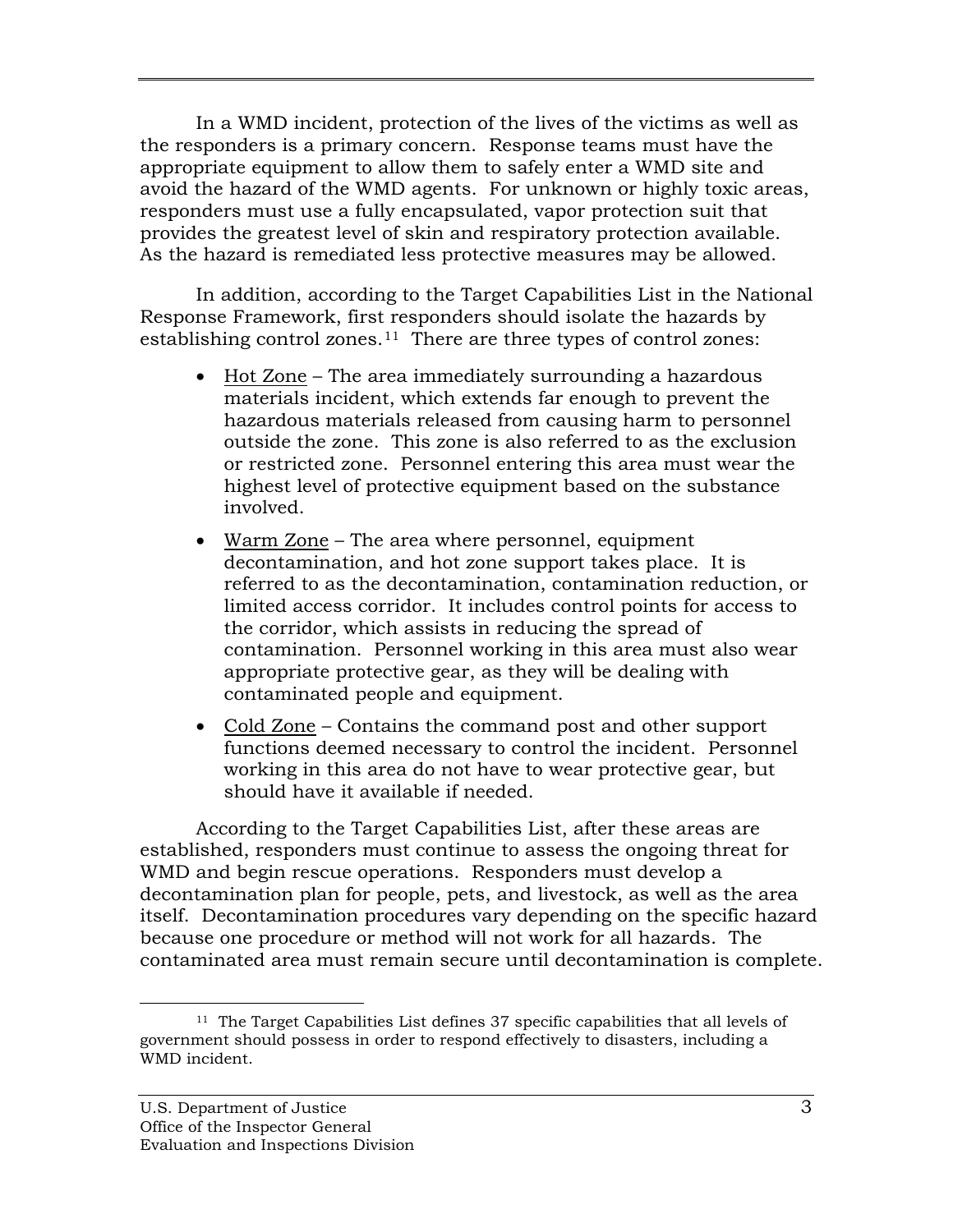In a WMD incident, protection of the lives of the victims as well as the responders is a primary concern. Response teams must have the appropriate equipment to allow them to safely enter a WMD site and avoid the hazard of the WMD agents. For unknown or highly toxic areas, responders must use a fully encapsulated, vapor protection suit that provides the greatest level of skin and respiratory protection available. As the hazard is remediated less protective measures may be allowed.

In addition, according to the Target Capabilities List in the National Response Framework, first responders should isolate the hazards by establishing control zones.[11] There are three types of control zones:

- <u>Hot Zone</u> – The area immediately surrounding a hazardous materials incident, which extends far enough to prevent the hazardous materials released from causing harm to personnel outside the zone. This zone is also referred to as the exclusion or restricted zone. Personnel entering this area must wear the highest level of protective equipment based on the substance involved.
- <u>Warm Zone</u> – The area where personnel, equipment decontamination, and hot zone support takes place. It is referred to as the decontamination, contamination reduction, or limited access corridor. It includes control points for access to the corridor, which assists in reducing the spread of contamination. Personnel working in this area must also wear appropriate protective gear, as they will be dealing with contaminated people and equipment.
- <u>Cold Zone</u> – Contains the command post and other support functions deemed necessary to control the incident. Personnel working in this area do not have to wear protective gear, but should have it available if needed.

According to the Target Capabilities List, after these areas are established, responders must continue to assess the ongoing threat for WMD and begin rescue operations. Responders must develop a decontamination plan for people, pets, and livestock, as well as the area itself. Decontamination procedures vary depending on the specific hazard because one procedure or method will not work for all hazards. The contaminated area must remain secure until decontamination is complete.

[11] The Target Capabilities List defines 37 specific capabilities that all levels of government should possess in order to respond effectively to disasters, including a WMD incident.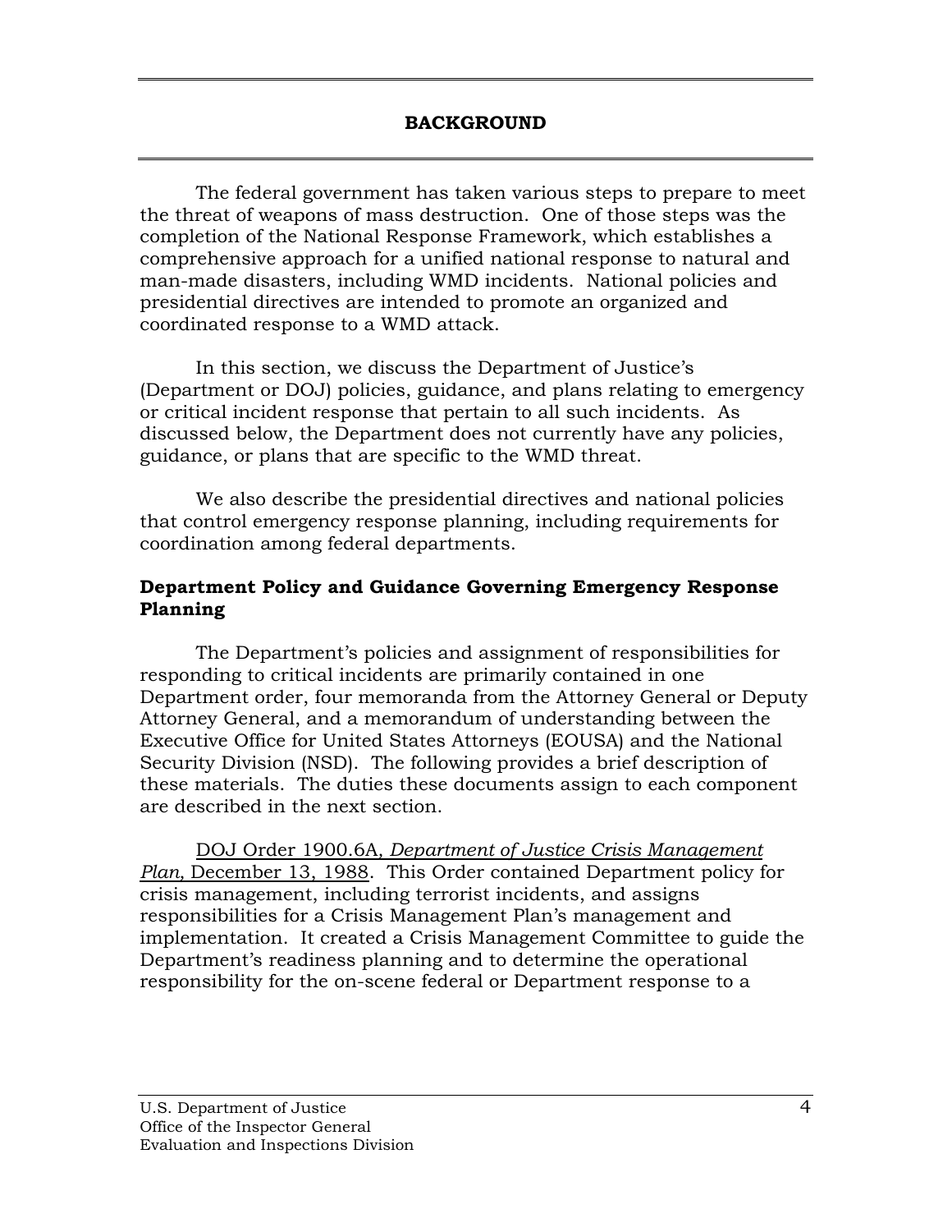## BACKGROUND

The federal government has taken various steps to prepare to meet the threat of weapons of mass destruction. One of those steps was the completion of the National Response Framework, which establishes a comprehensive approach for a unified national response to natural and man-made disasters, including WMD incidents. National policies and presidential directives are intended to promote an organized and coordinated response to a WMD attack.

In this section, we discuss the Department of Justice's (Department or DOJ) policies, guidance, and plans relating to emergency or critical incident response that pertain to all such incidents. As discussed below, the Department does not currently have any policies, guidance, or plans that are specific to the WMD threat.

We also describe the presidential directives and national policies that control emergency response planning, including requirements for coordination among federal departments.

### Department Policy and Guidance Governing Emergency Response Planning

The Department's policies and assignment of responsibilities for responding to critical incidents are primarily contained in one Department order, four memoranda from the Attorney General or Deputy Attorney General, and a memorandum of understanding between the Executive Office for United States Attorneys (EOUSA) and the National Security Division (NSD). The following provides a brief description of these materials. The duties these documents assign to each component are described in the next section.

DOJ Order 1900.6A, *Department of Justice Crisis Management Plan,* December 13, 1988. This Order contained Department policy for crisis management, including terrorist incidents, and assigns responsibilities for a Crisis Management Plan's management and implementation. It created a Crisis Management Committee to guide the Department's readiness planning and to determine the operational responsibility for the on-scene federal or Department response to a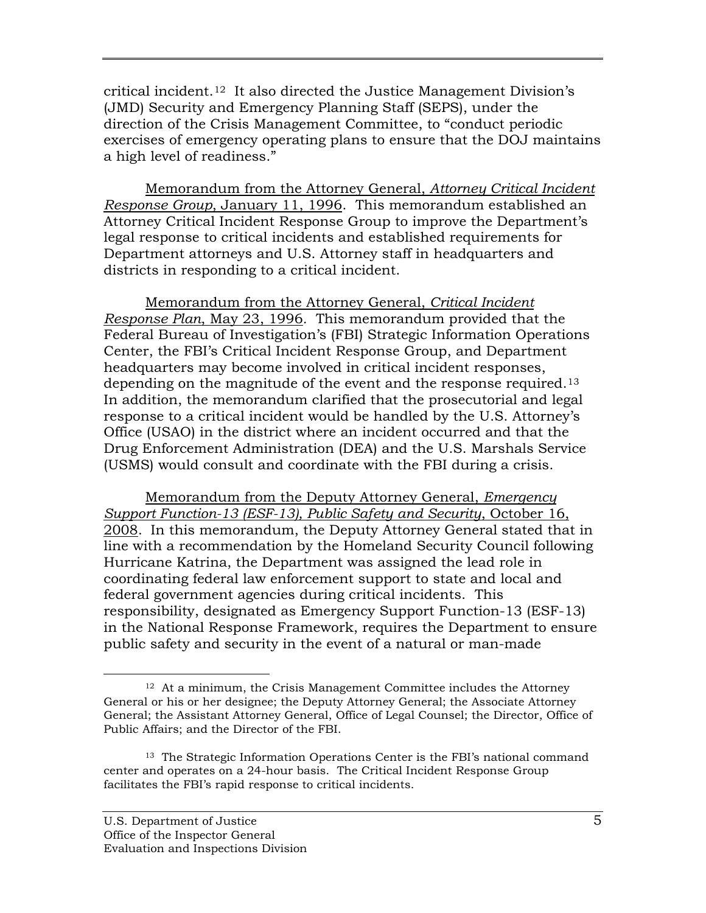critical incident.[12] It also directed the Justice Management Division's (JMD) Security and Emergency Planning Staff (SEPS), under the direction of the Crisis Management Committee, to "conduct periodic exercises of emergency operating plans to ensure that the DOJ maintains a high level of readiness."

Memorandum from the Attorney General, *Attorney Critical Incident Response Group*, January 11, 1996. This memorandum established an Attorney Critical Incident Response Group to improve the Department's legal response to critical incidents and established requirements for Department attorneys and U.S. Attorney staff in headquarters and districts in responding to a critical incident.

Memorandum from the Attorney General, *Critical Incident Response Plan*, May 23, 1996. This memorandum provided that the Federal Bureau of Investigation's (FBI) Strategic Information Operations Center, the FBI's Critical Incident Response Group, and Department headquarters may become involved in critical incident responses, depending on the magnitude of the event and the response required.[13] In addition, the memorandum clarified that the prosecutorial and legal response to a critical incident would be handled by the U.S. Attorney's Office (USAO) in the district where an incident occurred and that the Drug Enforcement Administration (DEA) and the U.S. Marshals Service (USMS) would consult and coordinate with the FBI during a crisis.

Memorandum from the Deputy Attorney General, *Emergency Support Function-13 (ESF-13), Public Safety and Security*, October 16, 2008. In this memorandum, the Deputy Attorney General stated that in line with a recommendation by the Homeland Security Council following Hurricane Katrina, the Department was assigned the lead role in coordinating federal law enforcement support to state and local and federal government agencies during critical incidents. This responsibility, designated as Emergency Support Function-13 (ESF-13) in the National Response Framework, requires the Department to ensure public safety and security in the event of a natural or man-made

---

[12] At a minimum, the Crisis Management Committee includes the Attorney General or his or her designee; the Deputy Attorney General; the Associate Attorney General; the Assistant Attorney General, Office of Legal Counsel; the Director, Office of Public Affairs; and the Director of the FBI.

[13] The Strategic Information Operations Center is the FBI's national command center and operates on a 24-hour basis. The Critical Incident Response Group facilitates the FBI's rapid response to critical incidents.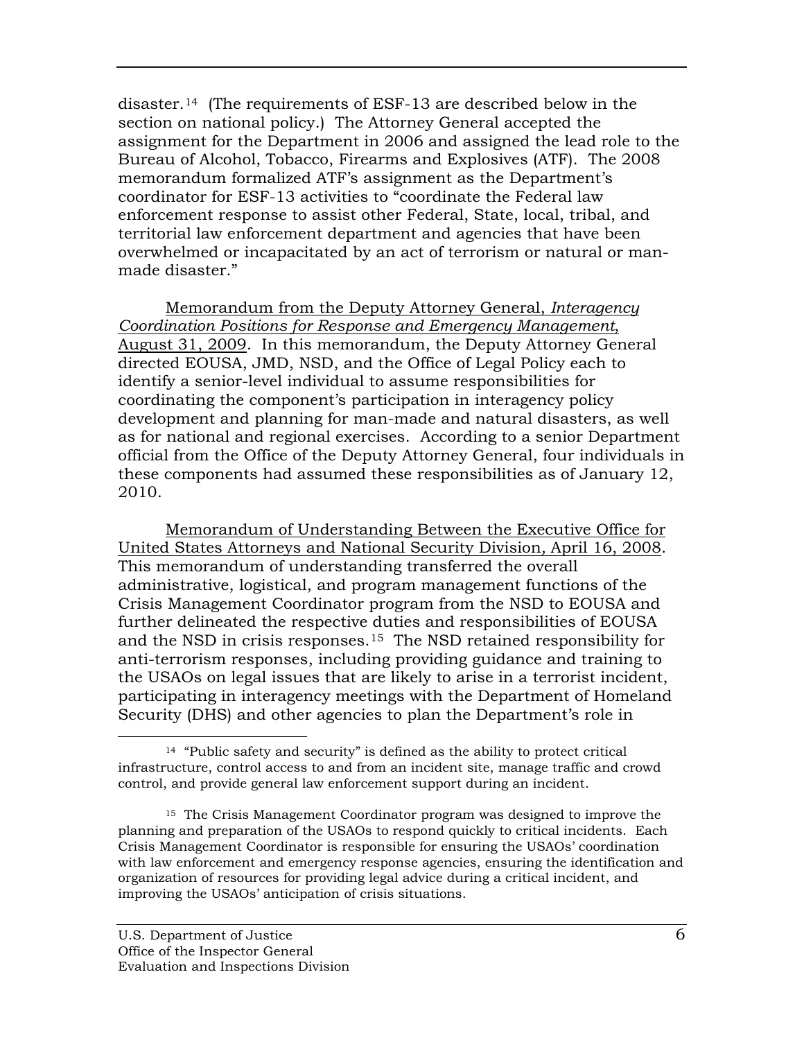disaster.[14] (The requirements of ESF-13 are described below in the section on national policy.) The Attorney General accepted the assignment for the Department in 2006 and assigned the lead role to the Bureau of Alcohol, Tobacco, Firearms and Explosives (ATF). The 2008 memorandum formalized ATF's assignment as the Department's coordinator for ESF-13 activities to "coordinate the Federal law enforcement response to assist other Federal, State, local, tribal, and territorial law enforcement department and agencies that have been overwhelmed or incapacitated by an act of terrorism or natural or man-made disaster."

Memorandum from the Deputy Attorney General, *Interagency Coordination Positions for Response and Emergency Management*, August 31, 2009. In this memorandum, the Deputy Attorney General directed EOUSA, JMD, NSD, and the Office of Legal Policy each to identify a senior-level individual to assume responsibilities for coordinating the component's participation in interagency policy development and planning for man-made and natural disasters, as well as for national and regional exercises. According to a senior Department official from the Office of the Deputy Attorney General, four individuals in these components had assumed these responsibilities as of January 12, 2010.

Memorandum of Understanding Between the Executive Office for United States Attorneys and National Security Division, April 16, 2008. This memorandum of understanding transferred the overall administrative, logistical, and program management functions of the Crisis Management Coordinator program from the NSD to EOUSA and further delineated the respective duties and responsibilities of EOUSA and the NSD in crisis responses.[15] The NSD retained responsibility for anti-terrorism responses, including providing guidance and training to the USAOs on legal issues that are likely to arise in a terrorist incident, participating in interagency meetings with the Department of Homeland Security (DHS) and other agencies to plan the Department's role in

---

[14] "Public safety and security" is defined as the ability to protect critical infrastructure, control access to and from an incident site, manage traffic and crowd control, and provide general law enforcement support during an incident.

[15] The Crisis Management Coordinator program was designed to improve the planning and preparation of the USAOs to respond quickly to critical incidents. Each Crisis Management Coordinator is responsible for ensuring the USAOs' coordination with law enforcement and emergency response agencies, ensuring the identification and organization of resources for providing legal advice during a critical incident, and improving the USAOs' anticipation of crisis situations.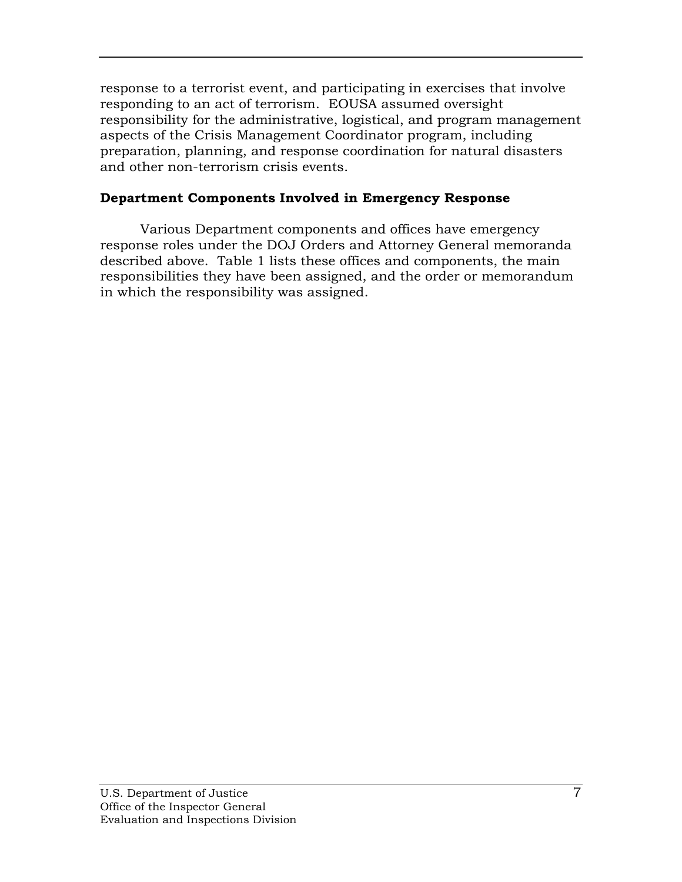response to a terrorist event, and participating in exercises that involve responding to an act of terrorism. EOUSA assumed oversight responsibility for the administrative, logistical, and program management aspects of the Crisis Management Coordinator program, including preparation, planning, and response coordination for natural disasters and other non-terrorism crisis events.

### Department Components Involved in Emergency Response

Various Department components and offices have emergency response roles under the DOJ Orders and Attorney General memoranda described above. Table 1 lists these offices and components, the main responsibilities they have been assigned, and the order or memorandum in which the responsibility was assigned.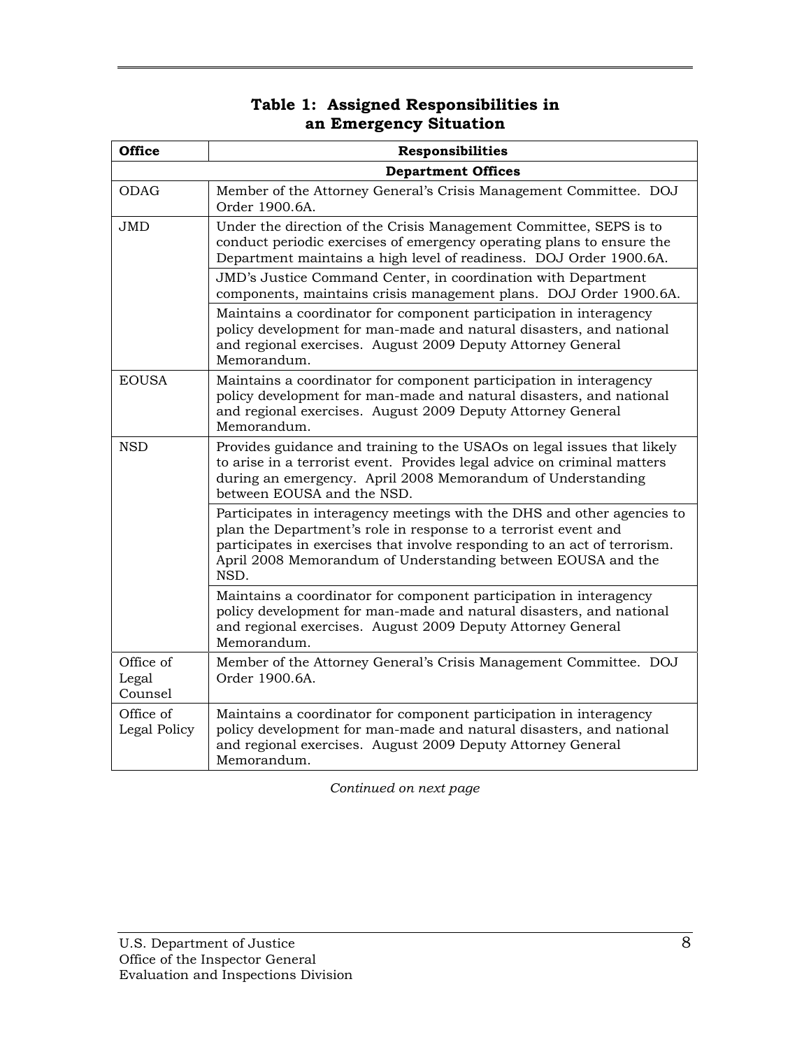### Table 1: Assigned Responsibilities in an Emergency Situation

| Office | Responsibilities |
|---|---|
| | **Department Offices** |
| ODAG | Member of the Attorney General's Crisis Management Committee. DOJ Order 1900.6A. |
| JMD | Under the direction of the Crisis Management Committee, SEPS is to conduct periodic exercises of emergency operating plans to ensure the Department maintains a high level of readiness. DOJ Order 1900.6A. |
| | JMD's Justice Command Center, in coordination with Department components, maintains crisis management plans. DOJ Order 1900.6A. |
| | Maintains a coordinator for component participation in interagency policy development for man-made and natural disasters, and national and regional exercises. August 2009 Deputy Attorney General Memorandum. |
| EOUSA | Maintains a coordinator for component participation in interagency policy development for man-made and natural disasters, and national and regional exercises. August 2009 Deputy Attorney General Memorandum. |
| NSD | Provides guidance and training to the USAOs on legal issues that likely to arise in a terrorist event. Provides legal advice on criminal matters during an emergency. April 2008 Memorandum of Understanding between EOUSA and the NSD. |
| | Participates in interagency meetings with the DHS and other agencies to plan the Department's role in response to a terrorist event and participates in exercises that involve responding to an act of terrorism. April 2008 Memorandum of Understanding between EOUSA and the NSD. |
| | Maintains a coordinator for component participation in interagency policy development for man-made and natural disasters, and national and regional exercises. August 2009 Deputy Attorney General Memorandum. |
| Office of Legal Counsel | Member of the Attorney General's Crisis Management Committee. DOJ Order 1900.6A. |
| Office of Legal Policy | Maintains a coordinator for component participation in interagency policy development for man-made and natural disasters, and national and regional exercises. August 2009 Deputy Attorney General Memorandum. |

*Continued on next page*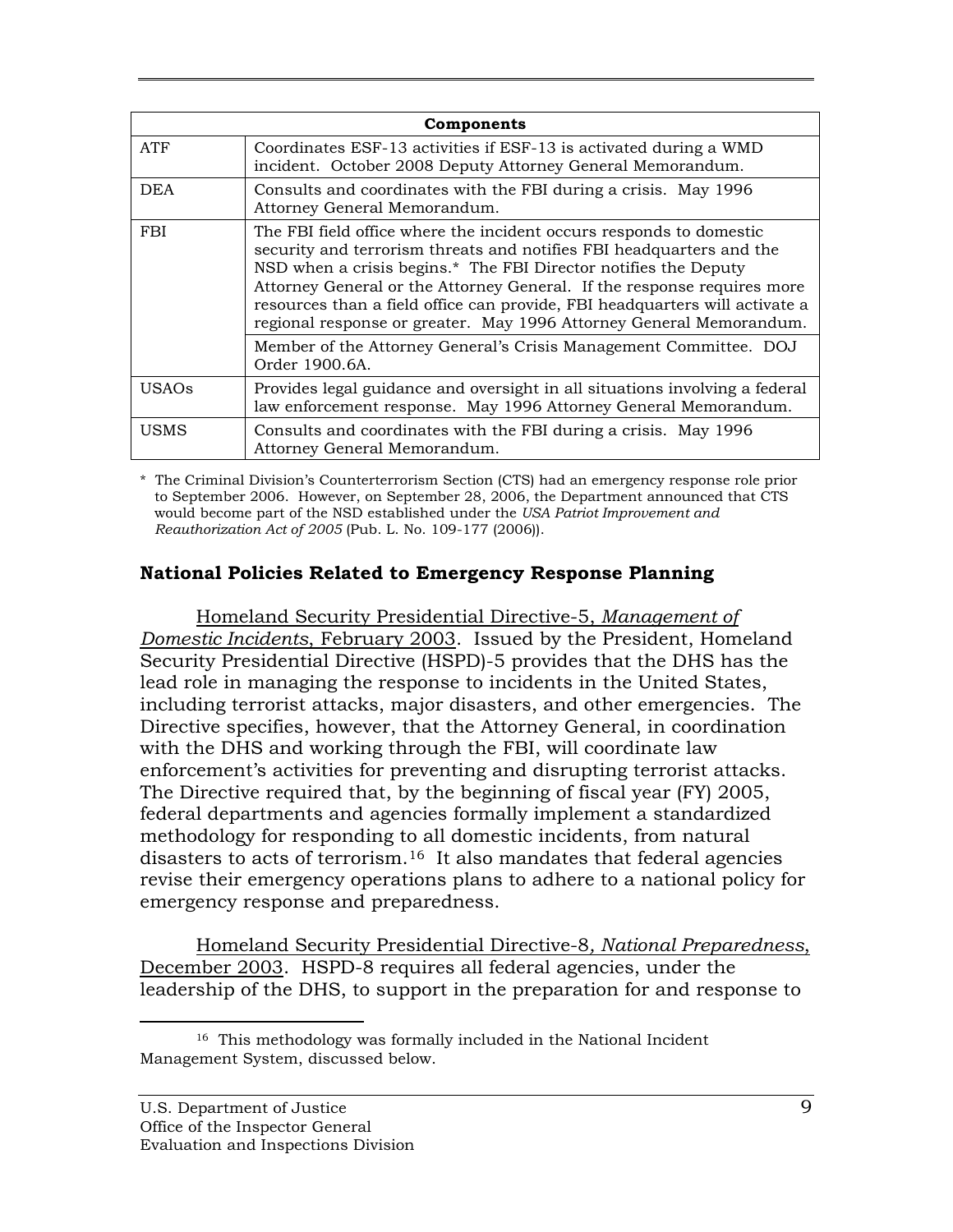| Components | |
|---|---|
| ATF | Coordinates ESF-13 activities if ESF-13 is activated during a WMD incident. October 2008 Deputy Attorney General Memorandum. |
| DEA | Consults and coordinates with the FBI during a crisis. May 1996 Attorney General Memorandum. |
| FBI | The FBI field office where the incident occurs responds to domestic security and terrorism threats and notifies FBI headquarters and the NSD when a crisis begins.* The FBI Director notifies the Deputy Attorney General or the Attorney General. If the response requires more resources than a field office can provide, FBI headquarters will activate a regional response or greater. May 1996 Attorney General Memorandum. |
| | Member of the Attorney General's Crisis Management Committee. DOJ Order 1900.6A. |
| USAOs | Provides legal guidance and oversight in all situations involving a federal law enforcement response. May 1996 Attorney General Memorandum. |
| USMS | Consults and coordinates with the FBI during a crisis. May 1996 Attorney General Memorandum. |

* The Criminal Division's Counterterrorism Section (CTS) had an emergency response role prior to September 2006. However, on September 28, 2006, the Department announced that CTS would become part of the NSD established under the *USA Patriot Improvement and Reauthorization Act of 2005* (Pub. L. No. 109-177 (2006)).

## National Policies Related to Emergency Response Planning

Homeland Security Presidential Directive-5, *Management of Domestic Incidents*, February 2003. Issued by the President, Homeland Security Presidential Directive (HSPD)-5 provides that the DHS has the lead role in managing the response to incidents in the United States, including terrorist attacks, major disasters, and other emergencies. The Directive specifies, however, that the Attorney General, in coordination with the DHS and working through the FBI, will coordinate law enforcement's activities for preventing and disrupting terrorist attacks. The Directive required that, by the beginning of fiscal year (FY) 2005, federal departments and agencies formally implement a standardized methodology for responding to all domestic incidents, from natural disasters to acts of terrorism.[16] It also mandates that federal agencies revise their emergency operations plans to adhere to a national policy for emergency response and preparedness.

Homeland Security Presidential Directive-8, *National Preparedness*, December 2003. HSPD-8 requires all federal agencies, under the leadership of the DHS, to support in the preparation for and response to

[16] This methodology was formally included in the National Incident Management System, discussed below.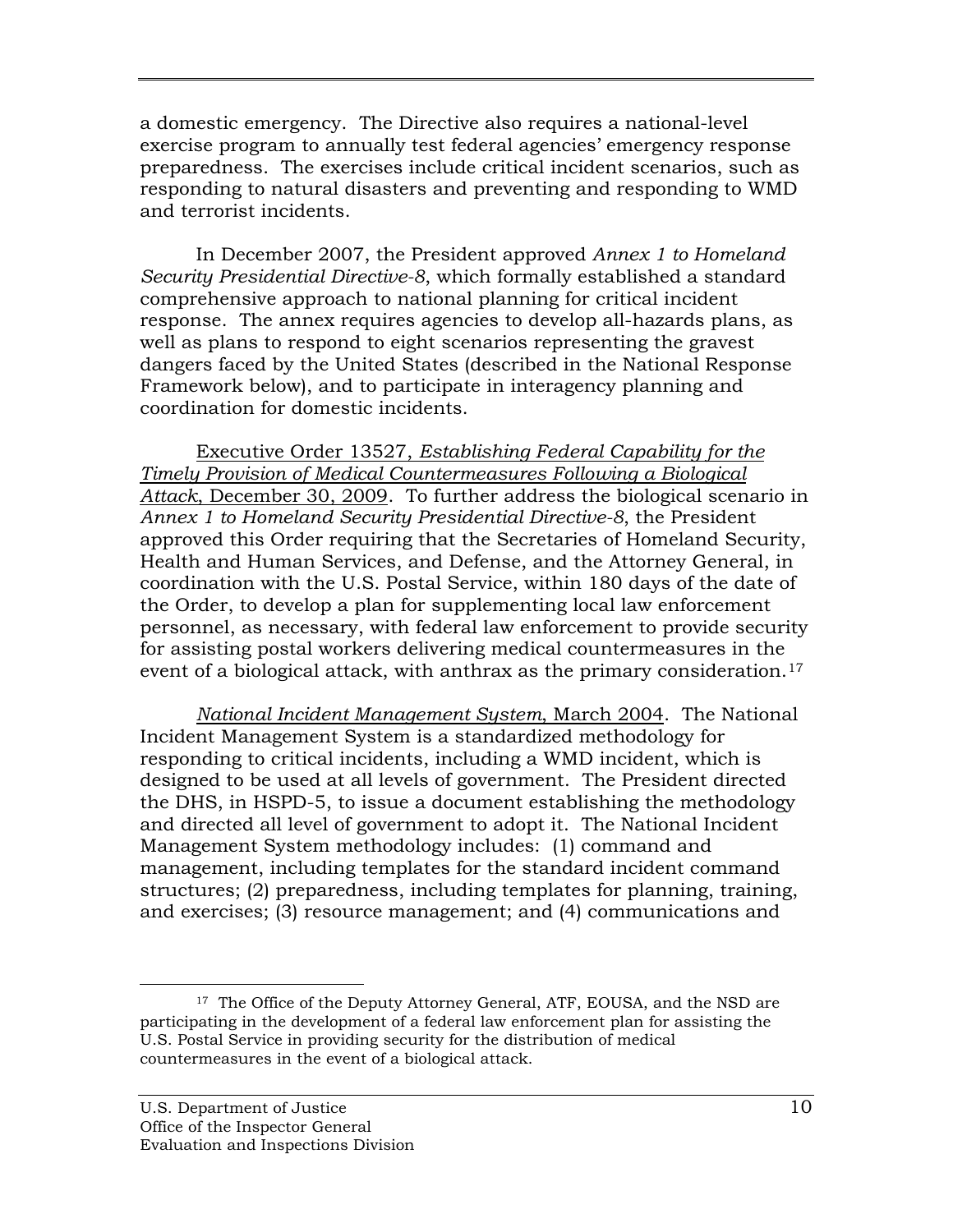a domestic emergency. The Directive also requires a national-level exercise program to annually test federal agencies' emergency response preparedness. The exercises include critical incident scenarios, such as responding to natural disasters and preventing and responding to WMD and terrorist incidents.

In December 2007, the President approved *Annex 1 to Homeland Security Presidential Directive-8*, which formally established a standard comprehensive approach to national planning for critical incident response. The annex requires agencies to develop all-hazards plans, as well as plans to respond to eight scenarios representing the gravest dangers faced by the United States (described in the National Response Framework below), and to participate in interagency planning and coordination for domestic incidents.

<u>Executive Order 13527, *Establishing Federal Capability for the Timely Provision of Medical Countermeasures Following a Biological Attack*, December 30, 2009</u>. To further address the biological scenario in *Annex 1 to Homeland Security Presidential Directive-8*, the President approved this Order requiring that the Secretaries of Homeland Security, Health and Human Services, and Defense, and the Attorney General, in coordination with the U.S. Postal Service, within 180 days of the date of the Order, to develop a plan for supplementing local law enforcement personnel, as necessary, with federal law enforcement to provide security for assisting postal workers delivering medical countermeasures in the event of a biological attack, with anthrax as the primary consideration.[17]

<u>*National Incident Management System*, March 2004</u>. The National Incident Management System is a standardized methodology for responding to critical incidents, including a WMD incident, which is designed to be used at all levels of government. The President directed the DHS, in HSPD-5, to issue a document establishing the methodology and directed all level of government to adopt it. The National Incident Management System methodology includes: (1) command and management, including templates for the standard incident command structures; (2) preparedness, including templates for planning, training, and exercises; (3) resource management; and (4) communications and

---

[17] The Office of the Deputy Attorney General, ATF, EOUSA, and the NSD are participating in the development of a federal law enforcement plan for assisting the U.S. Postal Service in providing security for the distribution of medical countermeasures in the event of a biological attack.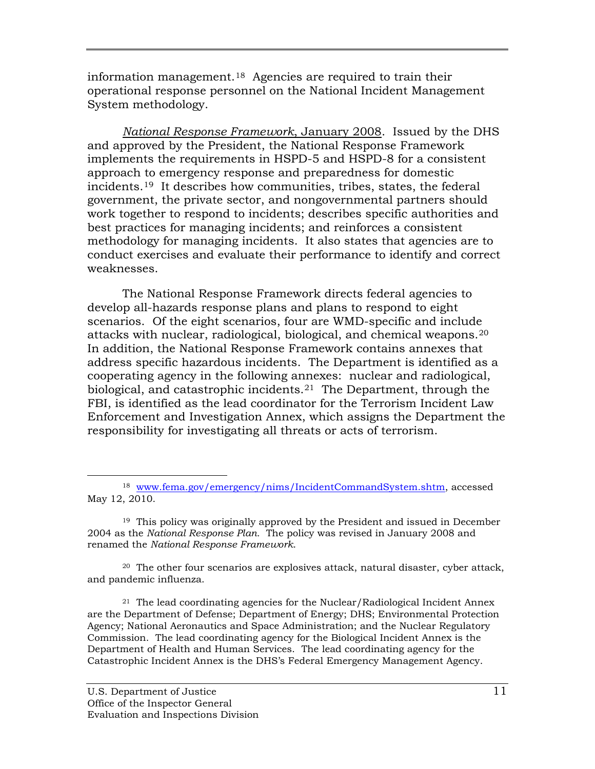information management.[18] Agencies are required to train their operational response personnel on the National Incident Management System methodology.

National Response Framework, January 2008. Issued by the DHS and approved by the President, the National Response Framework implements the requirements in HSPD-5 and HSPD-8 for a consistent approach to emergency response and preparedness for domestic incidents.[19] It describes how communities, tribes, states, the federal government, the private sector, and nongovernmental partners should work together to respond to incidents; describes specific authorities and best practices for managing incidents; and reinforces a consistent methodology for managing incidents. It also states that agencies are to conduct exercises and evaluate their performance to identify and correct weaknesses.

The National Response Framework directs federal agencies to develop all-hazards response plans and plans to respond to eight scenarios. Of the eight scenarios, four are WMD-specific and include attacks with nuclear, radiological, biological, and chemical weapons.[20] In addition, the National Response Framework contains annexes that address specific hazardous incidents. The Department is identified as a cooperating agency in the following annexes: nuclear and radiological, biological, and catastrophic incidents.[21] The Department, through the FBI, is identified as the lead coordinator for the Terrorism Incident Law Enforcement and Investigation Annex, which assigns the Department the responsibility for investigating all threats or acts of terrorism.

---

[18] www.fema.gov/emergency/nims/IncidentCommandSystem.shtm, accessed May 12, 2010.

[19] This policy was originally approved by the President and issued in December 2004 as the *National Response Plan*. The policy was revised in January 2008 and renamed the *National Response Framework*.

[20] The other four scenarios are explosives attack, natural disaster, cyber attack, and pandemic influenza.

[21] The lead coordinating agencies for the Nuclear/Radiological Incident Annex are the Department of Defense; Department of Energy; DHS; Environmental Protection Agency; National Aeronautics and Space Administration; and the Nuclear Regulatory Commission. The lead coordinating agency for the Biological Incident Annex is the Department of Health and Human Services. The lead coordinating agency for the Catastrophic Incident Annex is the DHS's Federal Emergency Management Agency.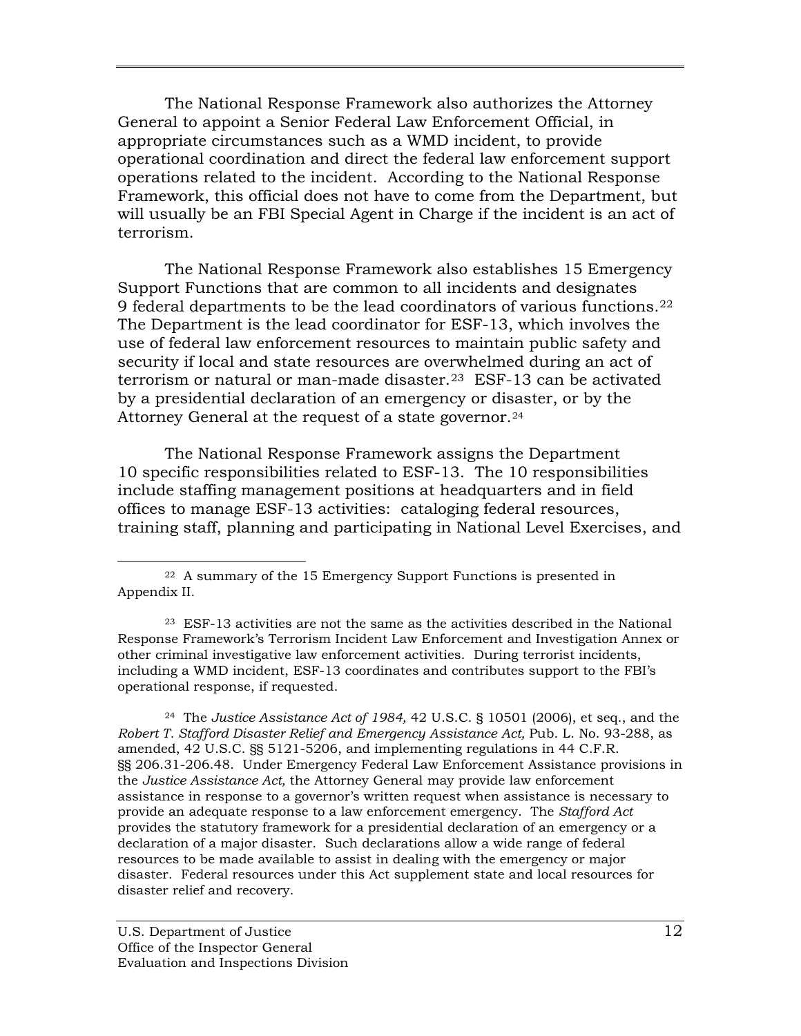The National Response Framework also authorizes the Attorney General to appoint a Senior Federal Law Enforcement Official, in appropriate circumstances such as a WMD incident, to provide operational coordination and direct the federal law enforcement support operations related to the incident. According to the National Response Framework, this official does not have to come from the Department, but will usually be an FBI Special Agent in Charge if the incident is an act of terrorism.

The National Response Framework also establishes 15 Emergency Support Functions that are common to all incidents and designates 9 federal departments to be the lead coordinators of various functions.[22] The Department is the lead coordinator for ESF-13, which involves the use of federal law enforcement resources to maintain public safety and security if local and state resources are overwhelmed during an act of terrorism or natural or man-made disaster.[23] ESF-13 can be activated by a presidential declaration of an emergency or disaster, or by the Attorney General at the request of a state governor.[24]

The National Response Framework assigns the Department 10 specific responsibilities related to ESF-13. The 10 responsibilities include staffing management positions at headquarters and in field offices to manage ESF-13 activities: cataloging federal resources, training staff, planning and participating in National Level Exercises, and

---

[22] A summary of the 15 Emergency Support Functions is presented in Appendix II.

[23] ESF-13 activities are not the same as the activities described in the National Response Framework's Terrorism Incident Law Enforcement and Investigation Annex or other criminal investigative law enforcement activities. During terrorist incidents, including a WMD incident, ESF-13 coordinates and contributes support to the FBI's operational response, if requested.

[24] The *Justice Assistance Act of 1984,* 42 U.S.C. § 10501 (2006), et seq., and the *Robert T. Stafford Disaster Relief and Emergency Assistance Act,* Pub. L. No. 93-288, as amended, 42 U.S.C. §§ 5121-5206, and implementing regulations in 44 C.F.R. §§ 206.31-206.48. Under Emergency Federal Law Enforcement Assistance provisions in the *Justice Assistance Act,* the Attorney General may provide law enforcement assistance in response to a governor's written request when assistance is necessary to provide an adequate response to a law enforcement emergency. The *Stafford Act* provides the statutory framework for a presidential declaration of an emergency or a declaration of a major disaster. Such declarations allow a wide range of federal resources to be made available to assist in dealing with the emergency or major disaster. Federal resources under this Act supplement state and local resources for disaster relief and recovery.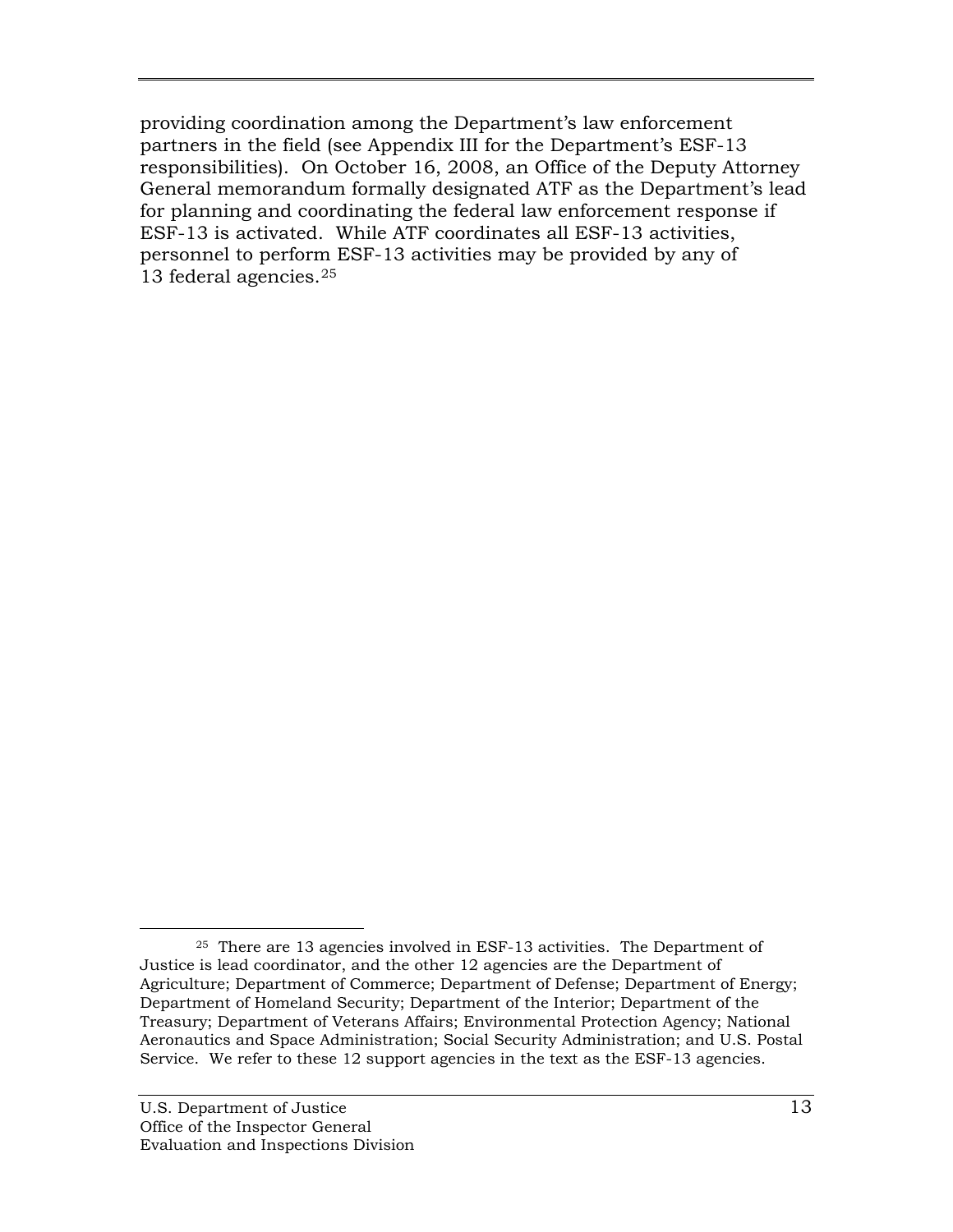providing coordination among the Department's law enforcement partners in the field (see Appendix III for the Department's ESF-13 responsibilities). On October 16, 2008, an Office of the Deputy Attorney General memorandum formally designated ATF as the Department's lead for planning and coordinating the federal law enforcement response if ESF-13 is activated. While ATF coordinates all ESF-13 activities, personnel to perform ESF-13 activities may be provided by any of 13 federal agencies.[25]

---

[25] There are 13 agencies involved in ESF-13 activities. The Department of Justice is lead coordinator, and the other 12 agencies are the Department of Agriculture; Department of Commerce; Department of Defense; Department of Energy; Department of Homeland Security; Department of the Interior; Department of the Treasury; Department of Veterans Affairs; Environmental Protection Agency; National Aeronautics and Space Administration; Social Security Administration; and U.S. Postal Service. We refer to these 12 support agencies in the text as the ESF-13 agencies.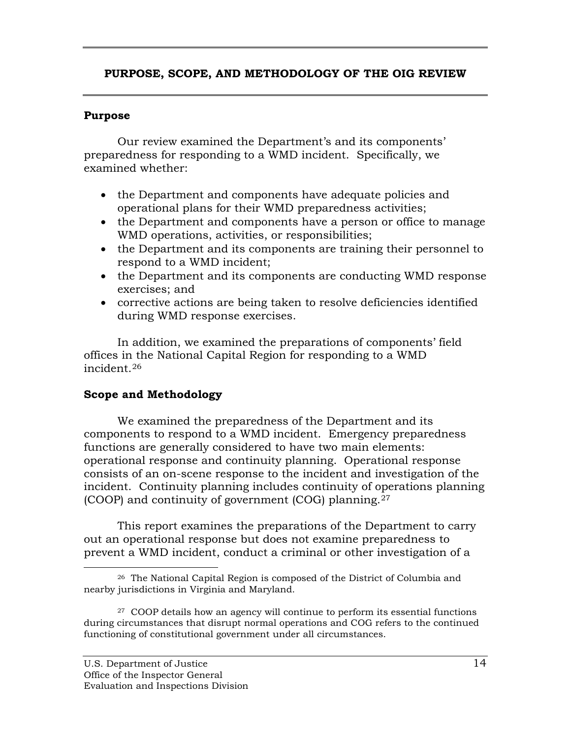## PURPOSE, SCOPE, AND METHODOLOGY OF THE OIG REVIEW

### Purpose

Our review examined the Department's and its components' preparedness for responding to a WMD incident. Specifically, we examined whether:

- the Department and components have adequate policies and operational plans for their WMD preparedness activities;
- the Department and components have a person or office to manage WMD operations, activities, or responsibilities;
- the Department and its components are training their personnel to respond to a WMD incident;
- the Department and its components are conducting WMD response exercises; and
- corrective actions are being taken to resolve deficiencies identified during WMD response exercises.

In addition, we examined the preparations of components' field offices in the National Capital Region for responding to a WMD incident.[26]

### Scope and Methodology

We examined the preparedness of the Department and its components to respond to a WMD incident. Emergency preparedness functions are generally considered to have two main elements: operational response and continuity planning. Operational response consists of an on-scene response to the incident and investigation of the incident. Continuity planning includes continuity of operations planning (COOP) and continuity of government (COG) planning.[27]

This report examines the preparations of the Department to carry out an operational response but does not examine preparedness to prevent a WMD incident, conduct a criminal or other investigation of a

---

[26] The National Capital Region is composed of the District of Columbia and nearby jurisdictions in Virginia and Maryland.

[27] COOP details how an agency will continue to perform its essential functions during circumstances that disrupt normal operations and COG refers to the continued functioning of constitutional government under all circumstances.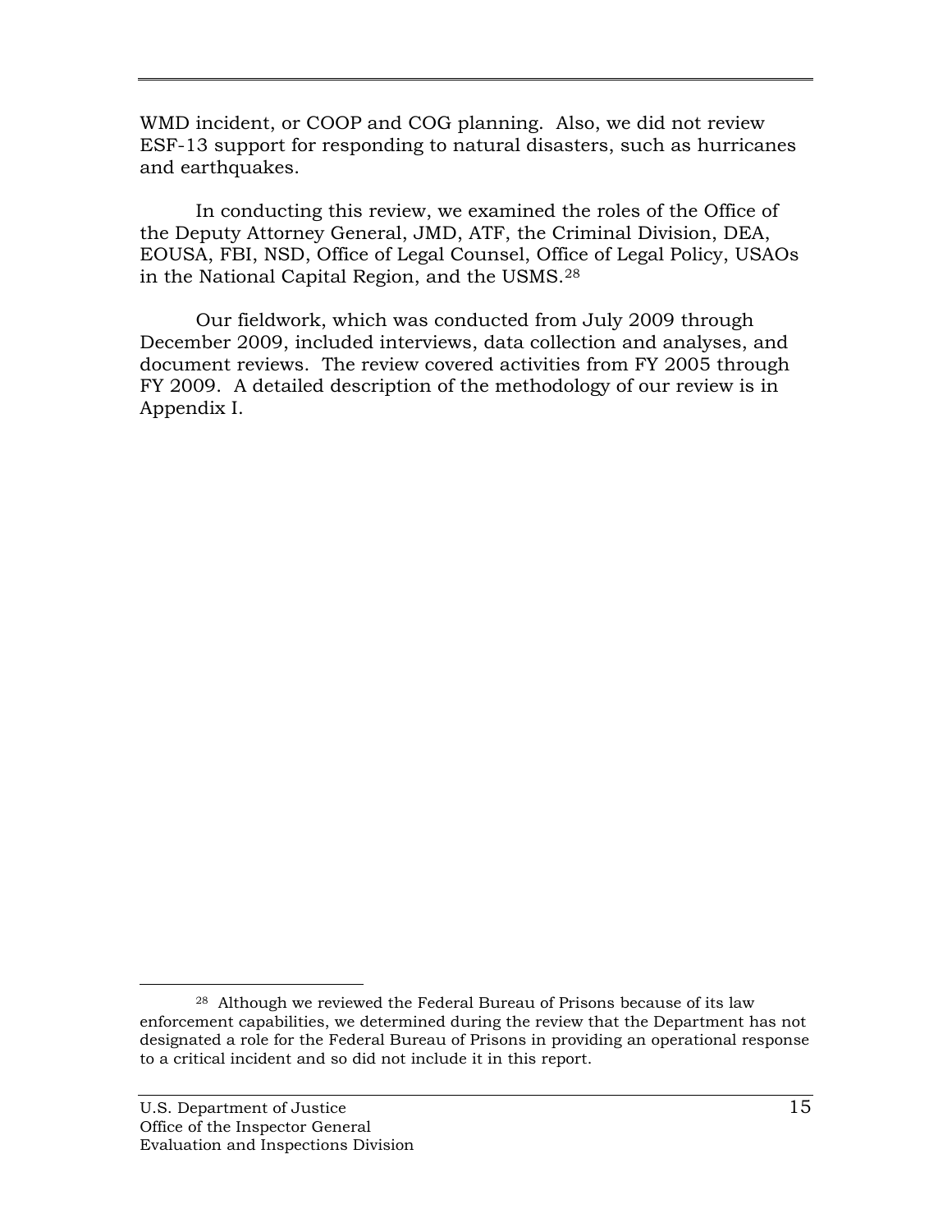WMD incident, or COOP and COG planning. Also, we did not review ESF-13 support for responding to natural disasters, such as hurricanes and earthquakes.

In conducting this review, we examined the roles of the Office of the Deputy Attorney General, JMD, ATF, the Criminal Division, DEA, EOUSA, FBI, NSD, Office of Legal Counsel, Office of Legal Policy, USAOs in the National Capital Region, and the USMS.[28]

Our fieldwork, which was conducted from July 2009 through December 2009, included interviews, data collection and analyses, and document reviews. The review covered activities from FY 2005 through FY 2009. A detailed description of the methodology of our review is in Appendix I.

---

[28] Although we reviewed the Federal Bureau of Prisons because of its law enforcement capabilities, we determined during the review that the Department has not designated a role for the Federal Bureau of Prisons in providing an operational response to a critical incident and so did not include it in this report.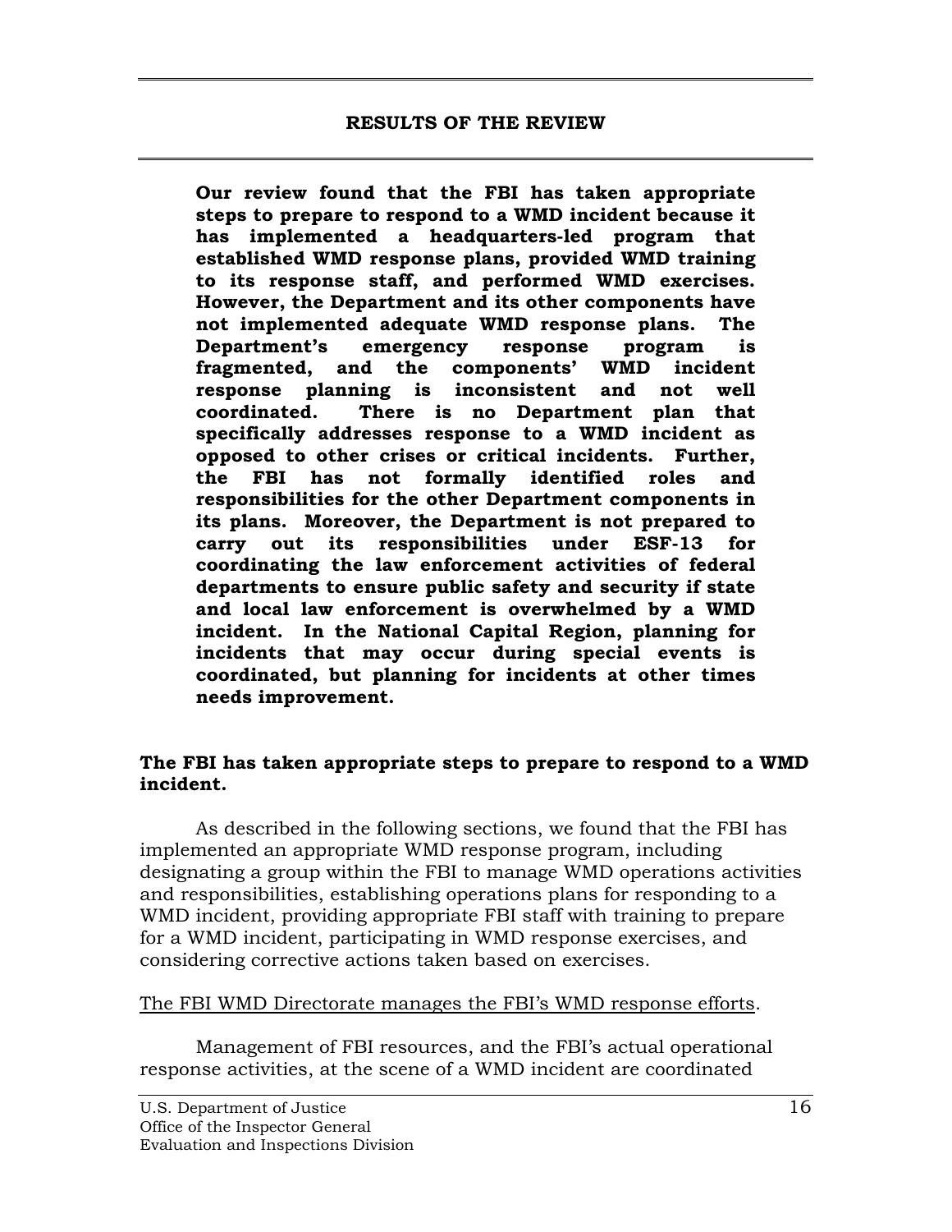## RESULTS OF THE REVIEW

**Our review found that the FBI has taken appropriate steps to prepare to respond to a WMD incident because it has implemented a headquarters-led program that established WMD response plans, provided WMD training to its response staff, and performed WMD exercises. However, the Department and its other components have not implemented adequate WMD response plans. The Department's emergency response program is fragmented, and the components' WMD incident response planning is inconsistent and not well coordinated. There is no Department plan that specifically addresses response to a WMD incident as opposed to other crises or critical incidents. Further, the FBI has not formally identified roles and responsibilities for the other Department components in its plans. Moreover, the Department is not prepared to carry out its responsibilities under ESF-13 for coordinating the law enforcement activities of federal departments to ensure public safety and security if state and local law enforcement is overwhelmed by a WMD incident. In the National Capital Region, planning for incidents that may occur during special events is coordinated, but planning for incidents at other times needs improvement.**

**The FBI has taken appropriate steps to prepare to respond to a WMD incident.**

As described in the following sections, we found that the FBI has implemented an appropriate WMD response program, including designating a group within the FBI to manage WMD operations activities and responsibilities, establishing operations plans for responding to a WMD incident, providing appropriate FBI staff with training to prepare for a WMD incident, participating in WMD response exercises, and considering corrective actions taken based on exercises.

<u>The FBI WMD Directorate manages the FBI's WMD response efforts</u>.

Management of FBI resources, and the FBI's actual operational response activities, at the scene of a WMD incident are coordinated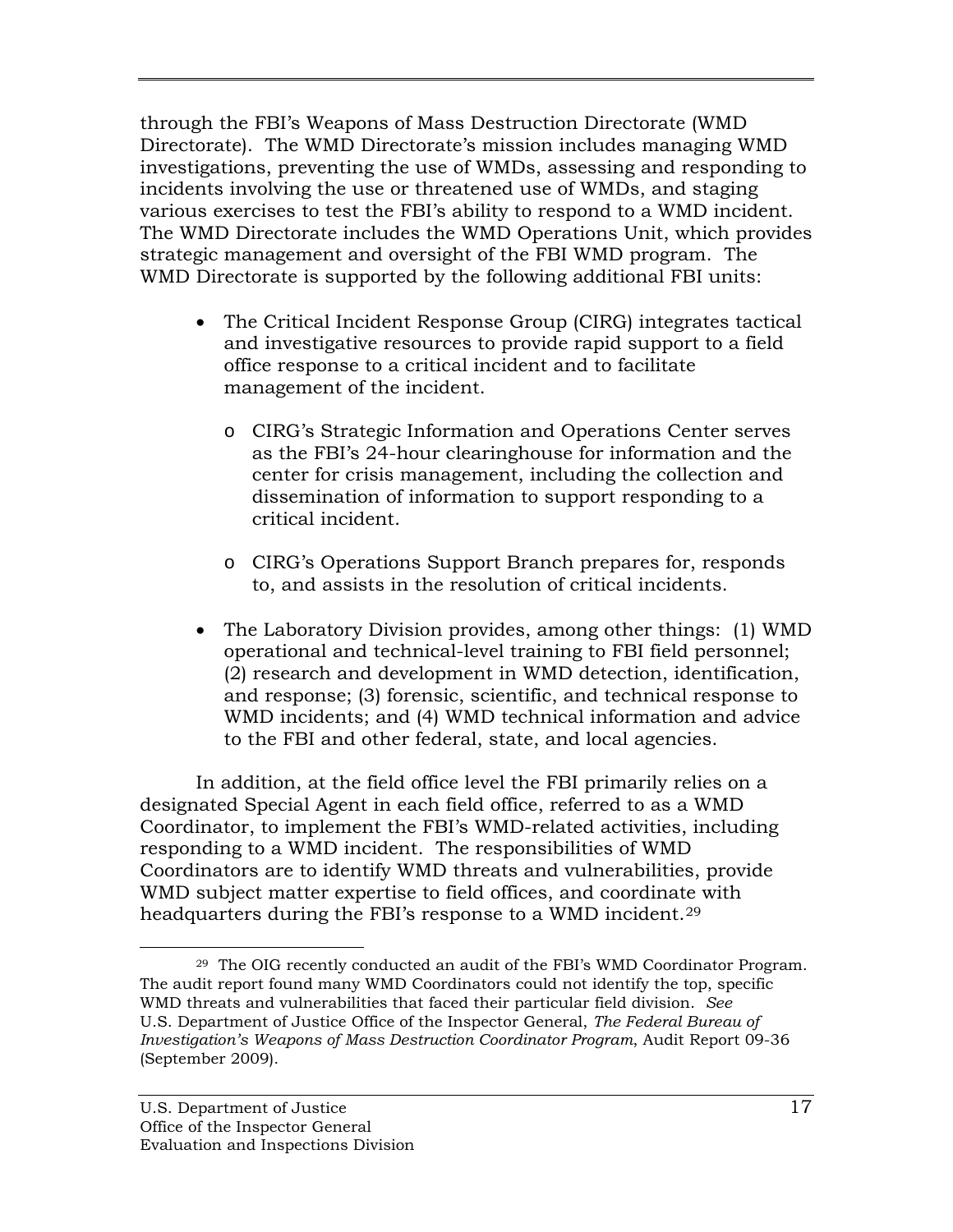through the FBI's Weapons of Mass Destruction Directorate (WMD Directorate). The WMD Directorate's mission includes managing WMD investigations, preventing the use of WMDs, assessing and responding to incidents involving the use or threatened use of WMDs, and staging various exercises to test the FBI's ability to respond to a WMD incident. The WMD Directorate includes the WMD Operations Unit, which provides strategic management and oversight of the FBI WMD program. The WMD Directorate is supported by the following additional FBI units:

- The Critical Incident Response Group (CIRG) integrates tactical and investigative resources to provide rapid support to a field office response to a critical incident and to facilitate management of the incident.
  - CIRG's Strategic Information and Operations Center serves as the FBI's 24-hour clearinghouse for information and the center for crisis management, including the collection and dissemination of information to support responding to a critical incident.
  - CIRG's Operations Support Branch prepares for, responds to, and assists in the resolution of critical incidents.
- The Laboratory Division provides, among other things: (1) WMD operational and technical-level training to FBI field personnel; (2) research and development in WMD detection, identification, and response; (3) forensic, scientific, and technical response to WMD incidents; and (4) WMD technical information and advice to the FBI and other federal, state, and local agencies.

In addition, at the field office level the FBI primarily relies on a designated Special Agent in each field office, referred to as a WMD Coordinator, to implement the FBI's WMD-related activities, including responding to a WMD incident. The responsibilities of WMD Coordinators are to identify WMD threats and vulnerabilities, provide WMD subject matter expertise to field offices, and coordinate with headquarters during the FBI's response to a WMD incident.[29]

---

[29] The OIG recently conducted an audit of the FBI's WMD Coordinator Program. The audit report found many WMD Coordinators could not identify the top, specific WMD threats and vulnerabilities that faced their particular field division. *See* U.S. Department of Justice Office of the Inspector General, *The Federal Bureau of Investigation's Weapons of Mass Destruction Coordinator Program*, Audit Report 09-36 (September 2009).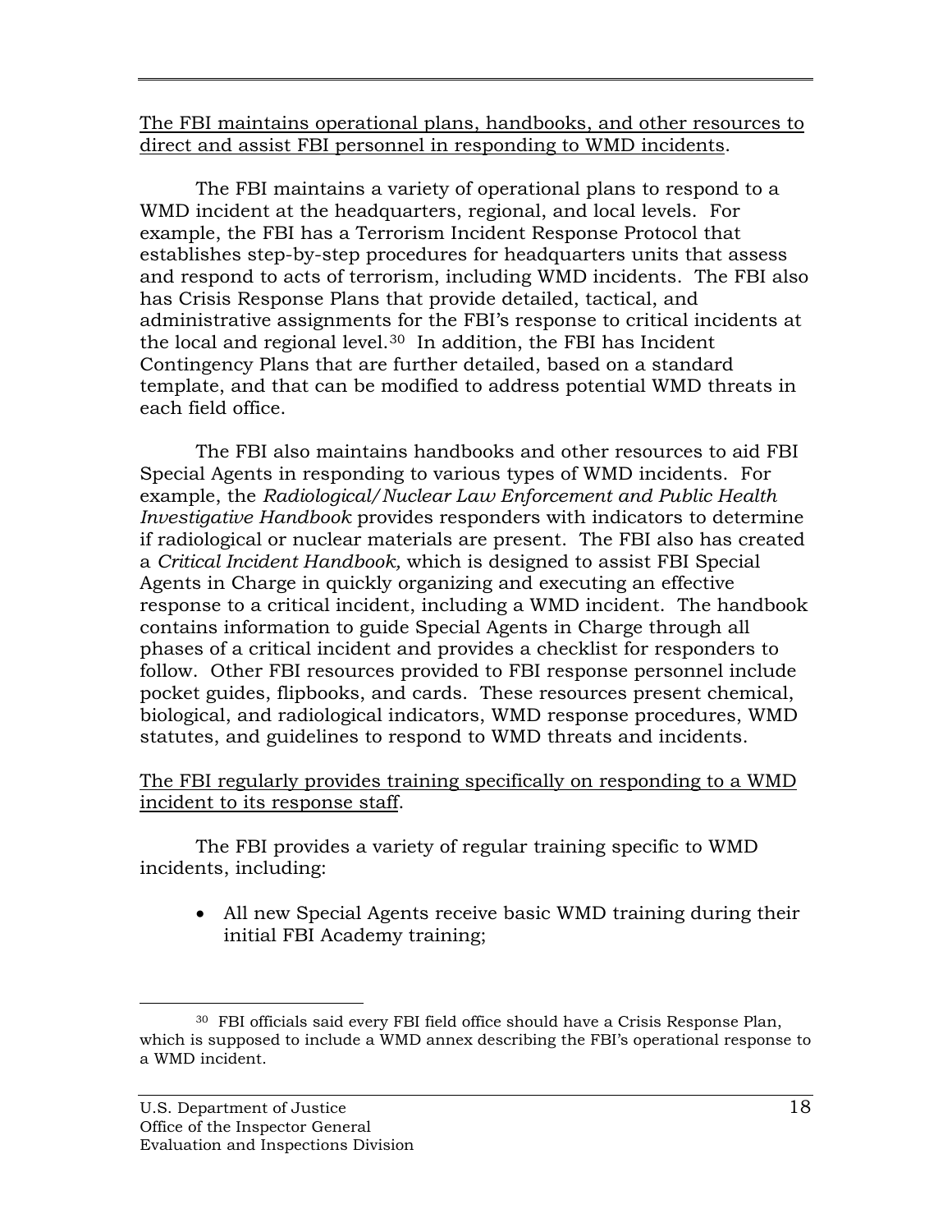<u>The FBI maintains operational plans, handbooks, and other resources to direct and assist FBI personnel in responding to WMD incidents</u>.

The FBI maintains a variety of operational plans to respond to a WMD incident at the headquarters, regional, and local levels. For example, the FBI has a Terrorism Incident Response Protocol that establishes step-by-step procedures for headquarters units that assess and respond to acts of terrorism, including WMD incidents. The FBI also has Crisis Response Plans that provide detailed, tactical, and administrative assignments for the FBI's response to critical incidents at the local and regional level.[30] In addition, the FBI has Incident Contingency Plans that are further detailed, based on a standard template, and that can be modified to address potential WMD threats in each field office.

The FBI also maintains handbooks and other resources to aid FBI Special Agents in responding to various types of WMD incidents. For example, the *Radiological/Nuclear Law Enforcement and Public Health Investigative Handbook* provides responders with indicators to determine if radiological or nuclear materials are present. The FBI also has created a *Critical Incident Handbook,* which is designed to assist FBI Special Agents in Charge in quickly organizing and executing an effective response to a critical incident, including a WMD incident. The handbook contains information to guide Special Agents in Charge through all phases of a critical incident and provides a checklist for responders to follow. Other FBI resources provided to FBI response personnel include pocket guides, flipbooks, and cards. These resources present chemical, biological, and radiological indicators, WMD response procedures, WMD statutes, and guidelines to respond to WMD threats and incidents.

<u>The FBI regularly provides training specifically on responding to a WMD incident to its response staff</u>.

The FBI provides a variety of regular training specific to WMD incidents, including:

- All new Special Agents receive basic WMD training during their initial FBI Academy training;

[30] FBI officials said every FBI field office should have a Crisis Response Plan, which is supposed to include a WMD annex describing the FBI's operational response to a WMD incident.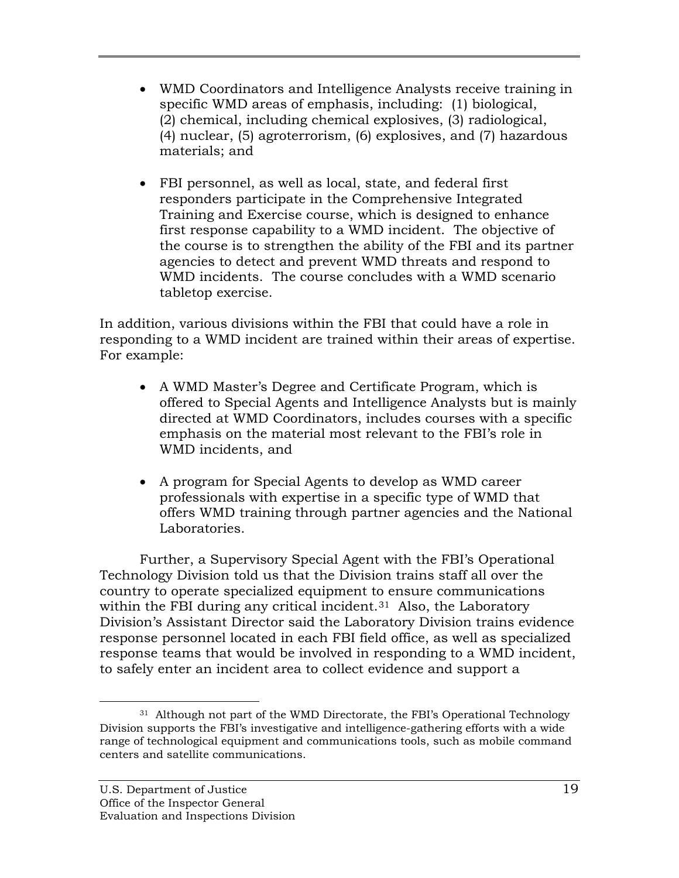- WMD Coordinators and Intelligence Analysts receive training in specific WMD areas of emphasis, including: (1) biological, (2) chemical, including chemical explosives, (3) radiological, (4) nuclear, (5) agroterrorism, (6) explosives, and (7) hazardous materials; and

- FBI personnel, as well as local, state, and federal first responders participate in the Comprehensive Integrated Training and Exercise course, which is designed to enhance first response capability to a WMD incident. The objective of the course is to strengthen the ability of the FBI and its partner agencies to detect and prevent WMD threats and respond to WMD incidents. The course concludes with a WMD scenario tabletop exercise.

In addition, various divisions within the FBI that could have a role in responding to a WMD incident are trained within their areas of expertise. For example:

- A WMD Master's Degree and Certificate Program, which is offered to Special Agents and Intelligence Analysts but is mainly directed at WMD Coordinators, includes courses with a specific emphasis on the material most relevant to the FBI's role in WMD incidents, and

- A program for Special Agents to develop as WMD career professionals with expertise in a specific type of WMD that offers WMD training through partner agencies and the National Laboratories.

Further, a Supervisory Special Agent with the FBI's Operational Technology Division told us that the Division trains staff all over the country to operate specialized equipment to ensure communications within the FBI during any critical incident.[31] Also, the Laboratory Division's Assistant Director said the Laboratory Division trains evidence response personnel located in each FBI field office, as well as specialized response teams that would be involved in responding to a WMD incident, to safely enter an incident area to collect evidence and support a

[31] Although not part of the WMD Directorate, the FBI's Operational Technology Division supports the FBI's investigative and intelligence-gathering efforts with a wide range of technological equipment and communications tools, such as mobile command centers and satellite communications.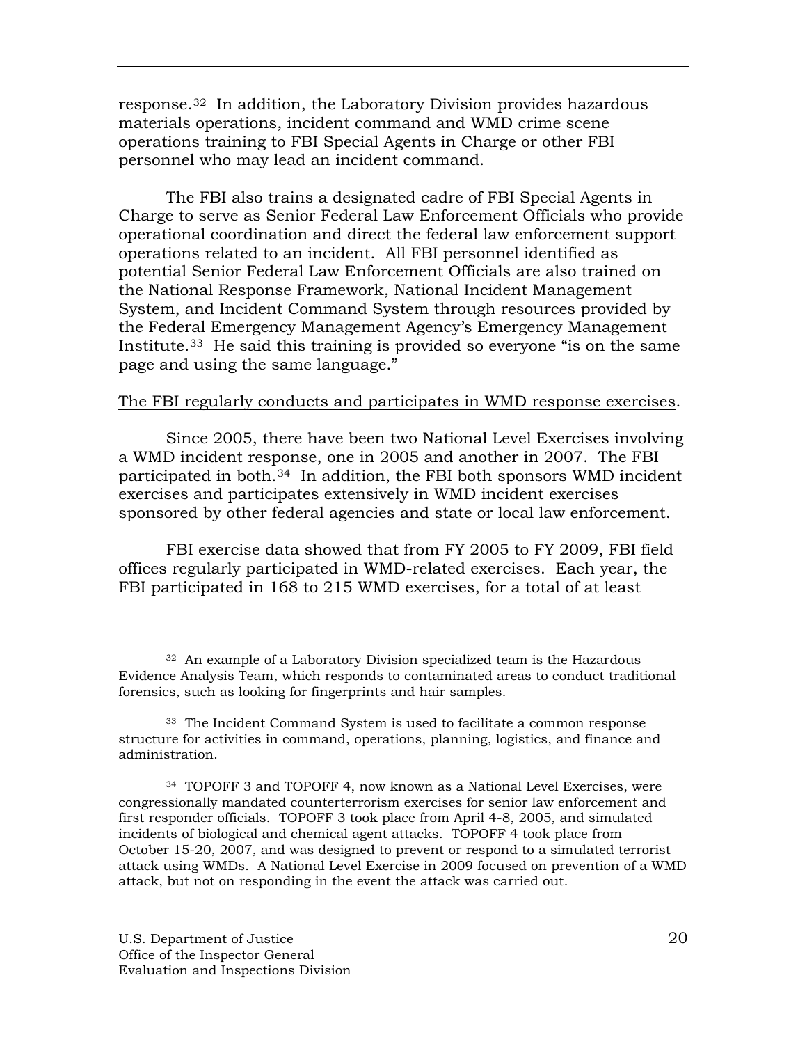response.[32] In addition, the Laboratory Division provides hazardous materials operations, incident command and WMD crime scene operations training to FBI Special Agents in Charge or other FBI personnel who may lead an incident command.

The FBI also trains a designated cadre of FBI Special Agents in Charge to serve as Senior Federal Law Enforcement Officials who provide operational coordination and direct the federal law enforcement support operations related to an incident. All FBI personnel identified as potential Senior Federal Law Enforcement Officials are also trained on the National Response Framework, National Incident Management System, and Incident Command System through resources provided by the Federal Emergency Management Agency's Emergency Management Institute.[33] He said this training is provided so everyone "is on the same page and using the same language."

<u>The FBI regularly conducts and participates in WMD response exercises</u>.

Since 2005, there have been two National Level Exercises involving a WMD incident response, one in 2005 and another in 2007. The FBI participated in both.[34] In addition, the FBI both sponsors WMD incident exercises and participates extensively in WMD incident exercises sponsored by other federal agencies and state or local law enforcement.

FBI exercise data showed that from FY 2005 to FY 2009, FBI field offices regularly participated in WMD-related exercises. Each year, the FBI participated in 168 to 215 WMD exercises, for a total of at least

---

[32] An example of a Laboratory Division specialized team is the Hazardous Evidence Analysis Team, which responds to contaminated areas to conduct traditional forensics, such as looking for fingerprints and hair samples.

[33] The Incident Command System is used to facilitate a common response structure for activities in command, operations, planning, logistics, and finance and administration.

[34] TOPOFF 3 and TOPOFF 4, now known as a National Level Exercises, were congressionally mandated counterterrorism exercises for senior law enforcement and first responder officials. TOPOFF 3 took place from April 4-8, 2005, and simulated incidents of biological and chemical agent attacks. TOPOFF 4 took place from October 15-20, 2007, and was designed to prevent or respond to a simulated terrorist attack using WMDs. A National Level Exercise in 2009 focused on prevention of a WMD attack, but not on responding in the event the attack was carried out.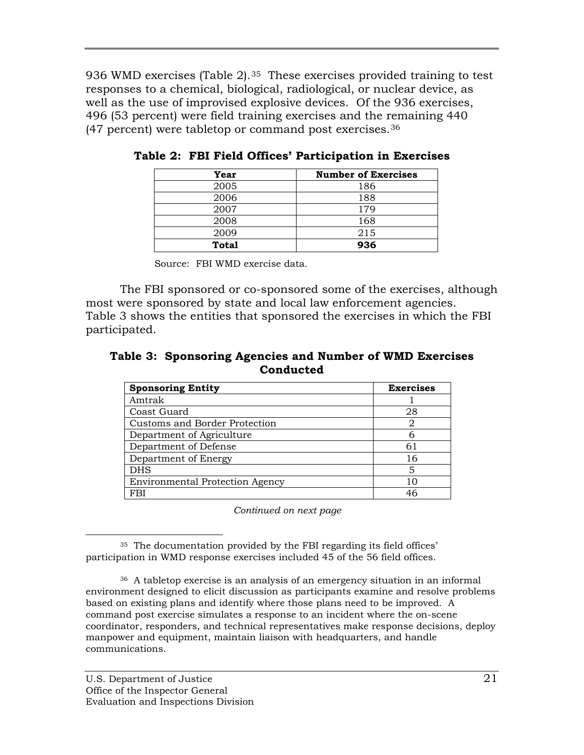936 WMD exercises (Table 2).[35] These exercises provided training to test responses to a chemical, biological, radiological, or nuclear device, as well as the use of improvised explosive devices. Of the 936 exercises, 496 (53 percent) were field training exercises and the remaining 440 (47 percent) were tabletop or command post exercises.[36]

**Table 2: FBI Field Offices' Participation in Exercises**

| Year | Number of Exercises |
|---|---|
| 2005 | 186 |
| 2006 | 188 |
| 2007 | 179 |
| 2008 | 168 |
| 2009 | 215 |
| **Total** | **936** |

Source: FBI WMD exercise data.

The FBI sponsored or co-sponsored some of the exercises, although most were sponsored by state and local law enforcement agencies. Table 3 shows the entities that sponsored the exercises in which the FBI participated.

**Table 3: Sponsoring Agencies and Number of WMD Exercises Conducted**

| Sponsoring Entity | Exercises |
|---|---|
| Amtrak | 1 |
| Coast Guard | 28 |
| Customs and Border Protection | 2 |
| Department of Agriculture | 6 |
| Department of Defense | 61 |
| Department of Energy | 16 |
| DHS | 5 |
| Environmental Protection Agency | 10 |
| FBI | 46 |

*Continued on next page*

[35] The documentation provided by the FBI regarding its field offices' participation in WMD response exercises included 45 of the 56 field offices.

[36] A tabletop exercise is an analysis of an emergency situation in an informal environment designed to elicit discussion as participants examine and resolve problems based on existing plans and identify where those plans need to be improved. A command post exercise simulates a response to an incident where the on-scene coordinator, responders, and technical representatives make response decisions, deploy manpower and equipment, maintain liaison with headquarters, and handle communications.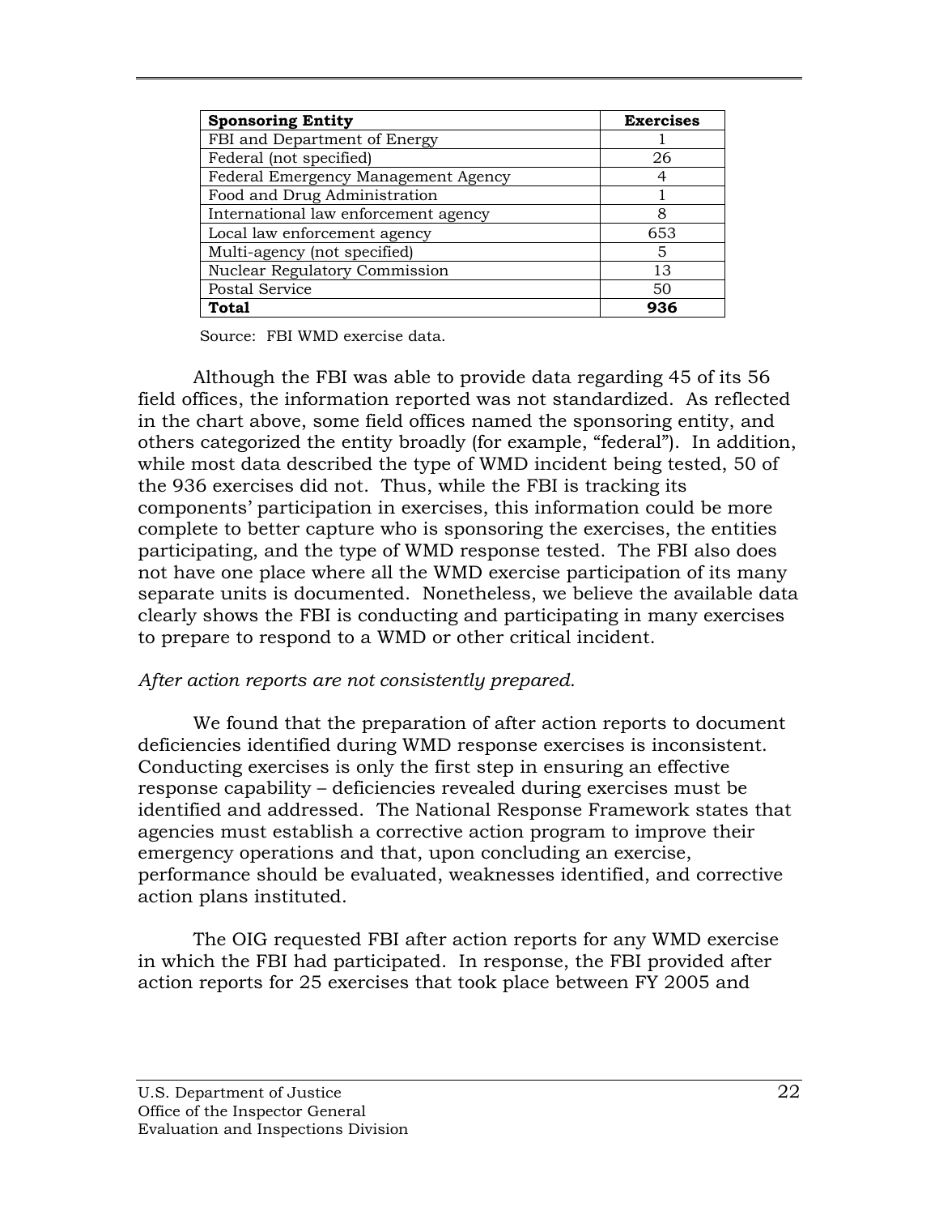| Sponsoring Entity | Exercises |
| --- | --- |
| FBI and Department of Energy | 1 |
| Federal (not specified) | 26 |
| Federal Emergency Management Agency | 4 |
| Food and Drug Administration | 1 |
| International law enforcement agency | 8 |
| Local law enforcement agency | 653 |
| Multi-agency (not specified) | 5 |
| Nuclear Regulatory Commission | 13 |
| Postal Service | 50 |
| **Total** | **936** |

Source: FBI WMD exercise data.

Although the FBI was able to provide data regarding 45 of its 56 field offices, the information reported was not standardized. As reflected in the chart above, some field offices named the sponsoring entity, and others categorized the entity broadly (for example, "federal"). In addition, while most data described the type of WMD incident being tested, 50 of the 936 exercises did not. Thus, while the FBI is tracking its components' participation in exercises, this information could be more complete to better capture who is sponsoring the exercises, the entities participating, and the type of WMD response tested. The FBI also does not have one place where all the WMD exercise participation of its many separate units is documented. Nonetheless, we believe the available data clearly shows the FBI is conducting and participating in many exercises to prepare to respond to a WMD or other critical incident.

*After action reports are not consistently prepared.*

We found that the preparation of after action reports to document deficiencies identified during WMD response exercises is inconsistent. Conducting exercises is only the first step in ensuring an effective response capability – deficiencies revealed during exercises must be identified and addressed. The National Response Framework states that agencies must establish a corrective action program to improve their emergency operations and that, upon concluding an exercise, performance should be evaluated, weaknesses identified, and corrective action plans instituted.

The OIG requested FBI after action reports for any WMD exercise in which the FBI had participated. In response, the FBI provided after action reports for 25 exercises that took place between FY 2005 and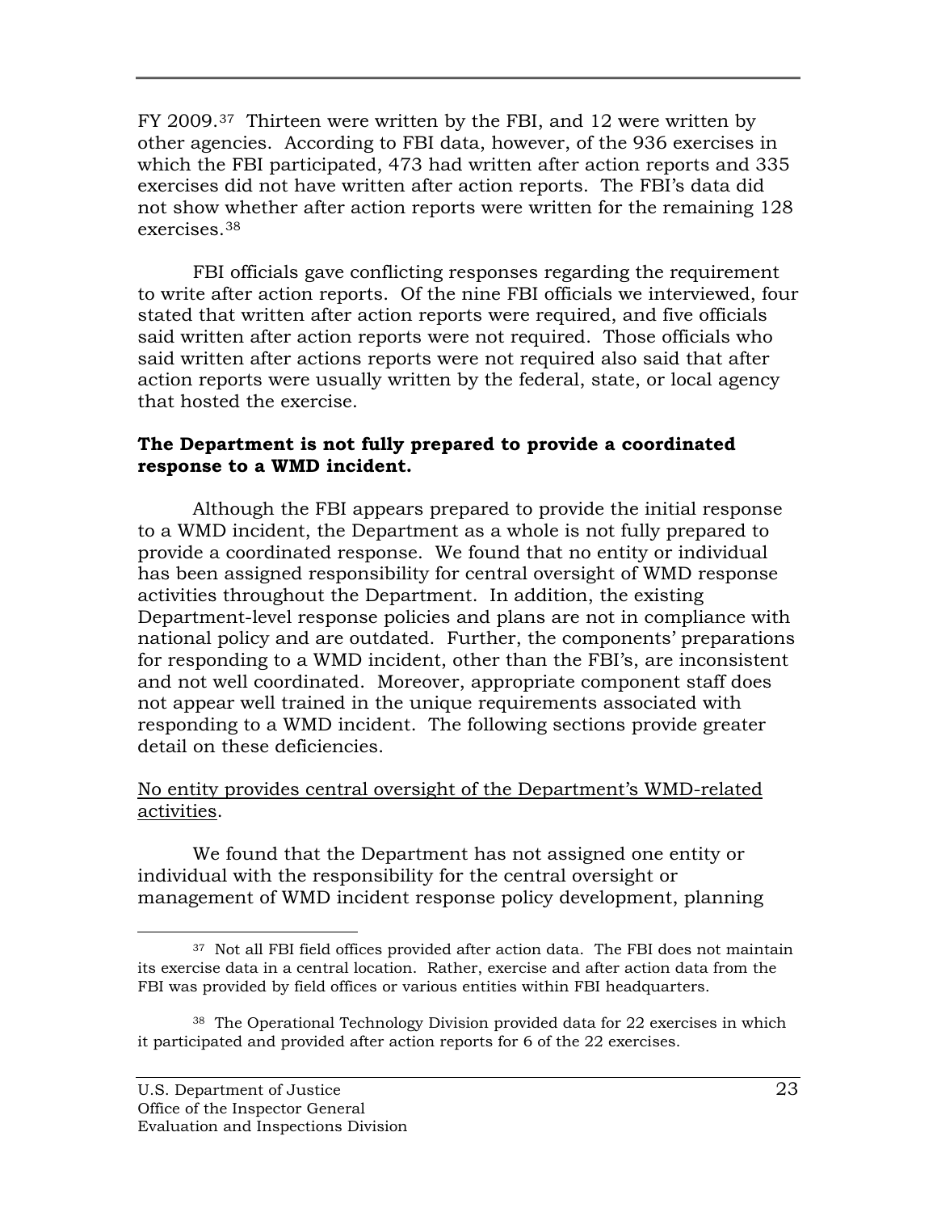FY 2009.[37] Thirteen were written by the FBI, and 12 were written by other agencies. According to FBI data, however, of the 936 exercises in which the FBI participated, 473 had written after action reports and 335 exercises did not have written after action reports. The FBI's data did not show whether after action reports were written for the remaining 128 exercises.[38]

FBI officials gave conflicting responses regarding the requirement to write after action reports. Of the nine FBI officials we interviewed, four stated that written after action reports were required, and five officials said written after action reports were not required. Those officials who said written after actions reports were not required also said that after action reports were usually written by the federal, state, or local agency that hosted the exercise.

**The Department is not fully prepared to provide a coordinated response to a WMD incident.**

Although the FBI appears prepared to provide the initial response to a WMD incident, the Department as a whole is not fully prepared to provide a coordinated response. We found that no entity or individual has been assigned responsibility for central oversight of WMD response activities throughout the Department. In addition, the existing Department-level response policies and plans are not in compliance with national policy and are outdated. Further, the components' preparations for responding to a WMD incident, other than the FBI's, are inconsistent and not well coordinated. Moreover, appropriate component staff does not appear well trained in the unique requirements associated with responding to a WMD incident. The following sections provide greater detail on these deficiencies.

<u>No entity provides central oversight of the Department's WMD-related activities</u>.

We found that the Department has not assigned one entity or individual with the responsibility for the central oversight or management of WMD incident response policy development, planning

---

[37] Not all FBI field offices provided after action data. The FBI does not maintain its exercise data in a central location. Rather, exercise and after action data from the FBI was provided by field offices or various entities within FBI headquarters.

[38] The Operational Technology Division provided data for 22 exercises in which it participated and provided after action reports for 6 of the 22 exercises.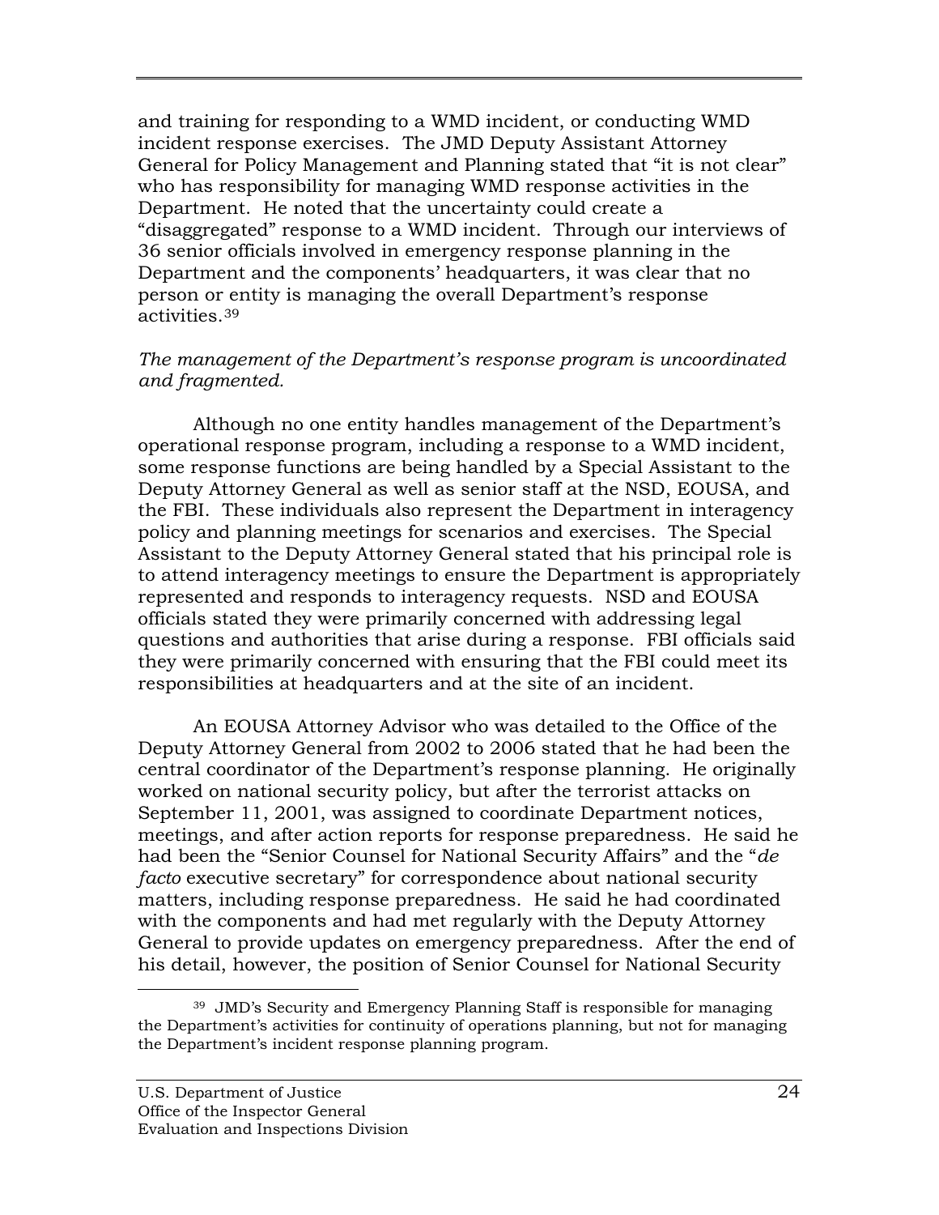and training for responding to a WMD incident, or conducting WMD incident response exercises. The JMD Deputy Assistant Attorney General for Policy Management and Planning stated that "it is not clear" who has responsibility for managing WMD response activities in the Department. He noted that the uncertainty could create a "disaggregated" response to a WMD incident. Through our interviews of 36 senior officials involved in emergency response planning in the Department and the components' headquarters, it was clear that no person or entity is managing the overall Department's response activities.[39]

*The management of the Department's response program is uncoordinated and fragmented.*

Although no one entity handles management of the Department's operational response program, including a response to a WMD incident, some response functions are being handled by a Special Assistant to the Deputy Attorney General as well as senior staff at the NSD, EOUSA, and the FBI. These individuals also represent the Department in interagency policy and planning meetings for scenarios and exercises. The Special Assistant to the Deputy Attorney General stated that his principal role is to attend interagency meetings to ensure the Department is appropriately represented and responds to interagency requests. NSD and EOUSA officials stated they were primarily concerned with addressing legal questions and authorities that arise during a response. FBI officials said they were primarily concerned with ensuring that the FBI could meet its responsibilities at headquarters and at the site of an incident.

An EOUSA Attorney Advisor who was detailed to the Office of the Deputy Attorney General from 2002 to 2006 stated that he had been the central coordinator of the Department's response planning. He originally worked on national security policy, but after the terrorist attacks on September 11, 2001, was assigned to coordinate Department notices, meetings, and after action reports for response preparedness. He said he had been the "Senior Counsel for National Security Affairs" and the "*de facto* executive secretary" for correspondence about national security matters, including response preparedness. He said he had coordinated with the components and had met regularly with the Deputy Attorney General to provide updates on emergency preparedness. After the end of his detail, however, the position of Senior Counsel for National Security

[39] JMD's Security and Emergency Planning Staff is responsible for managing the Department's activities for continuity of operations planning, but not for managing the Department's incident response planning program.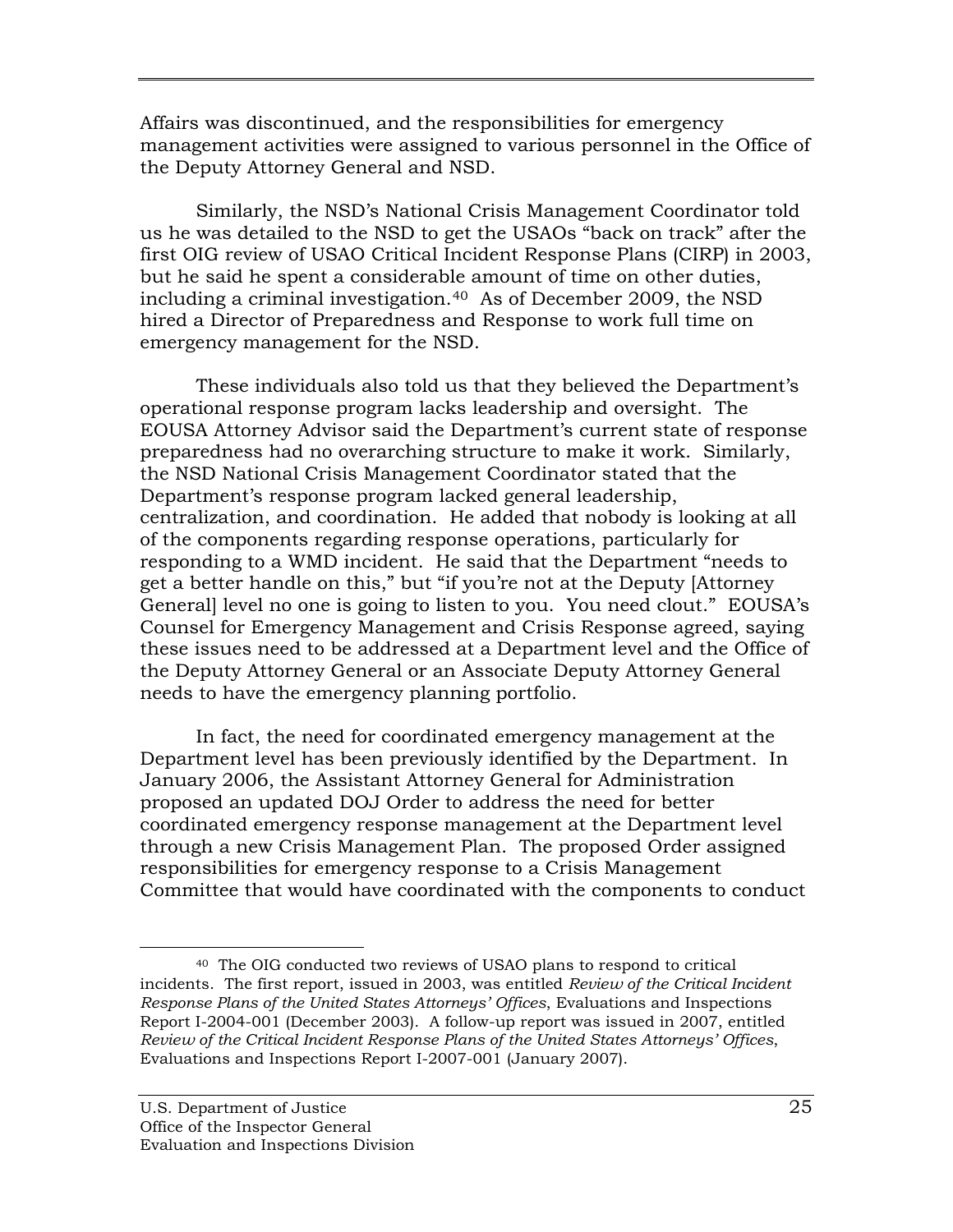Affairs was discontinued, and the responsibilities for emergency management activities were assigned to various personnel in the Office of the Deputy Attorney General and NSD.

Similarly, the NSD's National Crisis Management Coordinator told us he was detailed to the NSD to get the USAOs "back on track" after the first OIG review of USAO Critical Incident Response Plans (CIRP) in 2003, but he said he spent a considerable amount of time on other duties, including a criminal investigation.[40] As of December 2009, the NSD hired a Director of Preparedness and Response to work full time on emergency management for the NSD.

These individuals also told us that they believed the Department's operational response program lacks leadership and oversight. The EOUSA Attorney Advisor said the Department's current state of response preparedness had no overarching structure to make it work. Similarly, the NSD National Crisis Management Coordinator stated that the Department's response program lacked general leadership, centralization, and coordination. He added that nobody is looking at all of the components regarding response operations, particularly for responding to a WMD incident. He said that the Department "needs to get a better handle on this," but "if you're not at the Deputy [Attorney General] level no one is going to listen to you. You need clout." EOUSA's Counsel for Emergency Management and Crisis Response agreed, saying these issues need to be addressed at a Department level and the Office of the Deputy Attorney General or an Associate Deputy Attorney General needs to have the emergency planning portfolio.

In fact, the need for coordinated emergency management at the Department level has been previously identified by the Department. In January 2006, the Assistant Attorney General for Administration proposed an updated DOJ Order to address the need for better coordinated emergency response management at the Department level through a new Crisis Management Plan. The proposed Order assigned responsibilities for emergency response to a Crisis Management Committee that would have coordinated with the components to conduct

---

[40] The OIG conducted two reviews of USAO plans to respond to critical incidents. The first report, issued in 2003, was entitled *Review of the Critical Incident Response Plans of the United States Attorneys' Offices*, Evaluations and Inspections Report I-2004-001 (December 2003). A follow-up report was issued in 2007, entitled *Review of the Critical Incident Response Plans of the United States Attorneys' Offices*, Evaluations and Inspections Report I-2007-001 (January 2007).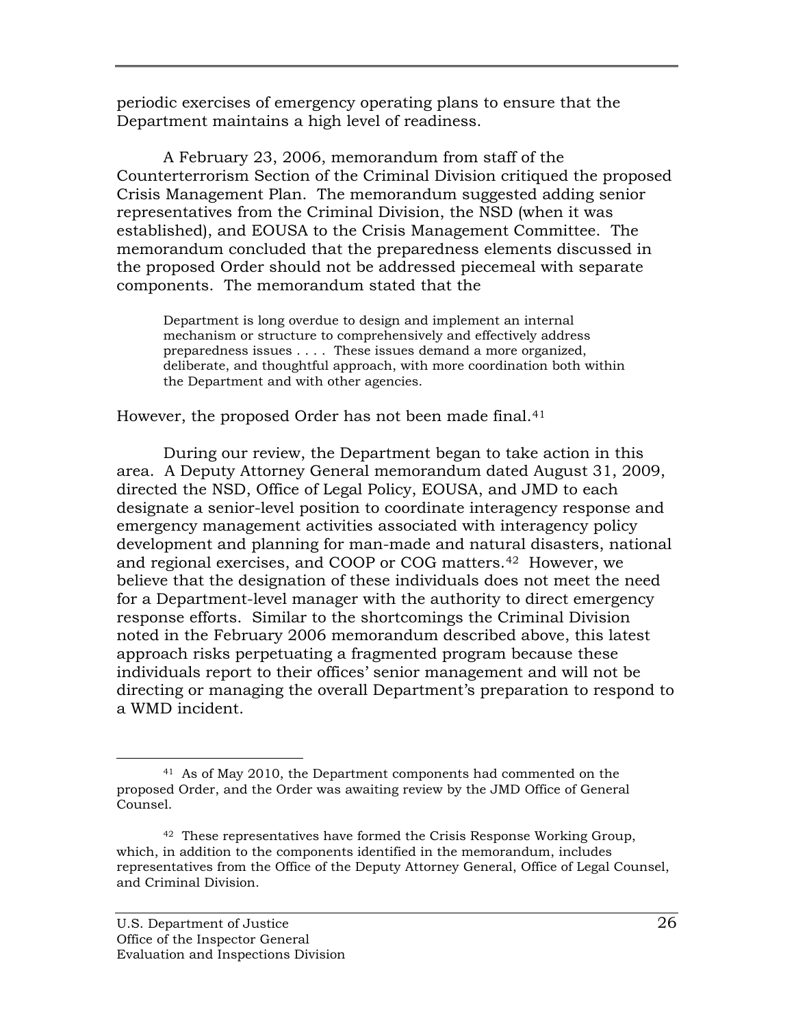periodic exercises of emergency operating plans to ensure that the Department maintains a high level of readiness.

A February 23, 2006, memorandum from staff of the Counterterrorism Section of the Criminal Division critiqued the proposed Crisis Management Plan. The memorandum suggested adding senior representatives from the Criminal Division, the NSD (when it was established), and EOUSA to the Crisis Management Committee. The memorandum concluded that the preparedness elements discussed in the proposed Order should not be addressed piecemeal with separate components. The memorandum stated that the

> Department is long overdue to design and implement an internal mechanism or structure to comprehensively and effectively address preparedness issues . . . . These issues demand a more organized, deliberate, and thoughtful approach, with more coordination both within the Department and with other agencies.

However, the proposed Order has not been made final.[41]

During our review, the Department began to take action in this area. A Deputy Attorney General memorandum dated August 31, 2009, directed the NSD, Office of Legal Policy, EOUSA, and JMD to each designate a senior-level position to coordinate interagency response and emergency management activities associated with interagency policy development and planning for man-made and natural disasters, national and regional exercises, and COOP or COG matters.[42] However, we believe that the designation of these individuals does not meet the need for a Department-level manager with the authority to direct emergency response efforts. Similar to the shortcomings the Criminal Division noted in the February 2006 memorandum described above, this latest approach risks perpetuating a fragmented program because these individuals report to their offices' senior management and will not be directing or managing the overall Department's preparation to respond to a WMD incident.

---

[41] As of May 2010, the Department components had commented on the proposed Order, and the Order was awaiting review by the JMD Office of General Counsel.

[42] These representatives have formed the Crisis Response Working Group, which, in addition to the components identified in the memorandum, includes representatives from the Office of the Deputy Attorney General, Office of Legal Counsel, and Criminal Division.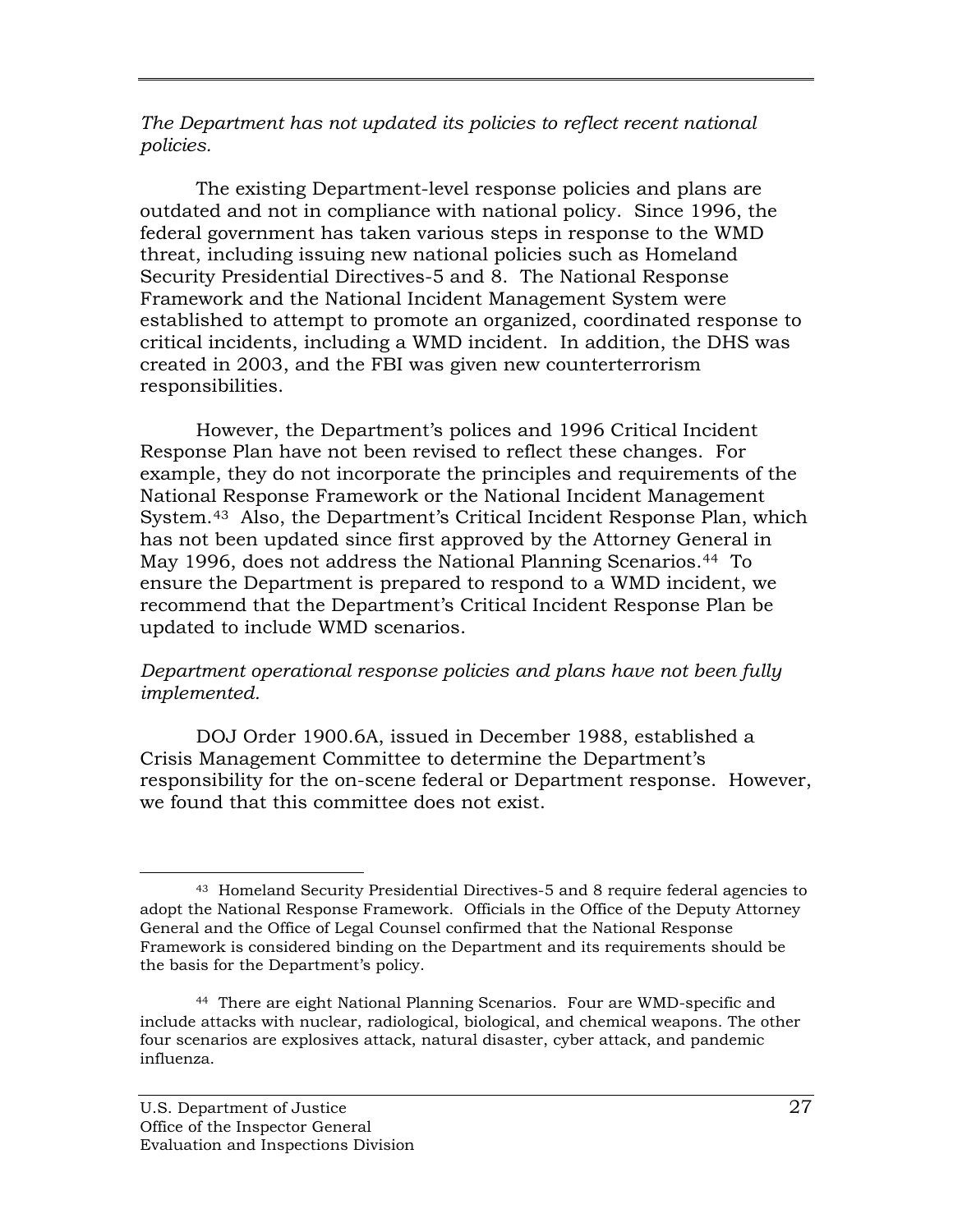*The Department has not updated its policies to reflect recent national policies.*

The existing Department-level response policies and plans are outdated and not in compliance with national policy. Since 1996, the federal government has taken various steps in response to the WMD threat, including issuing new national policies such as Homeland Security Presidential Directives-5 and 8. The National Response Framework and the National Incident Management System were established to attempt to promote an organized, coordinated response to critical incidents, including a WMD incident. In addition, the DHS was created in 2003, and the FBI was given new counterterrorism responsibilities.

However, the Department's polices and 1996 Critical Incident Response Plan have not been revised to reflect these changes. For example, they do not incorporate the principles and requirements of the National Response Framework or the National Incident Management System.[43] Also, the Department's Critical Incident Response Plan, which has not been updated since first approved by the Attorney General in May 1996, does not address the National Planning Scenarios.[44] To ensure the Department is prepared to respond to a WMD incident, we recommend that the Department's Critical Incident Response Plan be updated to include WMD scenarios.

*Department operational response policies and plans have not been fully implemented.*

DOJ Order 1900.6A, issued in December 1988, established a Crisis Management Committee to determine the Department's responsibility for the on-scene federal or Department response. However, we found that this committee does not exist.

---

[43] Homeland Security Presidential Directives-5 and 8 require federal agencies to adopt the National Response Framework. Officials in the Office of the Deputy Attorney General and the Office of Legal Counsel confirmed that the National Response Framework is considered binding on the Department and its requirements should be the basis for the Department's policy.

[44] There are eight National Planning Scenarios. Four are WMD-specific and include attacks with nuclear, radiological, biological, and chemical weapons. The other four scenarios are explosives attack, natural disaster, cyber attack, and pandemic influenza.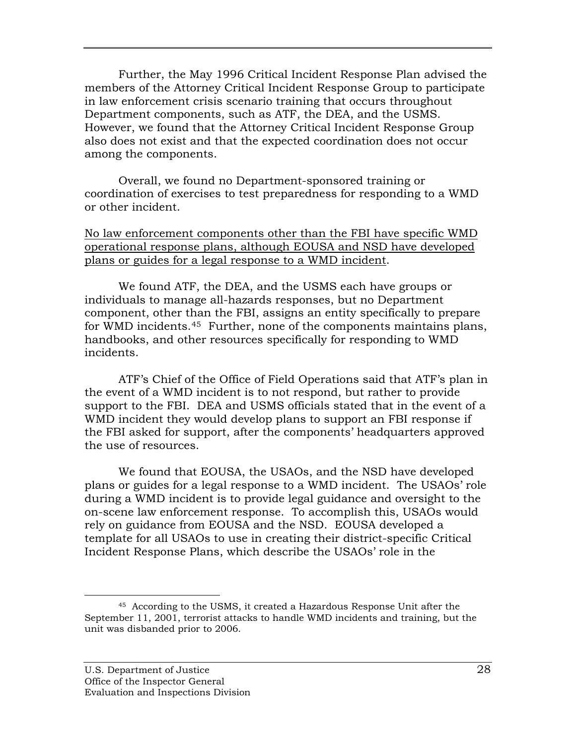Further, the May 1996 Critical Incident Response Plan advised the members of the Attorney Critical Incident Response Group to participate in law enforcement crisis scenario training that occurs throughout Department components, such as ATF, the DEA, and the USMS. However, we found that the Attorney Critical Incident Response Group also does not exist and that the expected coordination does not occur among the components.

Overall, we found no Department-sponsored training or coordination of exercises to test preparedness for responding to a WMD or other incident.

<u>No law enforcement components other than the FBI have specific WMD operational response plans, although EOUSA and NSD have developed plans or guides for a legal response to a WMD incident</u>.

We found ATF, the DEA, and the USMS each have groups or individuals to manage all-hazards responses, but no Department component, other than the FBI, assigns an entity specifically to prepare for WMD incidents.[45] Further, none of the components maintains plans, handbooks, and other resources specifically for responding to WMD incidents.

ATF's Chief of the Office of Field Operations said that ATF's plan in the event of a WMD incident is to not respond, but rather to provide support to the FBI. DEA and USMS officials stated that in the event of a WMD incident they would develop plans to support an FBI response if the FBI asked for support, after the components' headquarters approved the use of resources.

We found that EOUSA, the USAOs, and the NSD have developed plans or guides for a legal response to a WMD incident. The USAOs' role during a WMD incident is to provide legal guidance and oversight to the on-scene law enforcement response. To accomplish this, USAOs would rely on guidance from EOUSA and the NSD. EOUSA developed a template for all USAOs to use in creating their district-specific Critical Incident Response Plans, which describe the USAOs' role in the

[45] According to the USMS, it created a Hazardous Response Unit after the September 11, 2001, terrorist attacks to handle WMD incidents and training, but the unit was disbanded prior to 2006.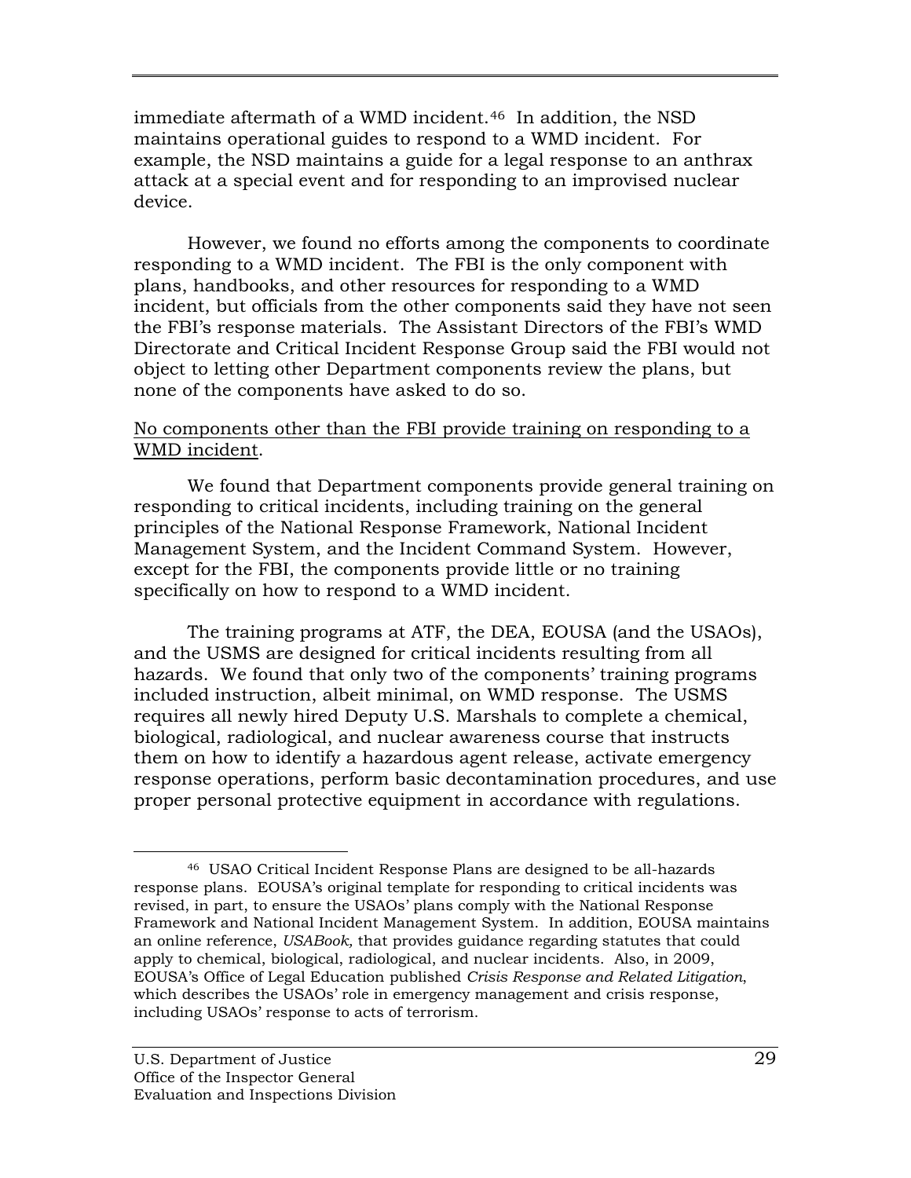immediate aftermath of a WMD incident.[46] In addition, the NSD maintains operational guides to respond to a WMD incident. For example, the NSD maintains a guide for a legal response to an anthrax attack at a special event and for responding to an improvised nuclear device.

However, we found no efforts among the components to coordinate responding to a WMD incident. The FBI is the only component with plans, handbooks, and other resources for responding to a WMD incident, but officials from the other components said they have not seen the FBI's response materials. The Assistant Directors of the FBI's WMD Directorate and Critical Incident Response Group said the FBI would not object to letting other Department components review the plans, but none of the components have asked to do so.

<u>No components other than the FBI provide training on responding to a WMD incident</u>.

We found that Department components provide general training on responding to critical incidents, including training on the general principles of the National Response Framework, National Incident Management System, and the Incident Command System. However, except for the FBI, the components provide little or no training specifically on how to respond to a WMD incident.

The training programs at ATF, the DEA, EOUSA (and the USAOs), and the USMS are designed for critical incidents resulting from all hazards. We found that only two of the components' training programs included instruction, albeit minimal, on WMD response. The USMS requires all newly hired Deputy U.S. Marshals to complete a chemical, biological, radiological, and nuclear awareness course that instructs them on how to identify a hazardous agent release, activate emergency response operations, perform basic decontamination procedures, and use proper personal protective equipment in accordance with regulations.

---

[46] USAO Critical Incident Response Plans are designed to be all-hazards response plans. EOUSA's original template for responding to critical incidents was revised, in part, to ensure the USAOs' plans comply with the National Response Framework and National Incident Management System. In addition, EOUSA maintains an online reference, *USABook*, that provides guidance regarding statutes that could apply to chemical, biological, radiological, and nuclear incidents. Also, in 2009, EOUSA's Office of Legal Education published *Crisis Response and Related Litigation*, which describes the USAOs' role in emergency management and crisis response, including USAOs' response to acts of terrorism.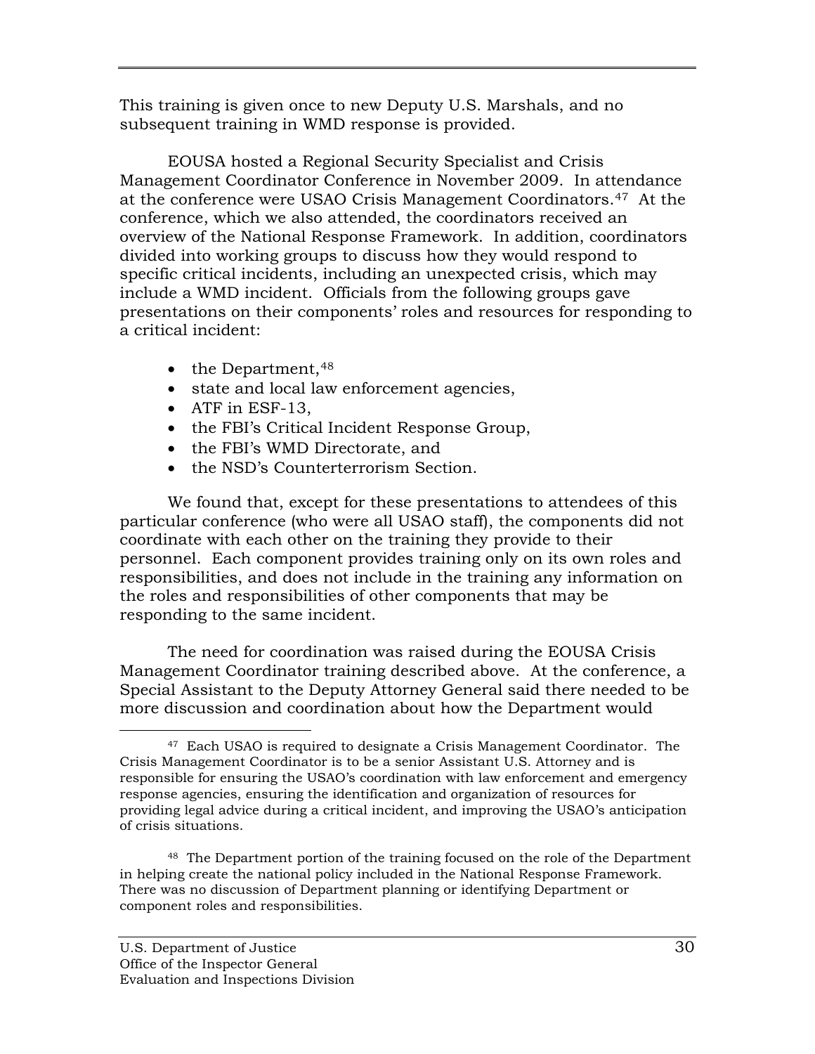This training is given once to new Deputy U.S. Marshals, and no subsequent training in WMD response is provided.

EOUSA hosted a Regional Security Specialist and Crisis Management Coordinator Conference in November 2009. In attendance at the conference were USAO Crisis Management Coordinators.[47] At the conference, which we also attended, the coordinators received an overview of the National Response Framework. In addition, coordinators divided into working groups to discuss how they would respond to specific critical incidents, including an unexpected crisis, which may include a WMD incident. Officials from the following groups gave presentations on their components' roles and resources for responding to a critical incident:

- the Department,[48]
- state and local law enforcement agencies,
- ATF in ESF-13,
- the FBI's Critical Incident Response Group,
- the FBI's WMD Directorate, and
- the NSD's Counterterrorism Section.

We found that, except for these presentations to attendees of this particular conference (who were all USAO staff), the components did not coordinate with each other on the training they provide to their personnel. Each component provides training only on its own roles and responsibilities, and does not include in the training any information on the roles and responsibilities of other components that may be responding to the same incident.

The need for coordination was raised during the EOUSA Crisis Management Coordinator training described above. At the conference, a Special Assistant to the Deputy Attorney General said there needed to be more discussion and coordination about how the Department would

---

[47] Each USAO is required to designate a Crisis Management Coordinator. The Crisis Management Coordinator is to be a senior Assistant U.S. Attorney and is responsible for ensuring the USAO's coordination with law enforcement and emergency response agencies, ensuring the identification and organization of resources for providing legal advice during a critical incident, and improving the USAO's anticipation of crisis situations.

[48] The Department portion of the training focused on the role of the Department in helping create the national policy included in the National Response Framework. There was no discussion of Department planning or identifying Department or component roles and responsibilities.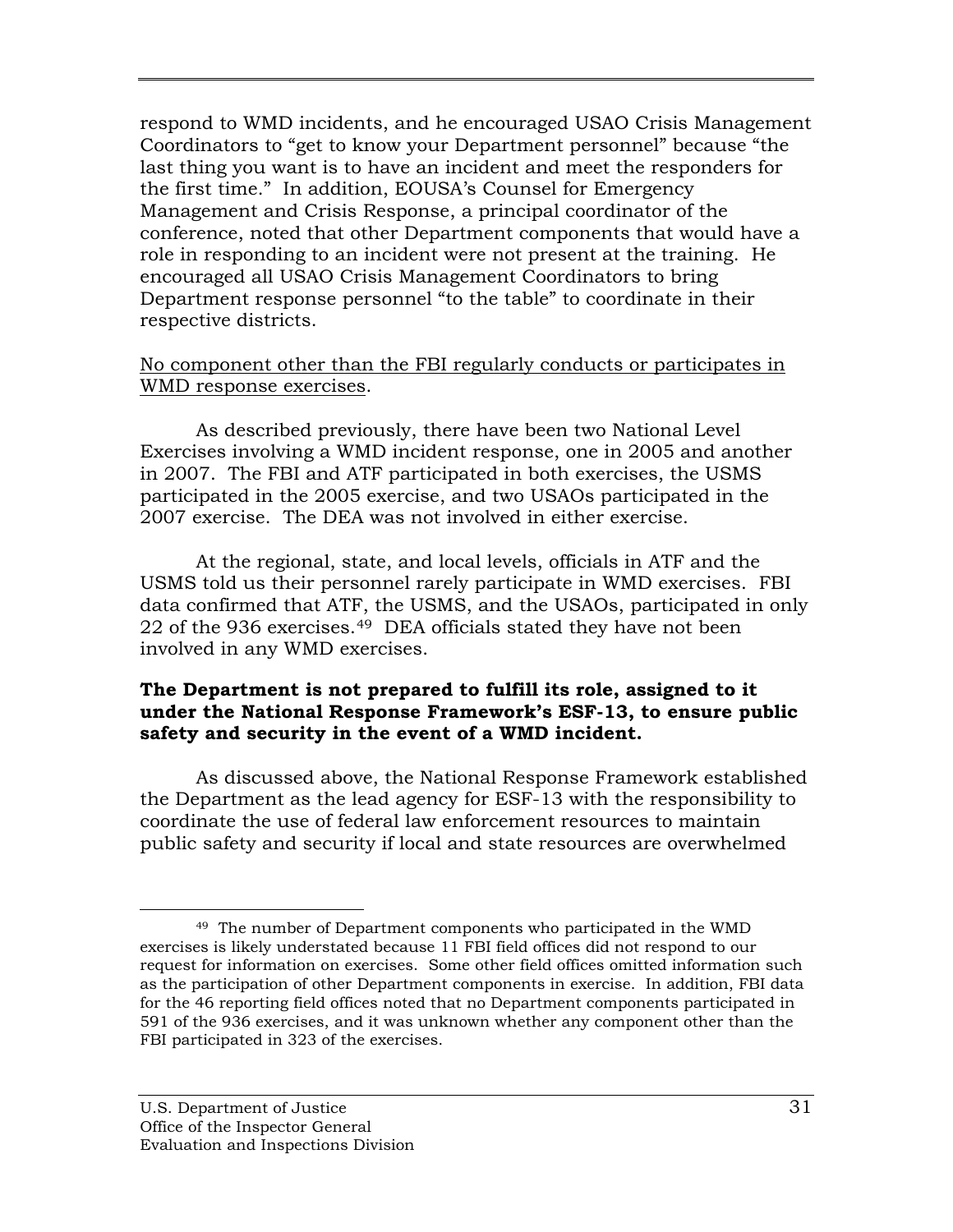respond to WMD incidents, and he encouraged USAO Crisis Management Coordinators to "get to know your Department personnel" because "the last thing you want is to have an incident and meet the responders for the first time." In addition, EOUSA's Counsel for Emergency Management and Crisis Response, a principal coordinator of the conference, noted that other Department components that would have a role in responding to an incident were not present at the training. He encouraged all USAO Crisis Management Coordinators to bring Department response personnel "to the table" to coordinate in their respective districts.

<u>No component other than the FBI regularly conducts or participates in WMD response exercises</u>.

As described previously, there have been two National Level Exercises involving a WMD incident response, one in 2005 and another in 2007. The FBI and ATF participated in both exercises, the USMS participated in the 2005 exercise, and two USAOs participated in the 2007 exercise. The DEA was not involved in either exercise.

At the regional, state, and local levels, officials in ATF and the USMS told us their personnel rarely participate in WMD exercises. FBI data confirmed that ATF, the USMS, and the USAOs, participated in only 22 of the 936 exercises.[49] DEA officials stated they have not been involved in any WMD exercises.

**The Department is not prepared to fulfill its role, assigned to it under the National Response Framework's ESF-13, to ensure public safety and security in the event of a WMD incident.**

As discussed above, the National Response Framework established the Department as the lead agency for ESF-13 with the responsibility to coordinate the use of federal law enforcement resources to maintain public safety and security if local and state resources are overwhelmed

---

[49] The number of Department components who participated in the WMD exercises is likely understated because 11 FBI field offices did not respond to our request for information on exercises. Some other field offices omitted information such as the participation of other Department components in exercise. In addition, FBI data for the 46 reporting field offices noted that no Department components participated in 591 of the 936 exercises, and it was unknown whether any component other than the FBI participated in 323 of the exercises.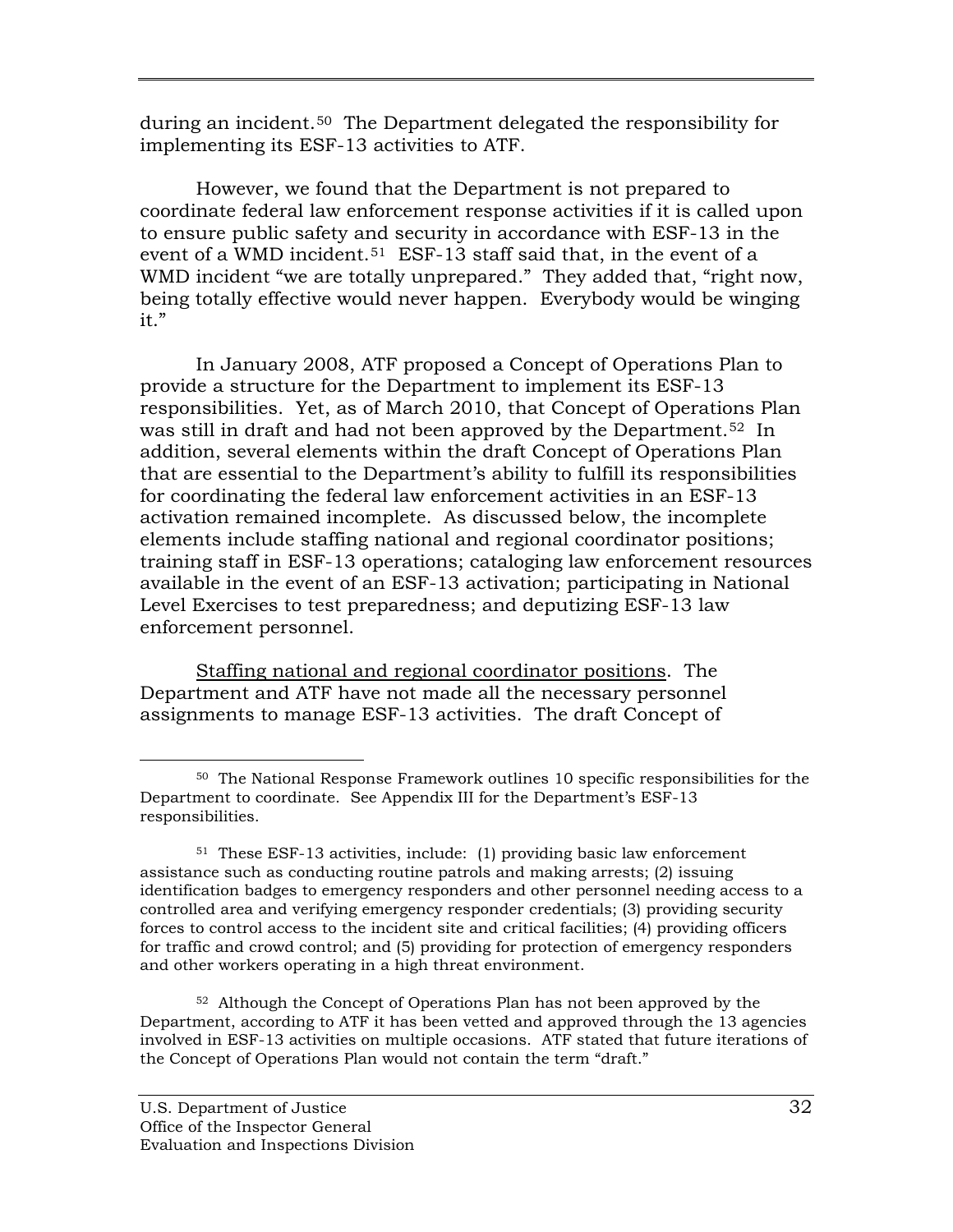during an incident.[50] The Department delegated the responsibility for implementing its ESF-13 activities to ATF.

However, we found that the Department is not prepared to coordinate federal law enforcement response activities if it is called upon to ensure public safety and security in accordance with ESF-13 in the event of a WMD incident.[51] ESF-13 staff said that, in the event of a WMD incident "we are totally unprepared." They added that, "right now, being totally effective would never happen. Everybody would be winging it."

In January 2008, ATF proposed a Concept of Operations Plan to provide a structure for the Department to implement its ESF-13 responsibilities. Yet, as of March 2010, that Concept of Operations Plan was still in draft and had not been approved by the Department.[52] In addition, several elements within the draft Concept of Operations Plan that are essential to the Department's ability to fulfill its responsibilities for coordinating the federal law enforcement activities in an ESF-13 activation remained incomplete. As discussed below, the incomplete elements include staffing national and regional coordinator positions; training staff in ESF-13 operations; cataloging law enforcement resources available in the event of an ESF-13 activation; participating in National Level Exercises to test preparedness; and deputizing ESF-13 law enforcement personnel.

<u>Staffing national and regional coordinator positions</u>. The Department and ATF have not made all the necessary personnel assignments to manage ESF-13 activities. The draft Concept of

---

[50] The National Response Framework outlines 10 specific responsibilities for the Department to coordinate. See Appendix III for the Department's ESF-13 responsibilities.

[51] These ESF-13 activities, include: (1) providing basic law enforcement assistance such as conducting routine patrols and making arrests; (2) issuing identification badges to emergency responders and other personnel needing access to a controlled area and verifying emergency responder credentials; (3) providing security forces to control access to the incident site and critical facilities; (4) providing officers for traffic and crowd control; and (5) providing for protection of emergency responders and other workers operating in a high threat environment.

[52] Although the Concept of Operations Plan has not been approved by the Department, according to ATF it has been vetted and approved through the 13 agencies involved in ESF-13 activities on multiple occasions. ATF stated that future iterations of the Concept of Operations Plan would not contain the term "draft."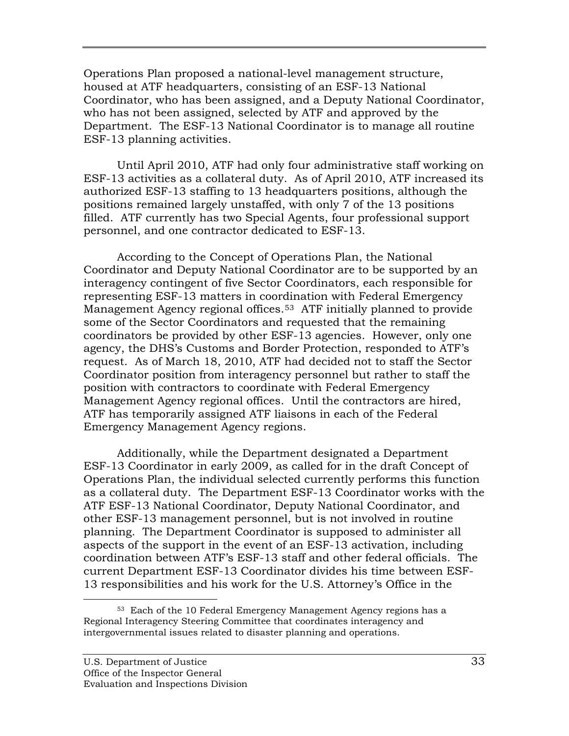Operations Plan proposed a national-level management structure, housed at ATF headquarters, consisting of an ESF-13 National Coordinator, who has been assigned, and a Deputy National Coordinator, who has not been assigned, selected by ATF and approved by the Department. The ESF-13 National Coordinator is to manage all routine ESF-13 planning activities.

Until April 2010, ATF had only four administrative staff working on ESF-13 activities as a collateral duty. As of April 2010, ATF increased its authorized ESF-13 staffing to 13 headquarters positions, although the positions remained largely unstaffed, with only 7 of the 13 positions filled. ATF currently has two Special Agents, four professional support personnel, and one contractor dedicated to ESF-13.

According to the Concept of Operations Plan, the National Coordinator and Deputy National Coordinator are to be supported by an interagency contingent of five Sector Coordinators, each responsible for representing ESF-13 matters in coordination with Federal Emergency Management Agency regional offices.[53] ATF initially planned to provide some of the Sector Coordinators and requested that the remaining coordinators be provided by other ESF-13 agencies. However, only one agency, the DHS's Customs and Border Protection, responded to ATF's request. As of March 18, 2010, ATF had decided not to staff the Sector Coordinator position from interagency personnel but rather to staff the position with contractors to coordinate with Federal Emergency Management Agency regional offices. Until the contractors are hired, ATF has temporarily assigned ATF liaisons in each of the Federal Emergency Management Agency regions.

Additionally, while the Department designated a Department ESF-13 Coordinator in early 2009, as called for in the draft Concept of Operations Plan, the individual selected currently performs this function as a collateral duty. The Department ESF-13 Coordinator works with the ATF ESF-13 National Coordinator, Deputy National Coordinator, and other ESF-13 management personnel, but is not involved in routine planning. The Department Coordinator is supposed to administer all aspects of the support in the event of an ESF-13 activation, including coordination between ATF's ESF-13 staff and other federal officials. The current Department ESF-13 Coordinator divides his time between ESF-13 responsibilities and his work for the U.S. Attorney's Office in the

[53] Each of the 10 Federal Emergency Management Agency regions has a Regional Interagency Steering Committee that coordinates interagency and intergovernmental issues related to disaster planning and operations.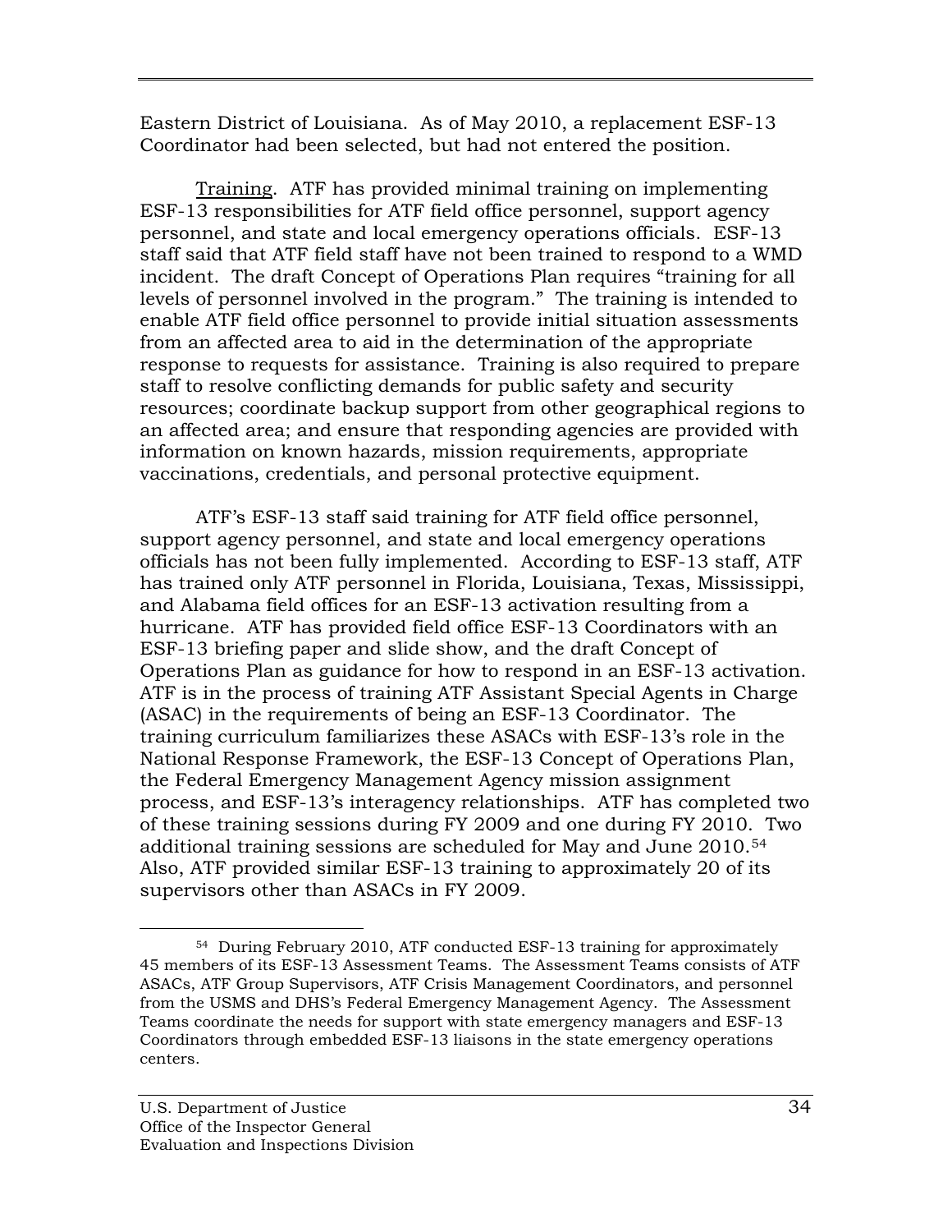Eastern District of Louisiana. As of May 2010, a replacement ESF-13 Coordinator had been selected, but had not entered the position.

Training. ATF has provided minimal training on implementing ESF-13 responsibilities for ATF field office personnel, support agency personnel, and state and local emergency operations officials. ESF-13 staff said that ATF field staff have not been trained to respond to a WMD incident. The draft Concept of Operations Plan requires "training for all levels of personnel involved in the program." The training is intended to enable ATF field office personnel to provide initial situation assessments from an affected area to aid in the determination of the appropriate response to requests for assistance. Training is also required to prepare staff to resolve conflicting demands for public safety and security resources; coordinate backup support from other geographical regions to an affected area; and ensure that responding agencies are provided with information on known hazards, mission requirements, appropriate vaccinations, credentials, and personal protective equipment.

ATF's ESF-13 staff said training for ATF field office personnel, support agency personnel, and state and local emergency operations officials has not been fully implemented. According to ESF-13 staff, ATF has trained only ATF personnel in Florida, Louisiana, Texas, Mississippi, and Alabama field offices for an ESF-13 activation resulting from a hurricane. ATF has provided field office ESF-13 Coordinators with an ESF-13 briefing paper and slide show, and the draft Concept of Operations Plan as guidance for how to respond in an ESF-13 activation. ATF is in the process of training ATF Assistant Special Agents in Charge (ASAC) in the requirements of being an ESF-13 Coordinator. The training curriculum familiarizes these ASACs with ESF-13's role in the National Response Framework, the ESF-13 Concept of Operations Plan, the Federal Emergency Management Agency mission assignment process, and ESF-13's interagency relationships. ATF has completed two of these training sessions during FY 2009 and one during FY 2010. Two additional training sessions are scheduled for May and June 2010.[54] Also, ATF provided similar ESF-13 training to approximately 20 of its supervisors other than ASACs in FY 2009.

[54] During February 2010, ATF conducted ESF-13 training for approximately 45 members of its ESF-13 Assessment Teams. The Assessment Teams consists of ATF ASACs, ATF Group Supervisors, ATF Crisis Management Coordinators, and personnel from the USMS and DHS's Federal Emergency Management Agency. The Assessment Teams coordinate the needs for support with state emergency managers and ESF-13 Coordinators through embedded ESF-13 liaisons in the state emergency operations centers.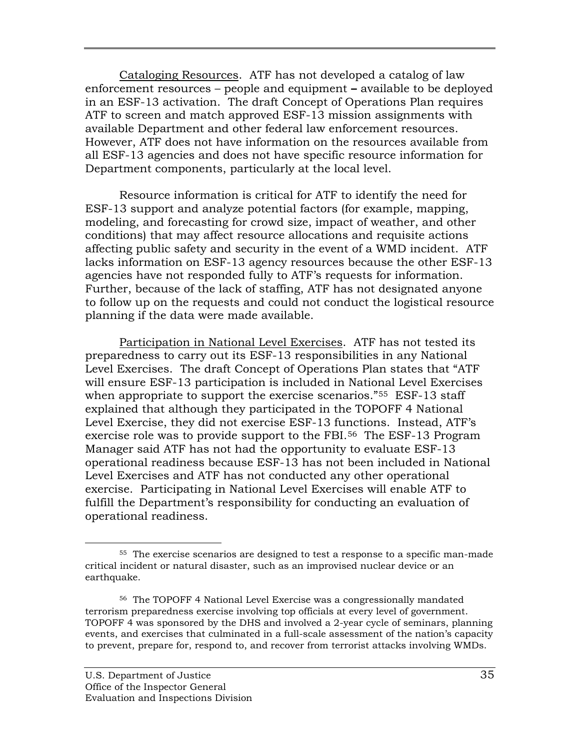Cataloging Resources. ATF has not developed a catalog of law enforcement resources – people and equipment **–** available to be deployed in an ESF-13 activation. The draft Concept of Operations Plan requires ATF to screen and match approved ESF-13 mission assignments with available Department and other federal law enforcement resources. However, ATF does not have information on the resources available from all ESF-13 agencies and does not have specific resource information for Department components, particularly at the local level.

Resource information is critical for ATF to identify the need for ESF-13 support and analyze potential factors (for example, mapping, modeling, and forecasting for crowd size, impact of weather, and other conditions) that may affect resource allocations and requisite actions affecting public safety and security in the event of a WMD incident. ATF lacks information on ESF-13 agency resources because the other ESF-13 agencies have not responded fully to ATF's requests for information. Further, because of the lack of staffing, ATF has not designated anyone to follow up on the requests and could not conduct the logistical resource planning if the data were made available.

Participation in National Level Exercises. ATF has not tested its preparedness to carry out its ESF-13 responsibilities in any National Level Exercises. The draft Concept of Operations Plan states that "ATF will ensure ESF-13 participation is included in National Level Exercises when appropriate to support the exercise scenarios."[55] ESF-13 staff explained that although they participated in the TOPOFF 4 National Level Exercise, they did not exercise ESF-13 functions. Instead, ATF's exercise role was to provide support to the FBI.[56] The ESF-13 Program Manager said ATF has not had the opportunity to evaluate ESF-13 operational readiness because ESF-13 has not been included in National Level Exercises and ATF has not conducted any other operational exercise. Participating in National Level Exercises will enable ATF to fulfill the Department's responsibility for conducting an evaluation of operational readiness.

---

[55] The exercise scenarios are designed to test a response to a specific man-made critical incident or natural disaster, such as an improvised nuclear device or an earthquake.

[56] The TOPOFF 4 National Level Exercise was a congressionally mandated terrorism preparedness exercise involving top officials at every level of government. TOPOFF 4 was sponsored by the DHS and involved a 2-year cycle of seminars, planning events, and exercises that culminated in a full-scale assessment of the nation's capacity to prevent, prepare for, respond to, and recover from terrorist attacks involving WMDs.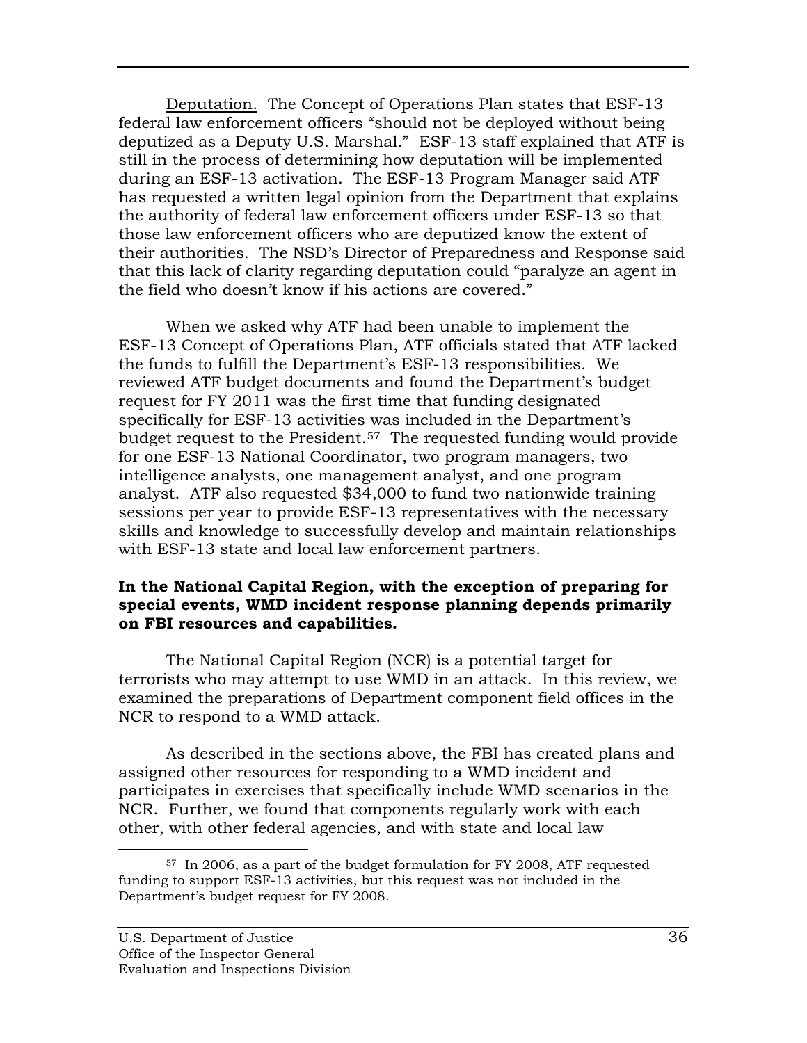Deputation. The Concept of Operations Plan states that ESF-13 federal law enforcement officers "should not be deployed without being deputized as a Deputy U.S. Marshal." ESF-13 staff explained that ATF is still in the process of determining how deputation will be implemented during an ESF-13 activation. The ESF-13 Program Manager said ATF has requested a written legal opinion from the Department that explains the authority of federal law enforcement officers under ESF-13 so that those law enforcement officers who are deputized know the extent of their authorities. The NSD's Director of Preparedness and Response said that this lack of clarity regarding deputation could "paralyze an agent in the field who doesn't know if his actions are covered."

When we asked why ATF had been unable to implement the ESF-13 Concept of Operations Plan, ATF officials stated that ATF lacked the funds to fulfill the Department's ESF-13 responsibilities. We reviewed ATF budget documents and found the Department's budget request for FY 2011 was the first time that funding designated specifically for ESF-13 activities was included in the Department's budget request to the President.[57] The requested funding would provide for one ESF-13 National Coordinator, two program managers, two intelligence analysts, one management analyst, and one program analyst. ATF also requested $34,000 to fund two nationwide training sessions per year to provide ESF-13 representatives with the necessary skills and knowledge to successfully develop and maintain relationships with ESF-13 state and local law enforcement partners.

**In the National Capital Region, with the exception of preparing for special events, WMD incident response planning depends primarily on FBI resources and capabilities.**

The National Capital Region (NCR) is a potential target for terrorists who may attempt to use WMD in an attack. In this review, we examined the preparations of Department component field offices in the NCR to respond to a WMD attack.

As described in the sections above, the FBI has created plans and assigned other resources for responding to a WMD incident and participates in exercises that specifically include WMD scenarios in the NCR. Further, we found that components regularly work with each other, with other federal agencies, and with state and local law

[57] In 2006, as a part of the budget formulation for FY 2008, ATF requested funding to support ESF-13 activities, but this request was not included in the Department's budget request for FY 2008.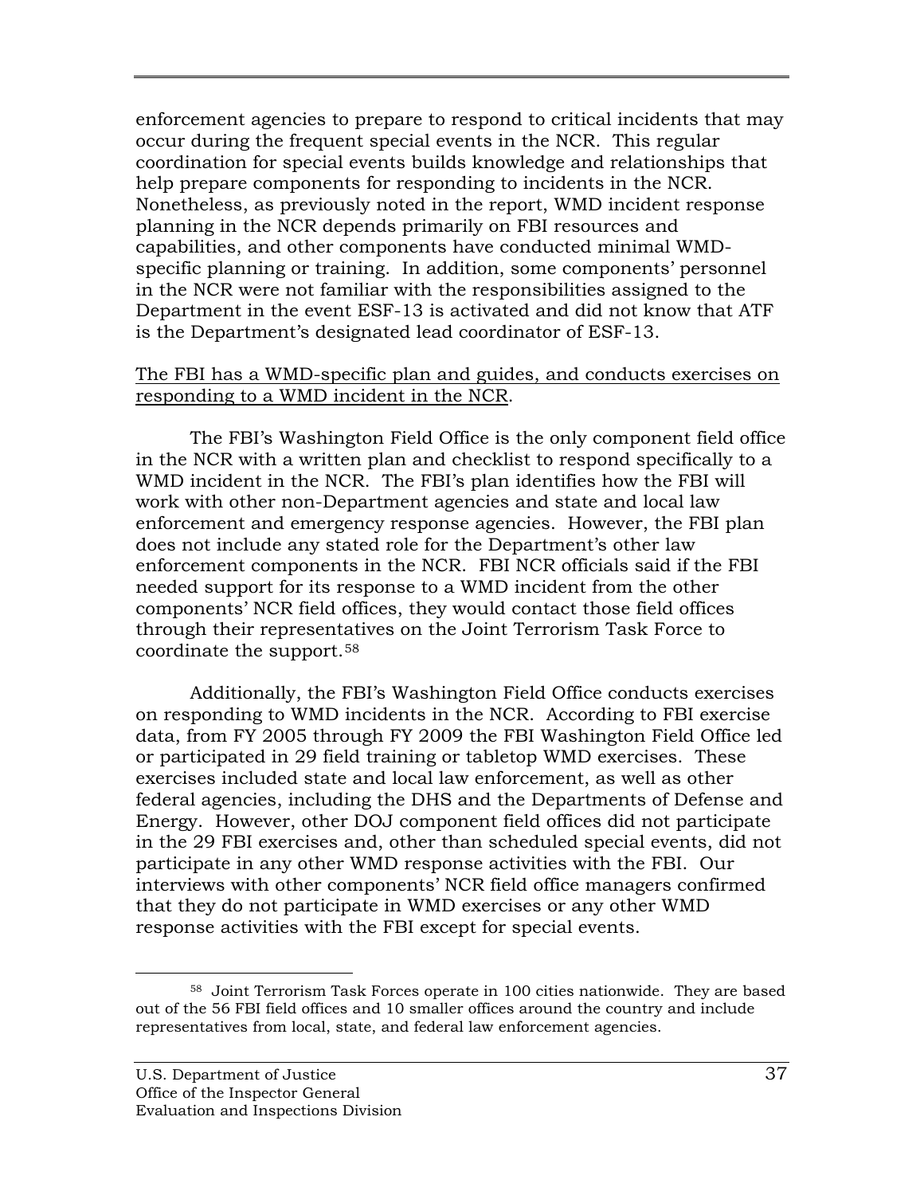enforcement agencies to prepare to respond to critical incidents that may occur during the frequent special events in the NCR. This regular coordination for special events builds knowledge and relationships that help prepare components for responding to incidents in the NCR. Nonetheless, as previously noted in the report, WMD incident response planning in the NCR depends primarily on FBI resources and capabilities, and other components have conducted minimal WMD-specific planning or training. In addition, some components' personnel in the NCR were not familiar with the responsibilities assigned to the Department in the event ESF-13 is activated and did not know that ATF is the Department's designated lead coordinator of ESF-13.

<u>The FBI has a WMD-specific plan and guides, and conducts exercises on responding to a WMD incident in the NCR</u>.

The FBI's Washington Field Office is the only component field office in the NCR with a written plan and checklist to respond specifically to a WMD incident in the NCR. The FBI's plan identifies how the FBI will work with other non-Department agencies and state and local law enforcement and emergency response agencies. However, the FBI plan does not include any stated role for the Department's other law enforcement components in the NCR. FBI NCR officials said if the FBI needed support for its response to a WMD incident from the other components' NCR field offices, they would contact those field offices through their representatives on the Joint Terrorism Task Force to coordinate the support.[58]

Additionally, the FBI's Washington Field Office conducts exercises on responding to WMD incidents in the NCR. According to FBI exercise data, from FY 2005 through FY 2009 the FBI Washington Field Office led or participated in 29 field training or tabletop WMD exercises. These exercises included state and local law enforcement, as well as other federal agencies, including the DHS and the Departments of Defense and Energy. However, other DOJ component field offices did not participate in the 29 FBI exercises and, other than scheduled special events, did not participate in any other WMD response activities with the FBI. Our interviews with other components' NCR field office managers confirmed that they do not participate in WMD exercises or any other WMD response activities with the FBI except for special events.

---

[58] Joint Terrorism Task Forces operate in 100 cities nationwide. They are based out of the 56 FBI field offices and 10 smaller offices around the country and include representatives from local, state, and federal law enforcement agencies.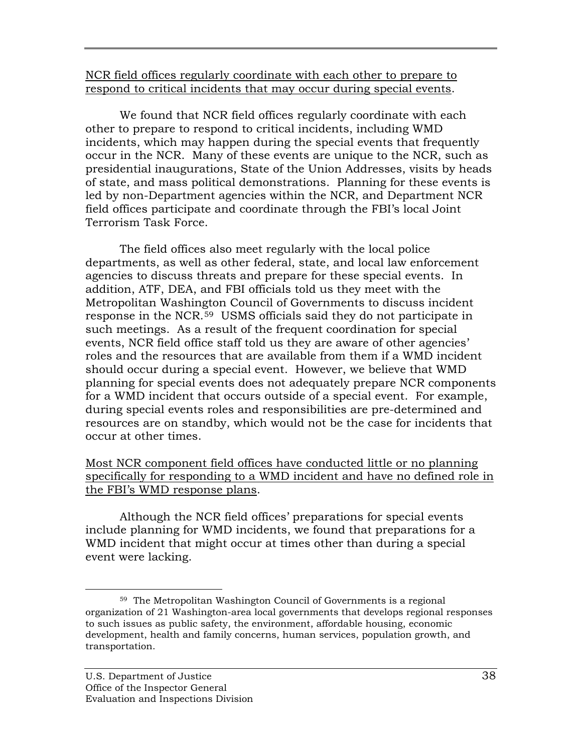<u>NCR field offices regularly coordinate with each other to prepare to respond to critical incidents that may occur during special events</u>.

We found that NCR field offices regularly coordinate with each other to prepare to respond to critical incidents, including WMD incidents, which may happen during the special events that frequently occur in the NCR. Many of these events are unique to the NCR, such as presidential inaugurations, State of the Union Addresses, visits by heads of state, and mass political demonstrations. Planning for these events is led by non-Department agencies within the NCR, and Department NCR field offices participate and coordinate through the FBI's local Joint Terrorism Task Force.

The field offices also meet regularly with the local police departments, as well as other federal, state, and local law enforcement agencies to discuss threats and prepare for these special events. In addition, ATF, DEA, and FBI officials told us they meet with the Metropolitan Washington Council of Governments to discuss incident response in the NCR.[59] USMS officials said they do not participate in such meetings. As a result of the frequent coordination for special events, NCR field office staff told us they are aware of other agencies' roles and the resources that are available from them if a WMD incident should occur during a special event. However, we believe that WMD planning for special events does not adequately prepare NCR components for a WMD incident that occurs outside of a special event. For example, during special events roles and responsibilities are pre-determined and resources are on standby, which would not be the case for incidents that occur at other times.

<u>Most NCR component field offices have conducted little or no planning specifically for responding to a WMD incident and have no defined role in the FBI's WMD response plans</u>.

Although the NCR field offices' preparations for special events include planning for WMD incidents, we found that preparations for a WMD incident that might occur at times other than during a special event were lacking.

---

[59] The Metropolitan Washington Council of Governments is a regional organization of 21 Washington-area local governments that develops regional responses to such issues as public safety, the environment, affordable housing, economic development, health and family concerns, human services, population growth, and transportation.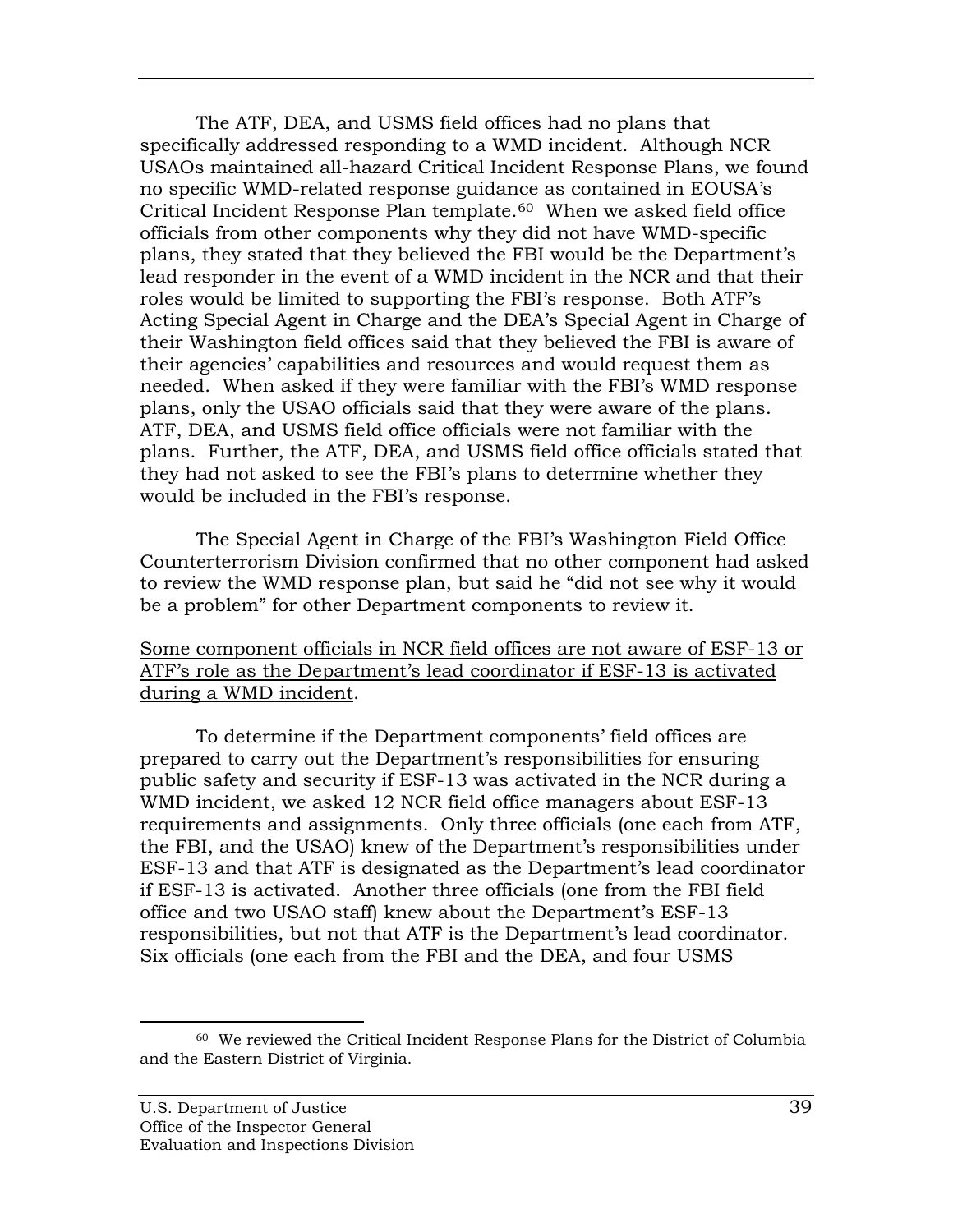The ATF, DEA, and USMS field offices had no plans that specifically addressed responding to a WMD incident. Although NCR USAOs maintained all-hazard Critical Incident Response Plans, we found no specific WMD-related response guidance as contained in EOUSA's Critical Incident Response Plan template.[60] When we asked field office officials from other components why they did not have WMD-specific plans, they stated that they believed the FBI would be the Department's lead responder in the event of a WMD incident in the NCR and that their roles would be limited to supporting the FBI's response. Both ATF's Acting Special Agent in Charge and the DEA's Special Agent in Charge of their Washington field offices said that they believed the FBI is aware of their agencies' capabilities and resources and would request them as needed. When asked if they were familiar with the FBI's WMD response plans, only the USAO officials said that they were aware of the plans. ATF, DEA, and USMS field office officials were not familiar with the plans. Further, the ATF, DEA, and USMS field office officials stated that they had not asked to see the FBI's plans to determine whether they would be included in the FBI's response.

The Special Agent in Charge of the FBI's Washington Field Office Counterterrorism Division confirmed that no other component had asked to review the WMD response plan, but said he "did not see why it would be a problem" for other Department components to review it.

<u>Some component officials in NCR field offices are not aware of ESF-13 or ATF's role as the Department's lead coordinator if ESF-13 is activated during a WMD incident</u>.

To determine if the Department components' field offices are prepared to carry out the Department's responsibilities for ensuring public safety and security if ESF-13 was activated in the NCR during a WMD incident, we asked 12 NCR field office managers about ESF-13 requirements and assignments. Only three officials (one each from ATF, the FBI, and the USAO) knew of the Department's responsibilities under ESF-13 and that ATF is designated as the Department's lead coordinator if ESF-13 is activated. Another three officials (one from the FBI field office and two USAO staff) knew about the Department's ESF-13 responsibilities, but not that ATF is the Department's lead coordinator. Six officials (one each from the FBI and the DEA, and four USMS

---

[60] We reviewed the Critical Incident Response Plans for the District of Columbia and the Eastern District of Virginia.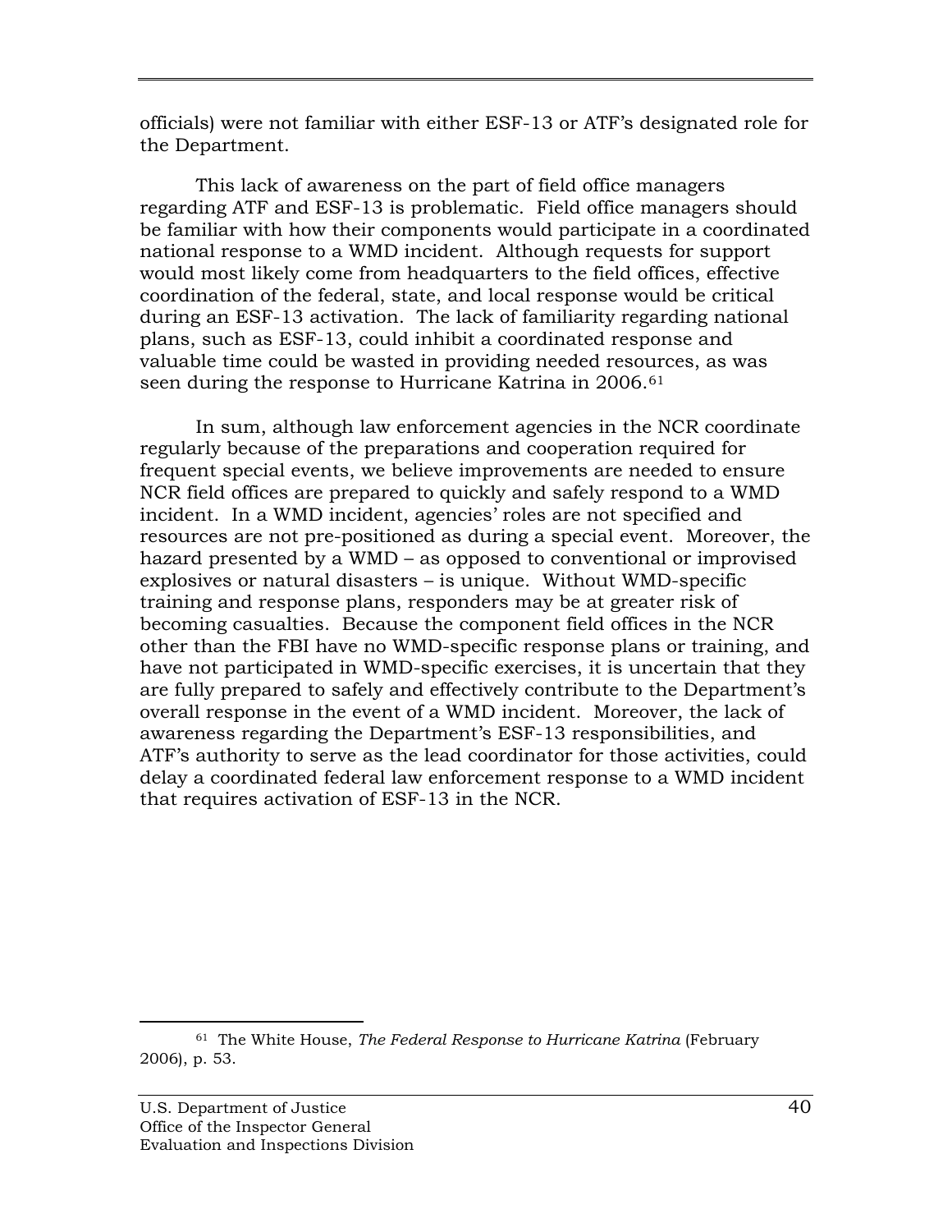officials) were not familiar with either ESF-13 or ATF's designated role for the Department.

This lack of awareness on the part of field office managers regarding ATF and ESF-13 is problematic. Field office managers should be familiar with how their components would participate in a coordinated national response to a WMD incident. Although requests for support would most likely come from headquarters to the field offices, effective coordination of the federal, state, and local response would be critical during an ESF-13 activation. The lack of familiarity regarding national plans, such as ESF-13, could inhibit a coordinated response and valuable time could be wasted in providing needed resources, as was seen during the response to Hurricane Katrina in 2006.[61]

In sum, although law enforcement agencies in the NCR coordinate regularly because of the preparations and cooperation required for frequent special events, we believe improvements are needed to ensure NCR field offices are prepared to quickly and safely respond to a WMD incident. In a WMD incident, agencies' roles are not specified and resources are not pre-positioned as during a special event. Moreover, the hazard presented by a WMD – as opposed to conventional or improvised explosives or natural disasters – is unique. Without WMD-specific training and response plans, responders may be at greater risk of becoming casualties. Because the component field offices in the NCR other than the FBI have no WMD-specific response plans or training, and have not participated in WMD-specific exercises, it is uncertain that they are fully prepared to safely and effectively contribute to the Department's overall response in the event of a WMD incident. Moreover, the lack of awareness regarding the Department's ESF-13 responsibilities, and ATF's authority to serve as the lead coordinator for those activities, could delay a coordinated federal law enforcement response to a WMD incident that requires activation of ESF-13 in the NCR.

---

[61] The White House, *The Federal Response to Hurricane Katrina* (February 2006), p. 53.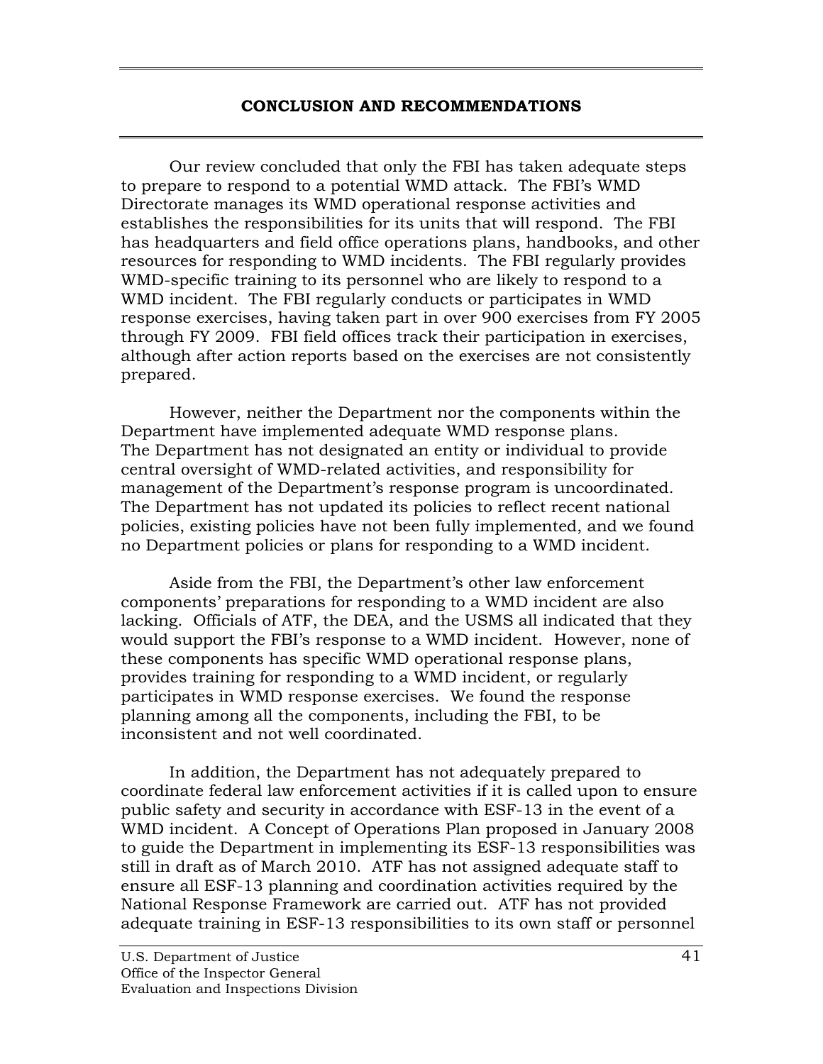# CONCLUSION AND RECOMMENDATIONS

Our review concluded that only the FBI has taken adequate steps to prepare to respond to a potential WMD attack. The FBI's WMD Directorate manages its WMD operational response activities and establishes the responsibilities for its units that will respond. The FBI has headquarters and field office operations plans, handbooks, and other resources for responding to WMD incidents. The FBI regularly provides WMD-specific training to its personnel who are likely to respond to a WMD incident. The FBI regularly conducts or participates in WMD response exercises, having taken part in over 900 exercises from FY 2005 through FY 2009. FBI field offices track their participation in exercises, although after action reports based on the exercises are not consistently prepared.

However, neither the Department nor the components within the Department have implemented adequate WMD response plans. The Department has not designated an entity or individual to provide central oversight of WMD-related activities, and responsibility for management of the Department's response program is uncoordinated. The Department has not updated its policies to reflect recent national policies, existing policies have not been fully implemented, and we found no Department policies or plans for responding to a WMD incident.

Aside from the FBI, the Department's other law enforcement components' preparations for responding to a WMD incident are also lacking. Officials of ATF, the DEA, and the USMS all indicated that they would support the FBI's response to a WMD incident. However, none of these components has specific WMD operational response plans, provides training for responding to a WMD incident, or regularly participates in WMD response exercises. We found the response planning among all the components, including the FBI, to be inconsistent and not well coordinated.

In addition, the Department has not adequately prepared to coordinate federal law enforcement activities if it is called upon to ensure public safety and security in accordance with ESF-13 in the event of a WMD incident. A Concept of Operations Plan proposed in January 2008 to guide the Department in implementing its ESF-13 responsibilities was still in draft as of March 2010. ATF has not assigned adequate staff to ensure all ESF-13 planning and coordination activities required by the National Response Framework are carried out. ATF has not provided adequate training in ESF-13 responsibilities to its own staff or personnel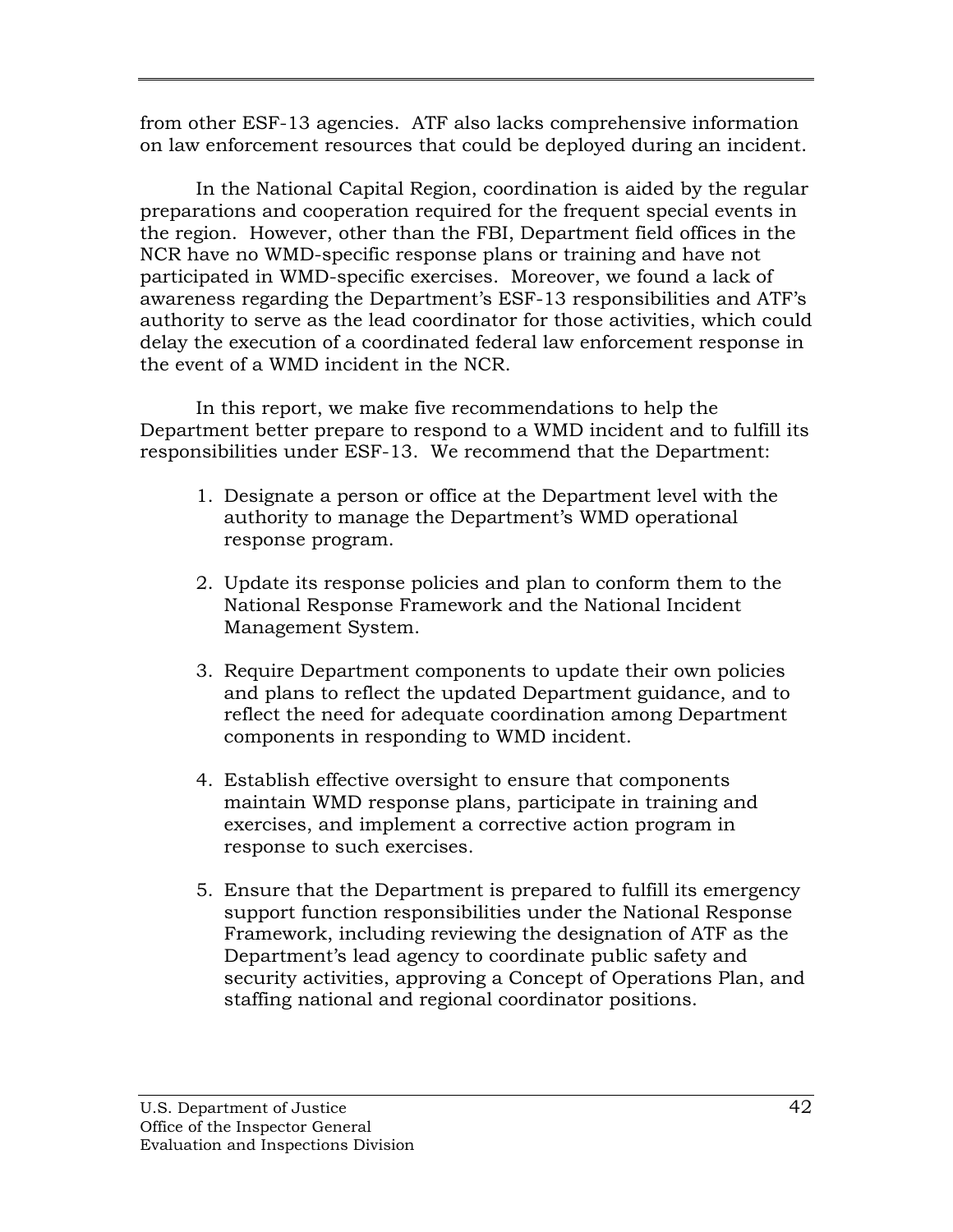from other ESF-13 agencies. ATF also lacks comprehensive information on law enforcement resources that could be deployed during an incident.

In the National Capital Region, coordination is aided by the regular preparations and cooperation required for the frequent special events in the region. However, other than the FBI, Department field offices in the NCR have no WMD-specific response plans or training and have not participated in WMD-specific exercises. Moreover, we found a lack of awareness regarding the Department's ESF-13 responsibilities and ATF's authority to serve as the lead coordinator for those activities, which could delay the execution of a coordinated federal law enforcement response in the event of a WMD incident in the NCR.

In this report, we make five recommendations to help the Department better prepare to respond to a WMD incident and to fulfill its responsibilities under ESF-13. We recommend that the Department:

1. Designate a person or office at the Department level with the authority to manage the Department's WMD operational response program.

2. Update its response policies and plan to conform them to the National Response Framework and the National Incident Management System.

3. Require Department components to update their own policies and plans to reflect the updated Department guidance, and to reflect the need for adequate coordination among Department components in responding to WMD incident.

4. Establish effective oversight to ensure that components maintain WMD response plans, participate in training and exercises, and implement a corrective action program in response to such exercises.

5. Ensure that the Department is prepared to fulfill its emergency support function responsibilities under the National Response Framework, including reviewing the designation of ATF as the Department's lead agency to coordinate public safety and security activities, approving a Concept of Operations Plan, and staffing national and regional coordinator positions.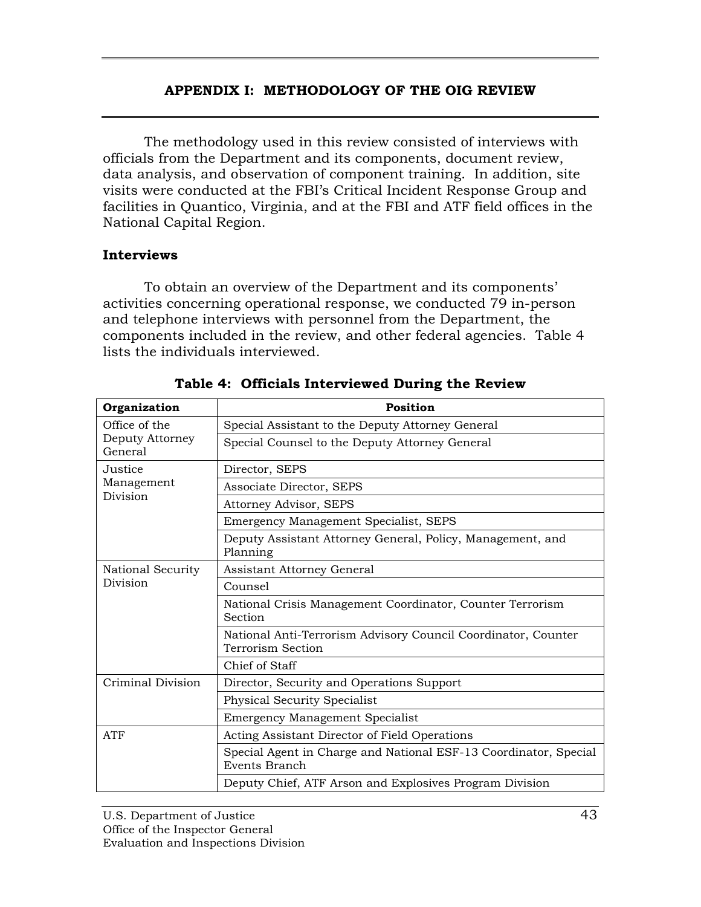# APPENDIX I: METHODOLOGY OF THE OIG REVIEW

The methodology used in this review consisted of interviews with officials from the Department and its components, document review, data analysis, and observation of component training. In addition, site visits were conducted at the FBI's Critical Incident Response Group and facilities in Quantico, Virginia, and at the FBI and ATF field offices in the National Capital Region.

## Interviews

To obtain an overview of the Department and its components' activities concerning operational response, we conducted 79 in-person and telephone interviews with personnel from the Department, the components included in the review, and other federal agencies. Table 4 lists the individuals interviewed.

**Table 4: Officials Interviewed During the Review**

| Organization | Position |
|---|---|
| Office of the Deputy Attorney General | Special Assistant to the Deputy Attorney General |
| | Special Counsel to the Deputy Attorney General |
| Justice Management Division | Director, SEPS |
| | Associate Director, SEPS |
| | Attorney Advisor, SEPS |
| | Emergency Management Specialist, SEPS |
| | Deputy Assistant Attorney General, Policy, Management, and Planning |
| National Security Division | Assistant Attorney General |
| | Counsel |
| | National Crisis Management Coordinator, Counter Terrorism Section |
| | National Anti-Terrorism Advisory Council Coordinator, Counter Terrorism Section |
| | Chief of Staff |
| Criminal Division | Director, Security and Operations Support |
| | Physical Security Specialist |
| | Emergency Management Specialist |
| ATF | Acting Assistant Director of Field Operations |
| | Special Agent in Charge and National ESF-13 Coordinator, Special Events Branch |
| | Deputy Chief, ATF Arson and Explosives Program Division |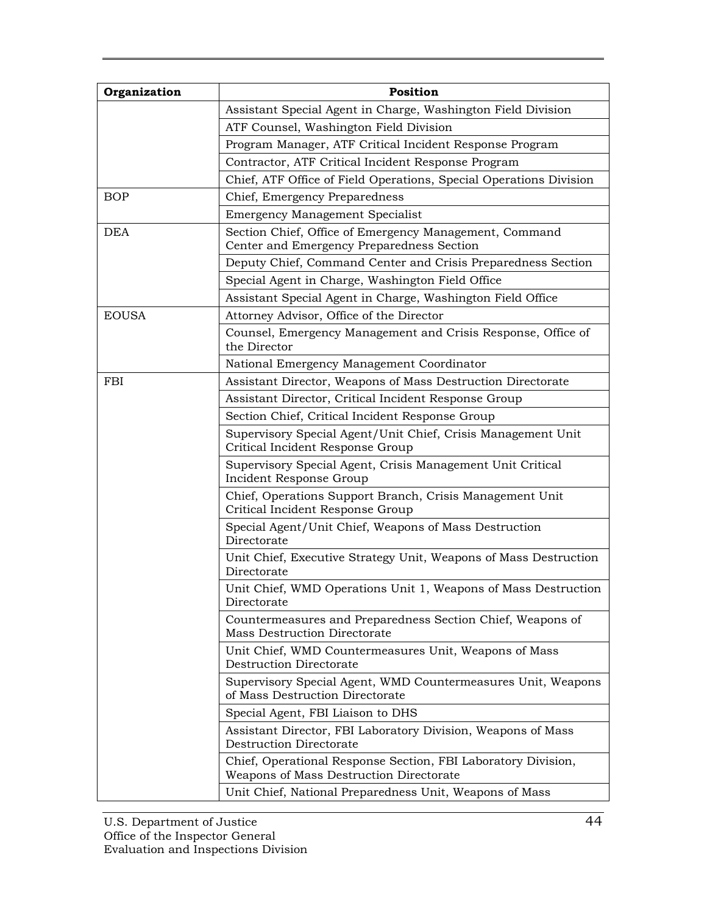| Organization | Position |
|---|---|
| | Assistant Special Agent in Charge, Washington Field Division |
| | ATF Counsel, Washington Field Division |
| | Program Manager, ATF Critical Incident Response Program |
| | Contractor, ATF Critical Incident Response Program |
| | Chief, ATF Office of Field Operations, Special Operations Division |
| BOP | Chief, Emergency Preparedness |
| | Emergency Management Specialist |
| DEA | Section Chief, Office of Emergency Management, Command Center and Emergency Preparedness Section |
| | Deputy Chief, Command Center and Crisis Preparedness Section |
| | Special Agent in Charge, Washington Field Office |
| | Assistant Special Agent in Charge, Washington Field Office |
| EOUSA | Attorney Advisor, Office of the Director |
| | Counsel, Emergency Management and Crisis Response, Office of the Director |
| | National Emergency Management Coordinator |
| FBI | Assistant Director, Weapons of Mass Destruction Directorate |
| | Assistant Director, Critical Incident Response Group |
| | Section Chief, Critical Incident Response Group |
| | Supervisory Special Agent/Unit Chief, Crisis Management Unit Critical Incident Response Group |
| | Supervisory Special Agent, Crisis Management Unit Critical Incident Response Group |
| | Chief, Operations Support Branch, Crisis Management Unit Critical Incident Response Group |
| | Special Agent/Unit Chief, Weapons of Mass Destruction Directorate |
| | Unit Chief, Executive Strategy Unit, Weapons of Mass Destruction Directorate |
| | Unit Chief, WMD Operations Unit 1, Weapons of Mass Destruction Directorate |
| | Countermeasures and Preparedness Section Chief, Weapons of Mass Destruction Directorate |
| | Unit Chief, WMD Countermeasures Unit, Weapons of Mass Destruction Directorate |
| | Supervisory Special Agent, WMD Countermeasures Unit, Weapons of Mass Destruction Directorate |
| | Special Agent, FBI Liaison to DHS |
| | Assistant Director, FBI Laboratory Division, Weapons of Mass Destruction Directorate |
| | Chief, Operational Response Section, FBI Laboratory Division, Weapons of Mass Destruction Directorate |
| | Unit Chief, National Preparedness Unit, Weapons of Mass |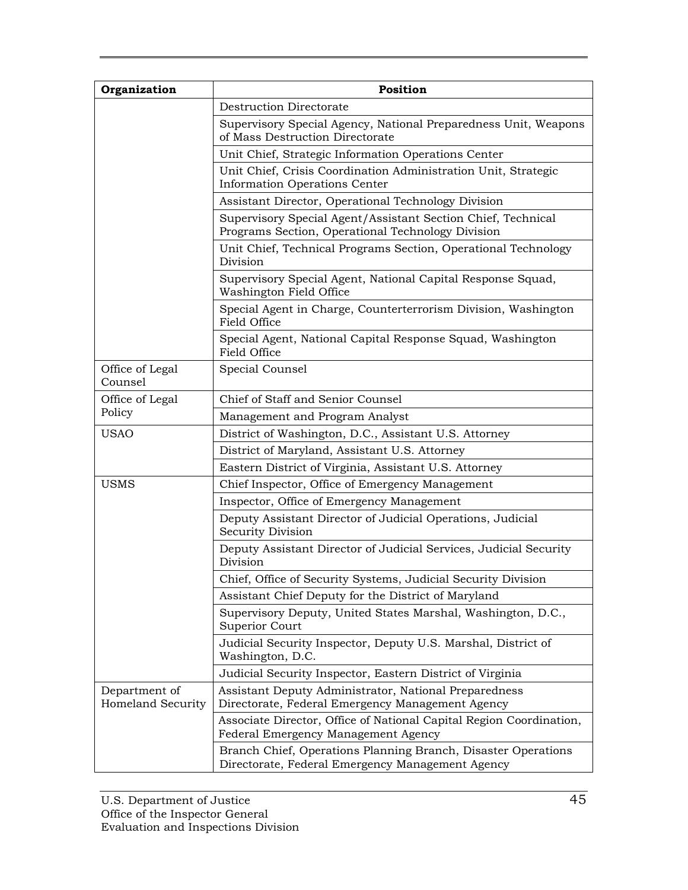| Organization | Position |
| --- | --- |
| | Destruction Directorate |
| | Supervisory Special Agency, National Preparedness Unit, Weapons of Mass Destruction Directorate |
| | Unit Chief, Strategic Information Operations Center |
| | Unit Chief, Crisis Coordination Administration Unit, Strategic Information Operations Center |
| | Assistant Director, Operational Technology Division |
| | Supervisory Special Agent/Assistant Section Chief, Technical Programs Section, Operational Technology Division |
| | Unit Chief, Technical Programs Section, Operational Technology Division |
| | Supervisory Special Agent, National Capital Response Squad, Washington Field Office |
| | Special Agent in Charge, Counterterrorism Division, Washington Field Office |
| | Special Agent, National Capital Response Squad, Washington Field Office |
| Office of Legal Counsel | Special Counsel |
| Office of Legal Policy | Chief of Staff and Senior Counsel |
| | Management and Program Analyst |
| USAO | District of Washington, D.C., Assistant U.S. Attorney |
| | District of Maryland, Assistant U.S. Attorney |
| | Eastern District of Virginia, Assistant U.S. Attorney |
| USMS | Chief Inspector, Office of Emergency Management |
| | Inspector, Office of Emergency Management |
| | Deputy Assistant Director of Judicial Operations, Judicial Security Division |
| | Deputy Assistant Director of Judicial Services, Judicial Security Division |
| | Chief, Office of Security Systems, Judicial Security Division |
| | Assistant Chief Deputy for the District of Maryland |
| | Supervisory Deputy, United States Marshal, Washington, D.C., Superior Court |
| | Judicial Security Inspector, Deputy U.S. Marshal, District of Washington, D.C. |
| | Judicial Security Inspector, Eastern District of Virginia |
| Department of Homeland Security | Assistant Deputy Administrator, National Preparedness Directorate, Federal Emergency Management Agency |
| | Associate Director, Office of National Capital Region Coordination, Federal Emergency Management Agency |
| | Branch Chief, Operations Planning Branch, Disaster Operations Directorate, Federal Emergency Management Agency |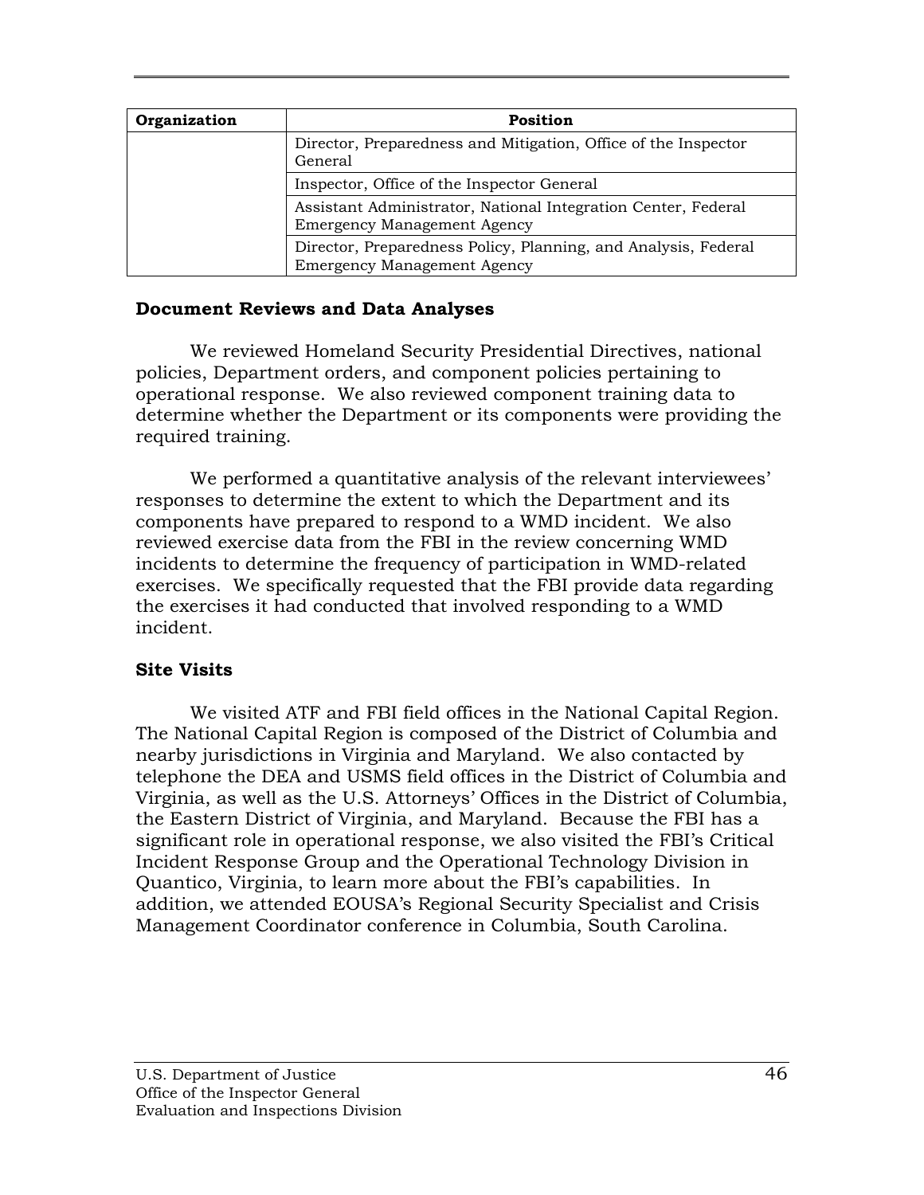| Organization | Position |
|---|---|
| | Director, Preparedness and Mitigation, Office of the Inspector General |
| | Inspector, Office of the Inspector General |
| | Assistant Administrator, National Integration Center, Federal Emergency Management Agency |
| | Director, Preparedness Policy, Planning, and Analysis, Federal Emergency Management Agency |

### Document Reviews and Data Analyses

We reviewed Homeland Security Presidential Directives, national policies, Department orders, and component policies pertaining to operational response. We also reviewed component training data to determine whether the Department or its components were providing the required training.

We performed a quantitative analysis of the relevant interviewees' responses to determine the extent to which the Department and its components have prepared to respond to a WMD incident. We also reviewed exercise data from the FBI in the review concerning WMD incidents to determine the frequency of participation in WMD-related exercises. We specifically requested that the FBI provide data regarding the exercises it had conducted that involved responding to a WMD incident.

### Site Visits

We visited ATF and FBI field offices in the National Capital Region. The National Capital Region is composed of the District of Columbia and nearby jurisdictions in Virginia and Maryland. We also contacted by telephone the DEA and USMS field offices in the District of Columbia and Virginia, as well as the U.S. Attorneys' Offices in the District of Columbia, the Eastern District of Virginia, and Maryland. Because the FBI has a significant role in operational response, we also visited the FBI's Critical Incident Response Group and the Operational Technology Division in Quantico, Virginia, to learn more about the FBI's capabilities. In addition, we attended EOUSA's Regional Security Specialist and Crisis Management Coordinator conference in Columbia, South Carolina.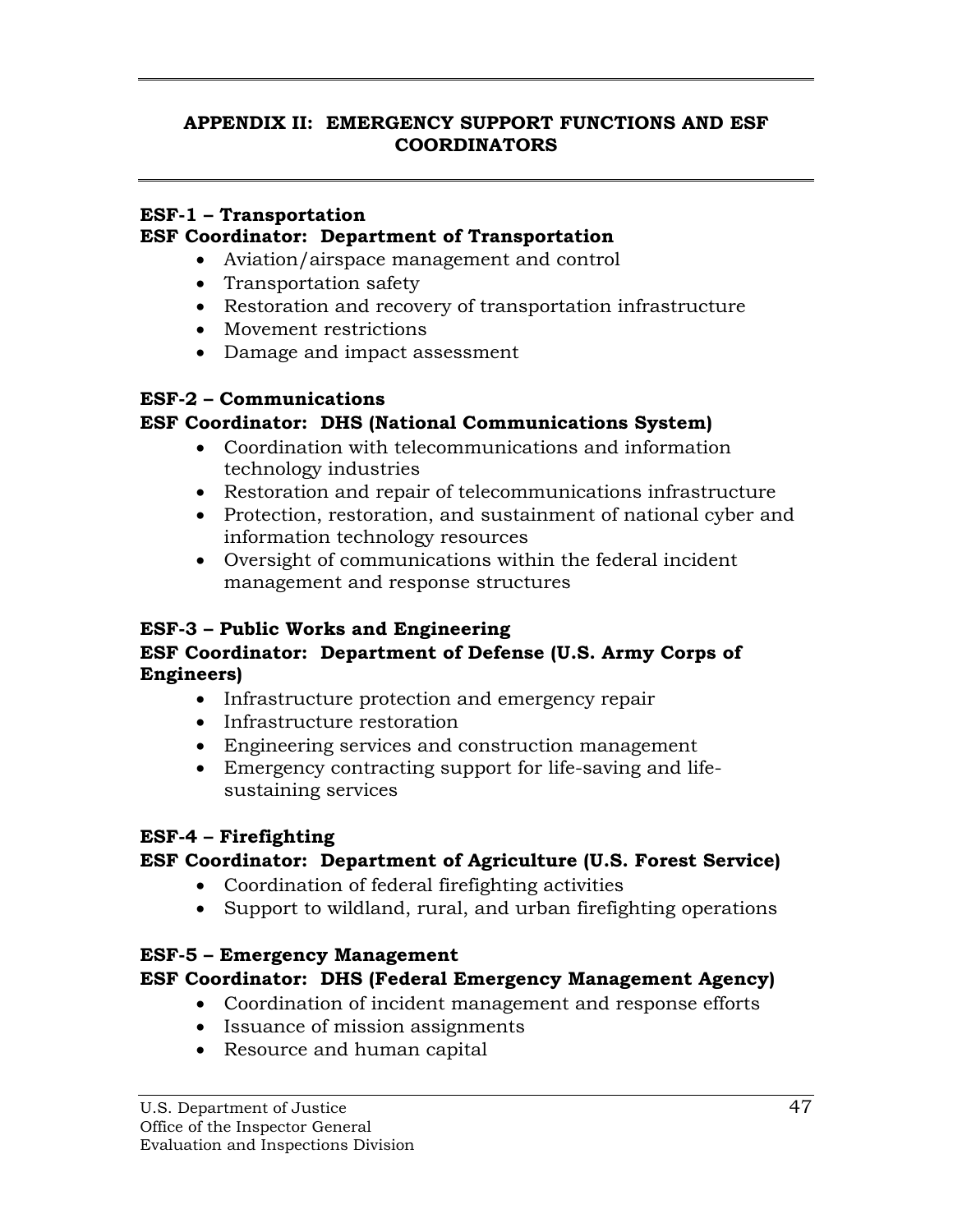## APPENDIX II: EMERGENCY SUPPORT FUNCTIONS AND ESF COORDINATORS

**ESF-1 – Transportation**
**ESF Coordinator: Department of Transportation**

- Aviation/airspace management and control
- Transportation safety
- Restoration and recovery of transportation infrastructure
- Movement restrictions
- Damage and impact assessment

**ESF-2 – Communications**
**ESF Coordinator: DHS (National Communications System)**

- Coordination with telecommunications and information technology industries
- Restoration and repair of telecommunications infrastructure
- Protection, restoration, and sustainment of national cyber and information technology resources
- Oversight of communications within the federal incident management and response structures

**ESF-3 – Public Works and Engineering**
**ESF Coordinator: Department of Defense (U.S. Army Corps of Engineers)**

- Infrastructure protection and emergency repair
- Infrastructure restoration
- Engineering services and construction management
- Emergency contracting support for life-saving and life-sustaining services

**ESF-4 – Firefighting**
**ESF Coordinator: Department of Agriculture (U.S. Forest Service)**

- Coordination of federal firefighting activities
- Support to wildland, rural, and urban firefighting operations

**ESF-5 – Emergency Management**
**ESF Coordinator: DHS (Federal Emergency Management Agency)**

- Coordination of incident management and response efforts
- Issuance of mission assignments
- Resource and human capital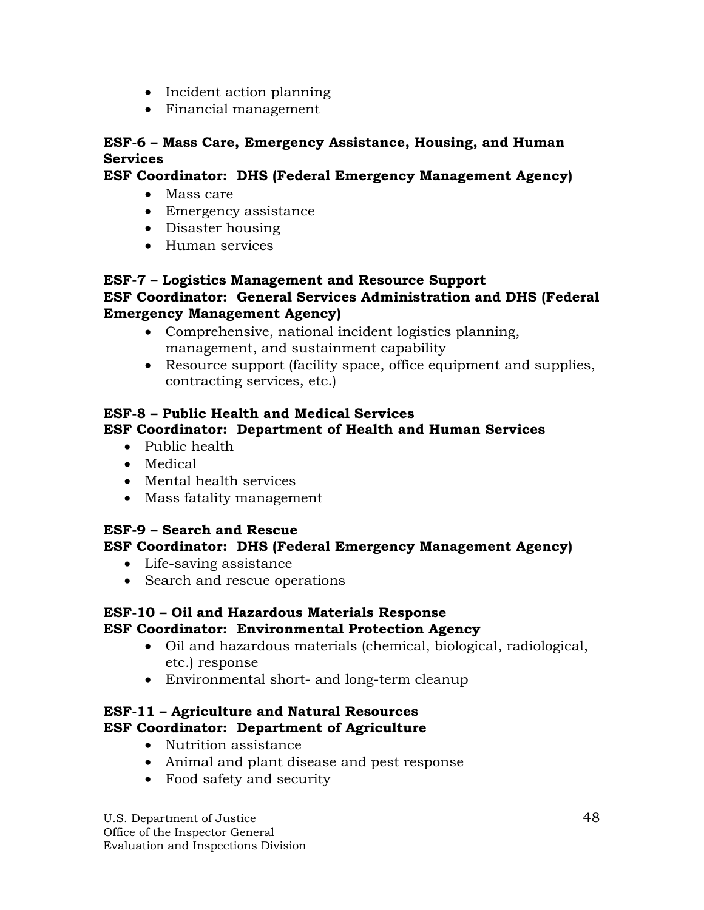- Incident action planning
- Financial management

**ESF-6 – Mass Care, Emergency Assistance, Housing, and Human Services**
**ESF Coordinator: DHS (Federal Emergency Management Agency)**

- Mass care
- Emergency assistance
- Disaster housing
- Human services

**ESF-7 – Logistics Management and Resource Support**
**ESF Coordinator: General Services Administration and DHS (Federal Emergency Management Agency)**

- Comprehensive, national incident logistics planning, management, and sustainment capability
- Resource support (facility space, office equipment and supplies, contracting services, etc.)

**ESF-8 – Public Health and Medical Services**
**ESF Coordinator: Department of Health and Human Services**

- Public health
- Medical
- Mental health services
- Mass fatality management

**ESF-9 – Search and Rescue**
**ESF Coordinator: DHS (Federal Emergency Management Agency)**

- Life-saving assistance
- Search and rescue operations

**ESF-10 – Oil and Hazardous Materials Response**
**ESF Coordinator: Environmental Protection Agency**

- Oil and hazardous materials (chemical, biological, radiological, etc.) response
- Environmental short- and long-term cleanup

**ESF-11 – Agriculture and Natural Resources**
**ESF Coordinator: Department of Agriculture**

- Nutrition assistance
- Animal and plant disease and pest response
- Food safety and security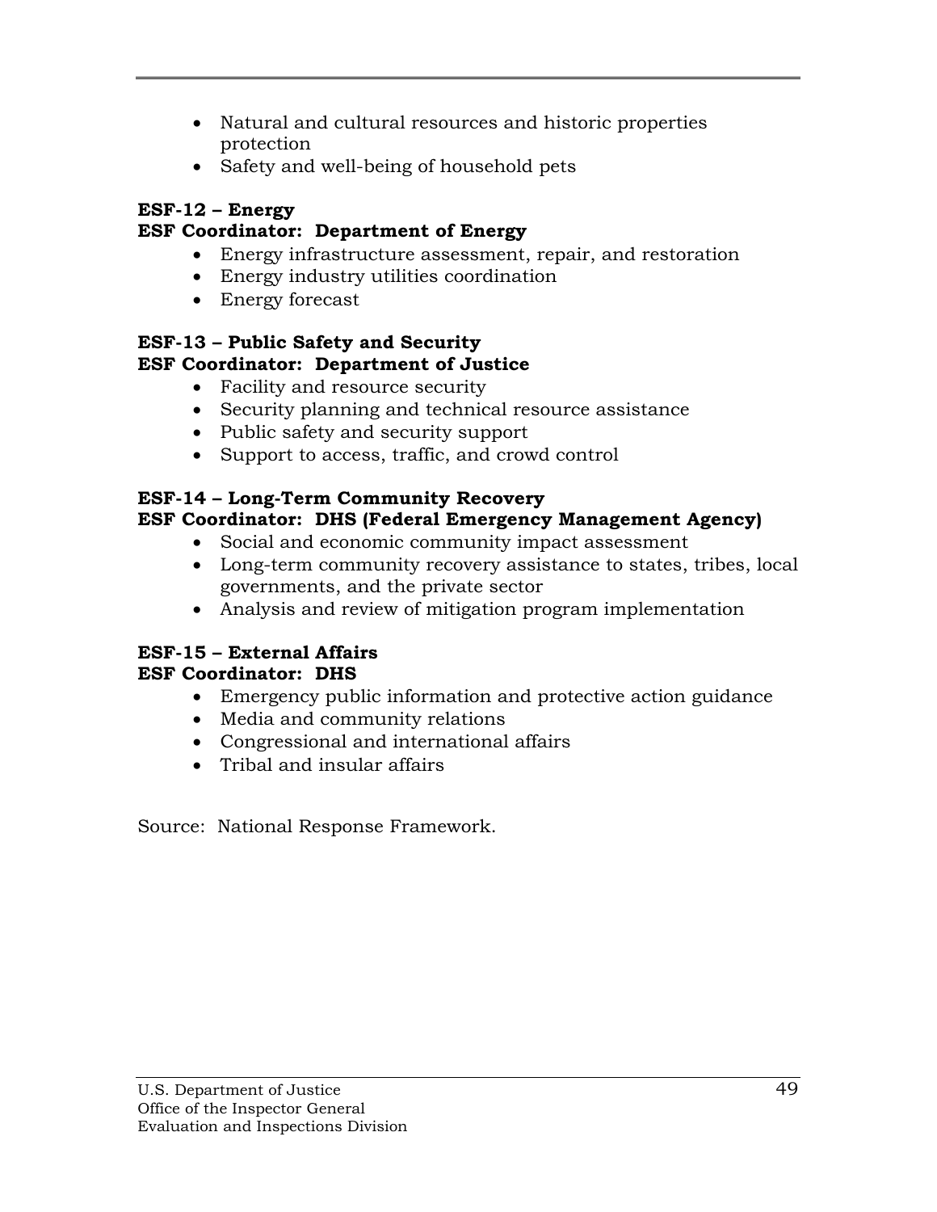- Natural and cultural resources and historic properties protection
- Safety and well-being of household pets

**ESF-12 – Energy**
**ESF Coordinator: Department of Energy**

- Energy infrastructure assessment, repair, and restoration
- Energy industry utilities coordination
- Energy forecast

**ESF-13 – Public Safety and Security**
**ESF Coordinator: Department of Justice**

- Facility and resource security
- Security planning and technical resource assistance
- Public safety and security support
- Support to access, traffic, and crowd control

**ESF-14 – Long-Term Community Recovery**
**ESF Coordinator: DHS (Federal Emergency Management Agency)**

- Social and economic community impact assessment
- Long-term community recovery assistance to states, tribes, local governments, and the private sector
- Analysis and review of mitigation program implementation

**ESF-15 – External Affairs**
**ESF Coordinator: DHS**

- Emergency public information and protective action guidance
- Media and community relations
- Congressional and international affairs
- Tribal and insular affairs

Source: National Response Framework.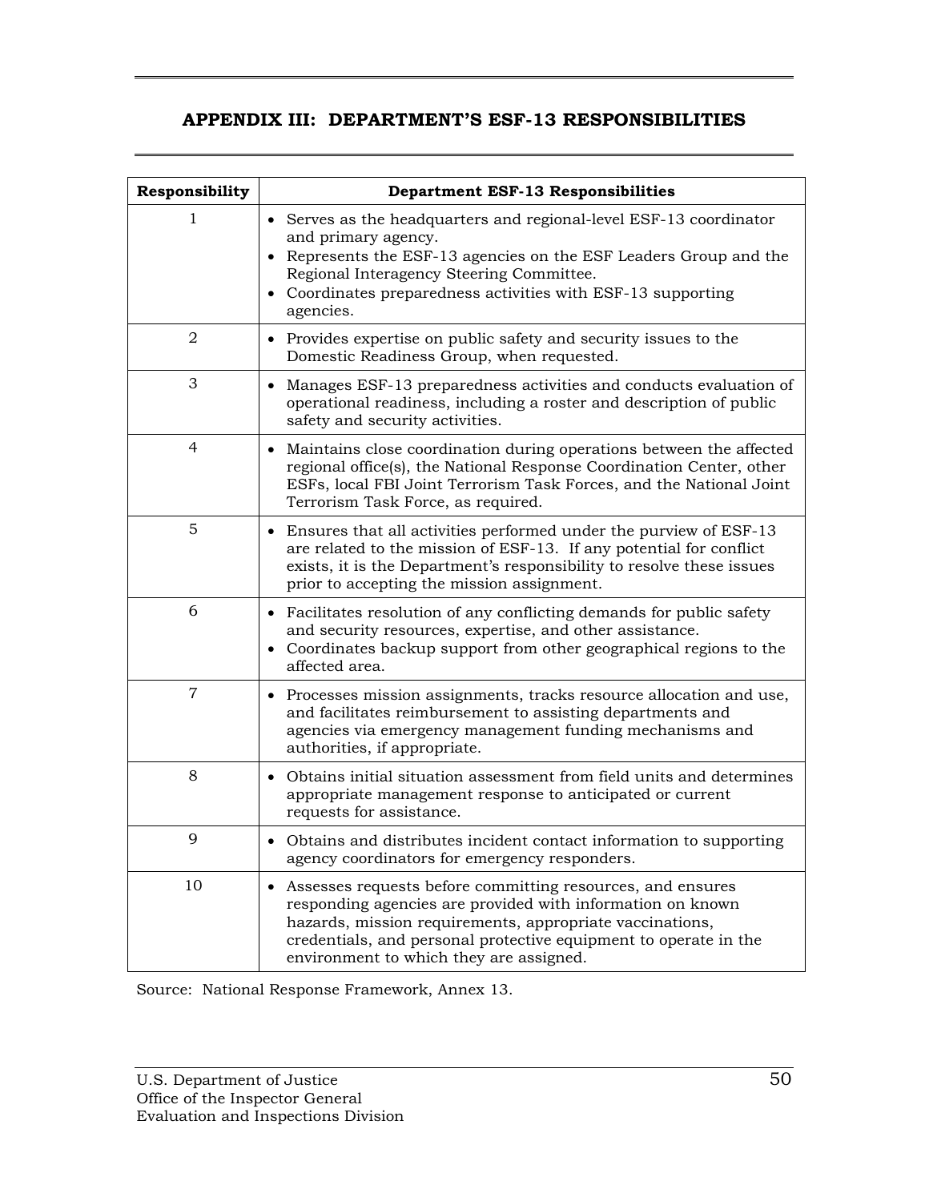## APPENDIX III: DEPARTMENT'S ESF-13 RESPONSIBILITIES

| Responsibility | Department ESF-13 Responsibilities |
|---|---|
| 1 | • Serves as the headquarters and regional-level ESF-13 coordinator and primary agency.<br>• Represents the ESF-13 agencies on the ESF Leaders Group and the Regional Interagency Steering Committee.<br>• Coordinates preparedness activities with ESF-13 supporting agencies. |
| 2 | • Provides expertise on public safety and security issues to the Domestic Readiness Group, when requested. |
| 3 | • Manages ESF-13 preparedness activities and conducts evaluation of operational readiness, including a roster and description of public safety and security activities. |
| 4 | • Maintains close coordination during operations between the affected regional office(s), the National Response Coordination Center, other ESFs, local FBI Joint Terrorism Task Forces, and the National Joint Terrorism Task Force, as required. |
| 5 | • Ensures that all activities performed under the purview of ESF-13 are related to the mission of ESF-13. If any potential for conflict exists, it is the Department's responsibility to resolve these issues prior to accepting the mission assignment. |
| 6 | • Facilitates resolution of any conflicting demands for public safety and security resources, expertise, and other assistance.<br>• Coordinates backup support from other geographical regions to the affected area. |
| 7 | • Processes mission assignments, tracks resource allocation and use, and facilitates reimbursement to assisting departments and agencies via emergency management funding mechanisms and authorities, if appropriate. |
| 8 | • Obtains initial situation assessment from field units and determines appropriate management response to anticipated or current requests for assistance. |
| 9 | • Obtains and distributes incident contact information to supporting agency coordinators for emergency responders. |
| 10 | • Assesses requests before committing resources, and ensures responding agencies are provided with information on known hazards, mission requirements, appropriate vaccinations, credentials, and personal protective equipment to operate in the environment to which they are assigned. |

Source: National Response Framework, Annex 13.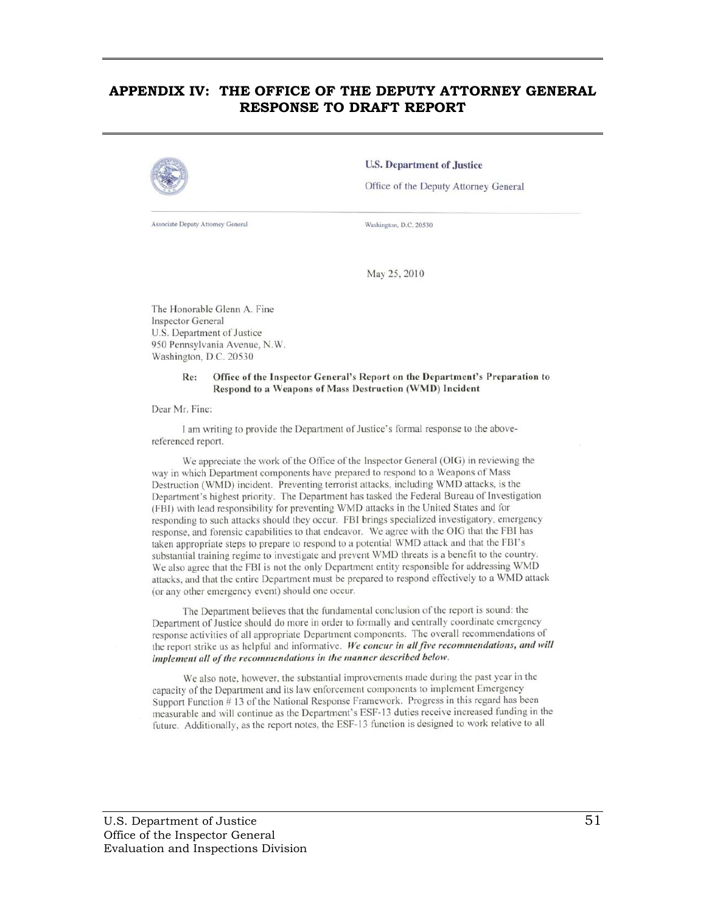# APPENDIX IV: THE OFFICE OF THE DEPUTY ATTORNEY GENERAL RESPONSE TO DRAFT REPORT

**U.S. Department of Justice**

Office of the Deputy Attorney General

Associate Deputy Attorney General

Washington, D.C. 20530

May 25, 2010

The Honorable Glenn A. Fine
Inspector General
U.S. Department of Justice
950 Pennsylvania Avenue, N.W.
Washington, D.C. 20530

**Re: Office of the Inspector General's Report on the Department's Preparation to Respond to a Weapons of Mass Destruction (WMD) Incident**

Dear Mr. Fine:

I am writing to provide the Department of Justice's formal response to the above-referenced report.

We appreciate the work of the Office of the Inspector General (OIG) in reviewing the way in which Department components have prepared to respond to a Weapons of Mass Destruction (WMD) incident. Preventing terrorist attacks, including WMD attacks, is the Department's highest priority. The Department has tasked the Federal Bureau of Investigation (FBI) with lead responsibility for preventing WMD attacks in the United States and for responding to such attacks should they occur. FBI brings specialized investigatory, emergency response, and forensic capabilities to that endeavor. We agree with the OIG that the FBI has taken appropriate steps to prepare to respond to a potential WMD attack and that the FBI's substantial training regime to investigate and prevent WMD threats is a benefit to the country. We also agree that the FBI is not the only Department entity responsible for addressing WMD attacks, and that the entire Department must be prepared to respond effectively to a WMD attack (or any other emergency event) should one occur.

The Department believes that the fundamental conclusion of the report is sound: the Department of Justice should do more in order to formally and centrally coordinate emergency response activities of all appropriate Department components. The overall recommendations of the report strike us as helpful and informative. ***We concur in all five recommendations, and will implement all of the recommendations in the manner described below.***

We also note, however, the substantial improvements made during the past year in the capacity of the Department and its law enforcement components to implement Emergency Support Function # 13 of the National Response Framework. Progress in this regard has been measurable and will continue as the Department's ESF-13 duties receive increased funding in the future. Additionally, as the report notes, the ESF-13 function is designed to work relative to all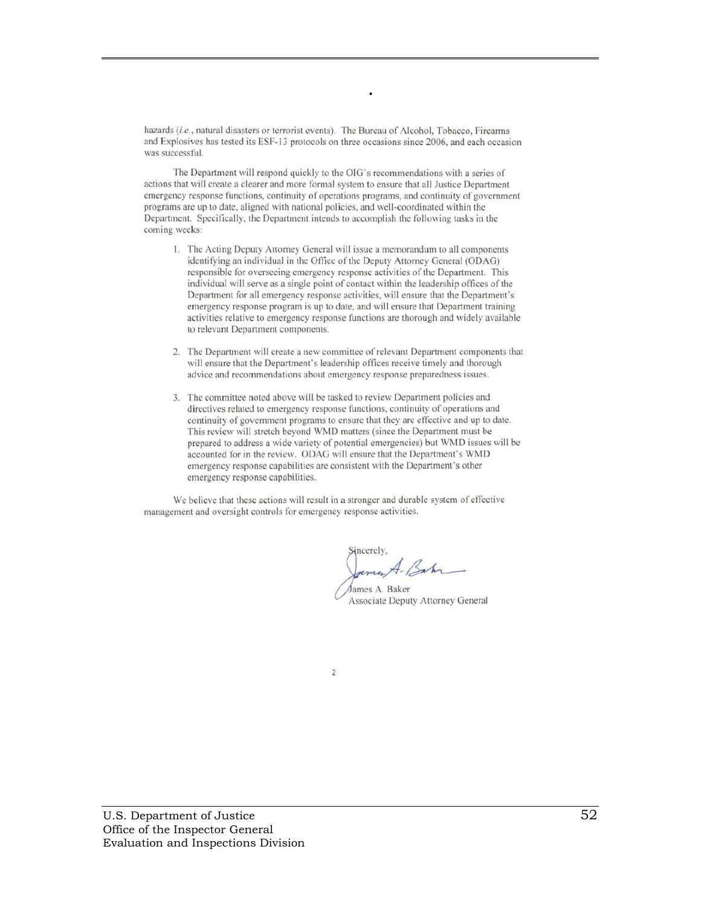hazards (*i.e.*, natural disasters or terrorist events). The Bureau of Alcohol, Tobacco, Firearms and Explosives has tested its ESF-13 protocols on three occasions since 2006, and each occasion was successful.

The Department will respond quickly to the OIG's recommendations with a series of actions that will create a clearer and more formal system to ensure that all Justice Department emergency response functions, continuity of operations programs, and continuity of government programs are up to date, aligned with national policies, and well-coordinated within the Department. Specifically, the Department intends to accomplish the following tasks in the coming weeks:

1. The Acting Deputy Attorney General will issue a memorandum to all components identifying an individual in the Office of the Deputy Attorney General (ODAG) responsible for overseeing emergency response activities of the Department. This individual will serve as a single point of contact within the leadership offices of the Department for all emergency response activities, will ensure that the Department's emergency response program is up to date, and will ensure that Department training activities relative to emergency response functions are thorough and widely available to relevant Department components.

2. The Department will create a new committee of relevant Department components that will ensure that the Department's leadership offices receive timely and thorough advice and recommendations about emergency response preparedness issues.

3. The committee noted above will be tasked to review Department policies and directives related to emergency response functions, continuity of operations and continuity of government programs to ensure that they are effective and up to date. This review will stretch beyond WMD matters (since the Department must be prepared to address a wide variety of potential emergencies) but WMD issues will be accounted for in the review. ODAG will ensure that the Department's WMD emergency response capabilities are consistent with the Department's other emergency response capabilities.

We believe that these actions will result in a stronger and durable system of effective management and oversight controls for emergency response activities.

Sincerely,

James A. Baker
Associate Deputy Attorney General

2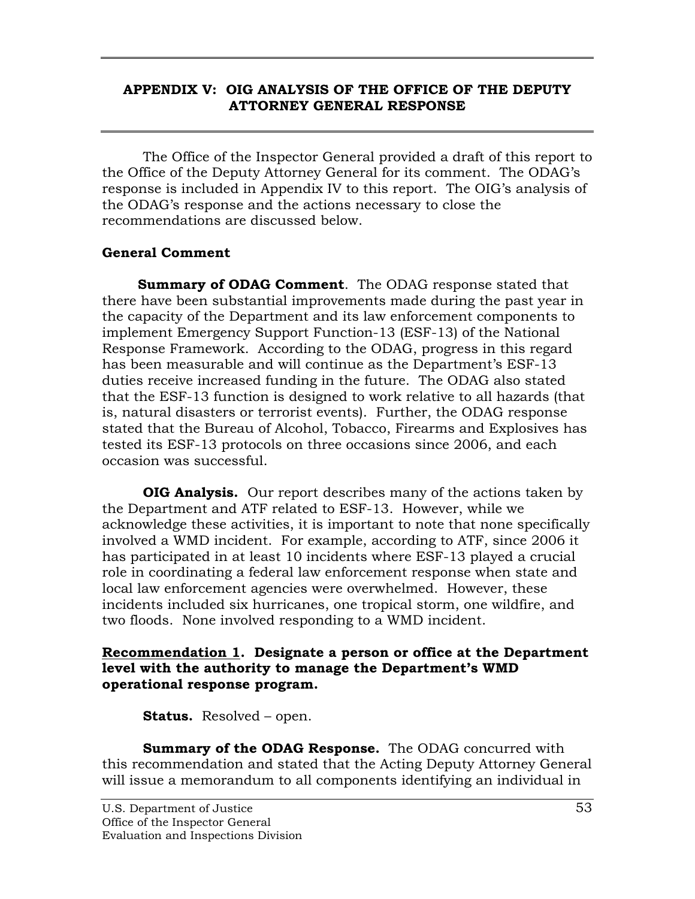## APPENDIX V: OIG ANALYSIS OF THE OFFICE OF THE DEPUTY ATTORNEY GENERAL RESPONSE

The Office of the Inspector General provided a draft of this report to the Office of the Deputy Attorney General for its comment. The ODAG's response is included in Appendix IV to this report. The OIG's analysis of the ODAG's response and the actions necessary to close the recommendations are discussed below.

### General Comment

**Summary of ODAG Comment**. The ODAG response stated that there have been substantial improvements made during the past year in the capacity of the Department and its law enforcement components to implement Emergency Support Function-13 (ESF-13) of the National Response Framework. According to the ODAG, progress in this regard has been measurable and will continue as the Department's ESF-13 duties receive increased funding in the future. The ODAG also stated that the ESF-13 function is designed to work relative to all hazards (that is, natural disasters or terrorist events). Further, the ODAG response stated that the Bureau of Alcohol, Tobacco, Firearms and Explosives has tested its ESF-13 protocols on three occasions since 2006, and each occasion was successful.

**OIG Analysis.** Our report describes many of the actions taken by the Department and ATF related to ESF-13. However, while we acknowledge these activities, it is important to note that none specifically involved a WMD incident. For example, according to ATF, since 2006 it has participated in at least 10 incidents where ESF-13 played a crucial role in coordinating a federal law enforcement response when state and local law enforcement agencies were overwhelmed. However, these incidents included six hurricanes, one tropical storm, one wildfire, and two floods. None involved responding to a WMD incident.

**<u>Recommendation 1</u>. Designate a person or office at the Department level with the authority to manage the Department's WMD operational response program.**

**Status.** Resolved – open.

**Summary of the ODAG Response.** The ODAG concurred with this recommendation and stated that the Acting Deputy Attorney General will issue a memorandum to all components identifying an individual in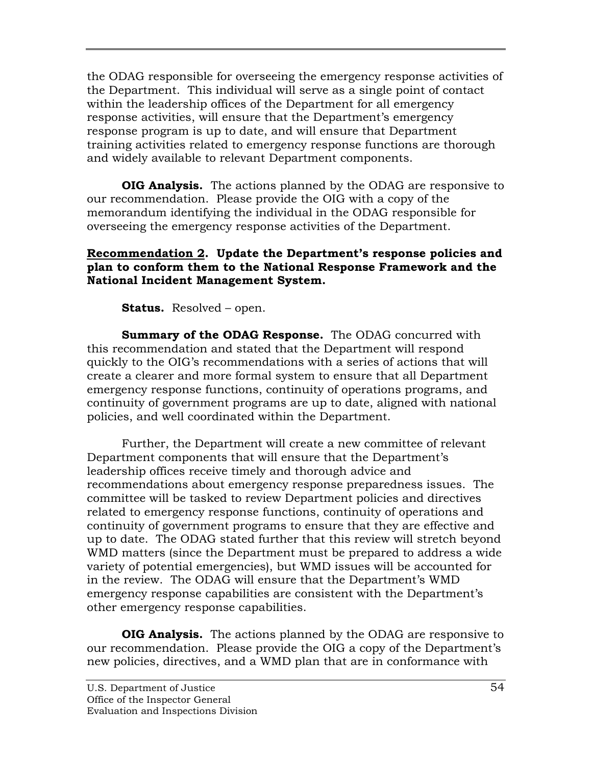the ODAG responsible for overseeing the emergency response activities of the Department. This individual will serve as a single point of contact within the leadership offices of the Department for all emergency response activities, will ensure that the Department's emergency response program is up to date, and will ensure that Department training activities related to emergency response functions are thorough and widely available to relevant Department components.

**OIG Analysis.** The actions planned by the ODAG are responsive to our recommendation. Please provide the OIG with a copy of the memorandum identifying the individual in the ODAG responsible for overseeing the emergency response activities of the Department.

**Recommendation 2. Update the Department's response policies and plan to conform them to the National Response Framework and the National Incident Management System.**

**Status.** Resolved – open.

**Summary of the ODAG Response.** The ODAG concurred with this recommendation and stated that the Department will respond quickly to the OIG's recommendations with a series of actions that will create a clearer and more formal system to ensure that all Department emergency response functions, continuity of operations programs, and continuity of government programs are up to date, aligned with national policies, and well coordinated within the Department.

Further, the Department will create a new committee of relevant Department components that will ensure that the Department's leadership offices receive timely and thorough advice and recommendations about emergency response preparedness issues. The committee will be tasked to review Department policies and directives related to emergency response functions, continuity of operations and continuity of government programs to ensure that they are effective and up to date. The ODAG stated further that this review will stretch beyond WMD matters (since the Department must be prepared to address a wide variety of potential emergencies), but WMD issues will be accounted for in the review. The ODAG will ensure that the Department's WMD emergency response capabilities are consistent with the Department's other emergency response capabilities.

**OIG Analysis.** The actions planned by the ODAG are responsive to our recommendation. Please provide the OIG a copy of the Department's new policies, directives, and a WMD plan that are in conformance with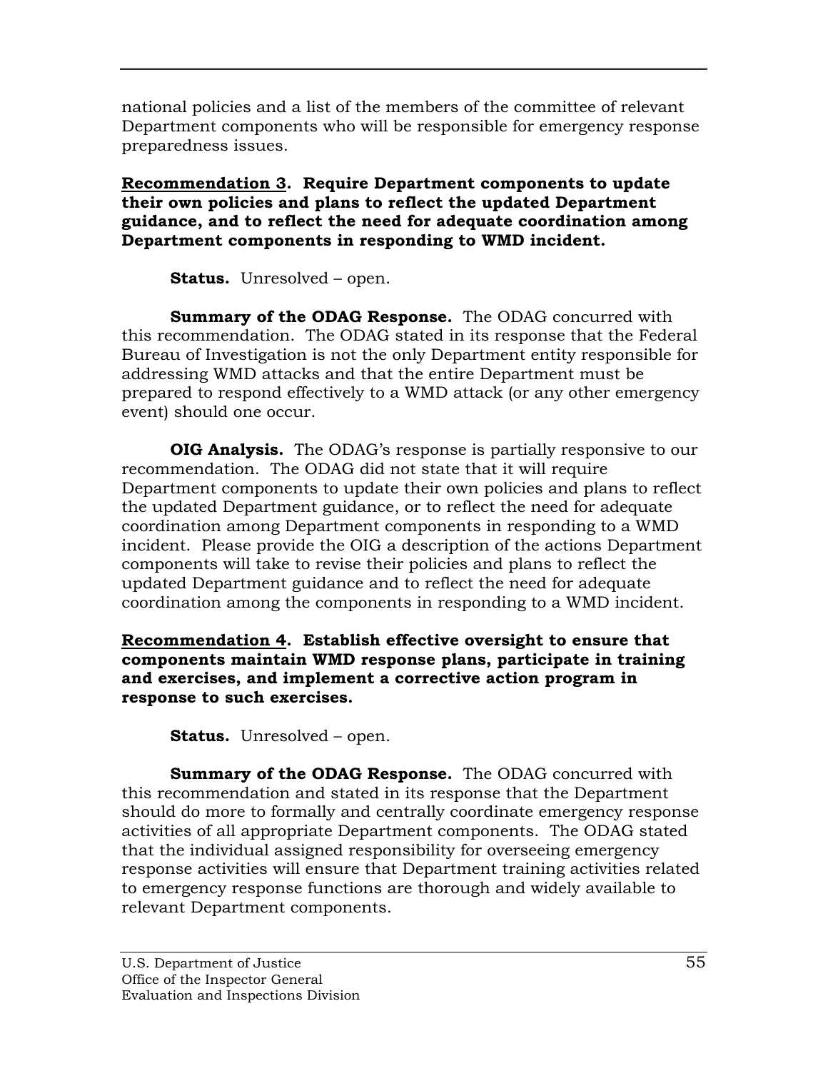national policies and a list of the members of the committee of relevant Department components who will be responsible for emergency response preparedness issues.

**<u>Recommendation 3</u>. Require Department components to update their own policies and plans to reflect the updated Department guidance, and to reflect the need for adequate coordination among Department components in responding to WMD incident.**

**Status.** Unresolved – open.

**Summary of the ODAG Response.** The ODAG concurred with this recommendation. The ODAG stated in its response that the Federal Bureau of Investigation is not the only Department entity responsible for addressing WMD attacks and that the entire Department must be prepared to respond effectively to a WMD attack (or any other emergency event) should one occur.

**OIG Analysis.** The ODAG's response is partially responsive to our recommendation. The ODAG did not state that it will require Department components to update their own policies and plans to reflect the updated Department guidance, or to reflect the need for adequate coordination among Department components in responding to a WMD incident. Please provide the OIG a description of the actions Department components will take to revise their policies and plans to reflect the updated Department guidance and to reflect the need for adequate coordination among the components in responding to a WMD incident.

**<u>Recommendation 4</u>. Establish effective oversight to ensure that components maintain WMD response plans, participate in training and exercises, and implement a corrective action program in response to such exercises.**

**Status.** Unresolved – open.

**Summary of the ODAG Response.** The ODAG concurred with this recommendation and stated in its response that the Department should do more to formally and centrally coordinate emergency response activities of all appropriate Department components. The ODAG stated that the individual assigned responsibility for overseeing emergency response activities will ensure that Department training activities related to emergency response functions are thorough and widely available to relevant Department components.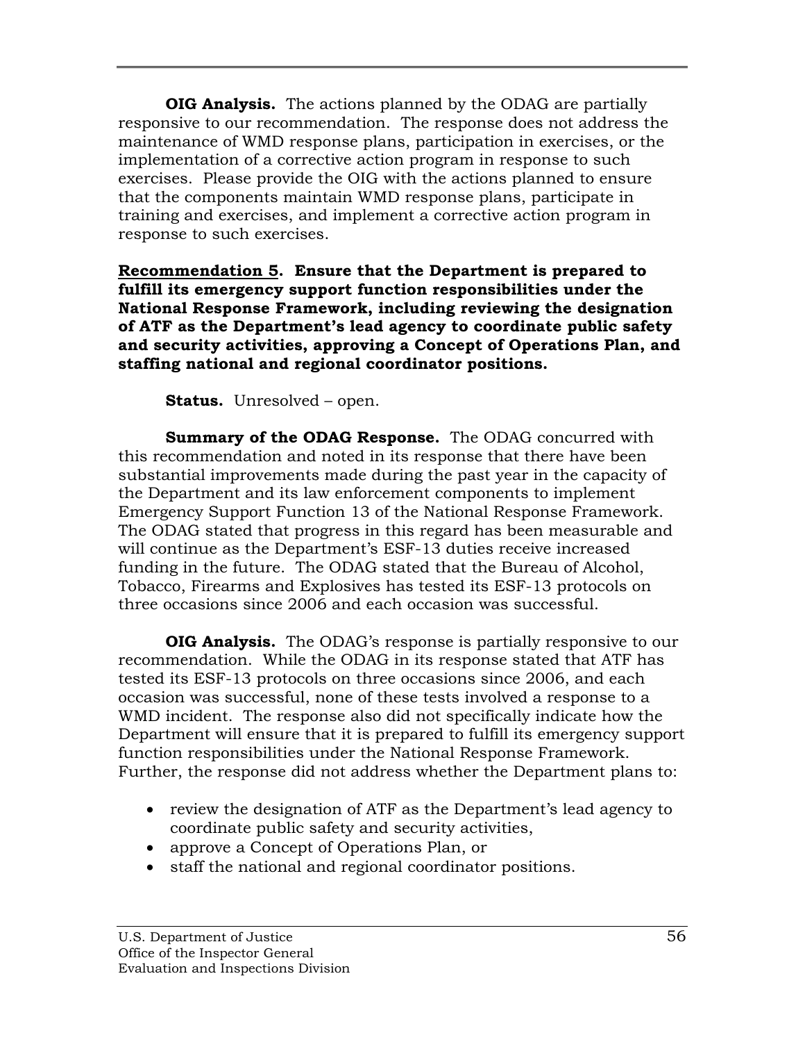**OIG Analysis.** The actions planned by the ODAG are partially responsive to our recommendation. The response does not address the maintenance of WMD response plans, participation in exercises, or the implementation of a corrective action program in response to such exercises. Please provide the OIG with the actions planned to ensure that the components maintain WMD response plans, participate in training and exercises, and implement a corrective action program in response to such exercises.

**Recommendation 5. Ensure that the Department is prepared to fulfill its emergency support function responsibilities under the National Response Framework, including reviewing the designation of ATF as the Department's lead agency to coordinate public safety and security activities, approving a Concept of Operations Plan, and staffing national and regional coordinator positions.**

**Status.** Unresolved – open.

**Summary of the ODAG Response.** The ODAG concurred with this recommendation and noted in its response that there have been substantial improvements made during the past year in the capacity of the Department and its law enforcement components to implement Emergency Support Function 13 of the National Response Framework. The ODAG stated that progress in this regard has been measurable and will continue as the Department's ESF-13 duties receive increased funding in the future. The ODAG stated that the Bureau of Alcohol, Tobacco, Firearms and Explosives has tested its ESF-13 protocols on three occasions since 2006 and each occasion was successful.

**OIG Analysis.** The ODAG's response is partially responsive to our recommendation. While the ODAG in its response stated that ATF has tested its ESF-13 protocols on three occasions since 2006, and each occasion was successful, none of these tests involved a response to a WMD incident. The response also did not specifically indicate how the Department will ensure that it is prepared to fulfill its emergency support function responsibilities under the National Response Framework. Further, the response did not address whether the Department plans to:

- review the designation of ATF as the Department's lead agency to coordinate public safety and security activities,
- approve a Concept of Operations Plan, or
- staff the national and regional coordinator positions.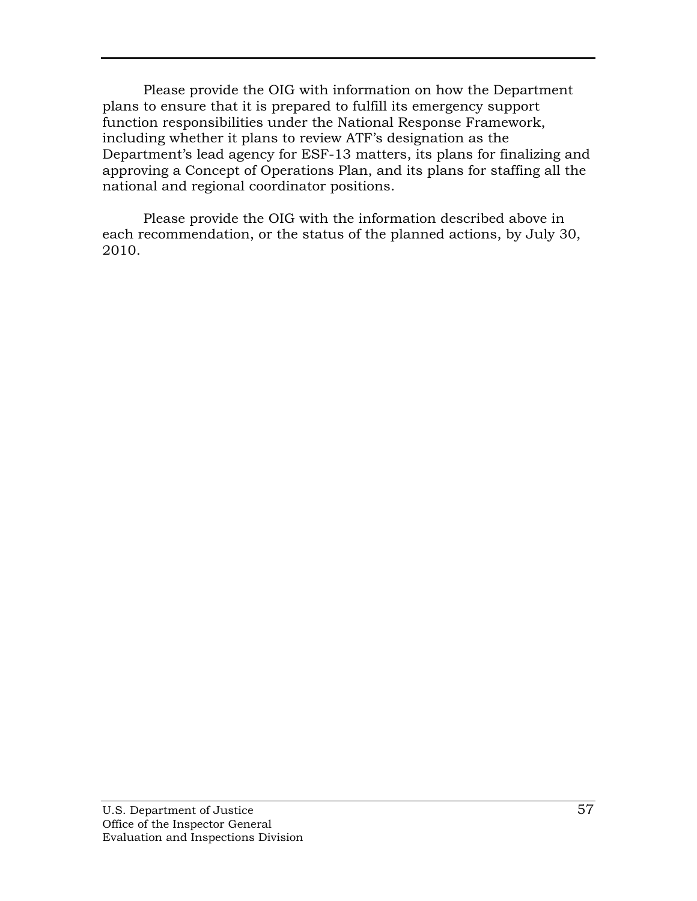Please provide the OIG with information on how the Department plans to ensure that it is prepared to fulfill its emergency support function responsibilities under the National Response Framework, including whether it plans to review ATF's designation as the Department's lead agency for ESF-13 matters, its plans for finalizing and approving a Concept of Operations Plan, and its plans for staffing all the national and regional coordinator positions.

Please provide the OIG with the information described above in each recommendation, or the status of the planned actions, by July 30, 2010.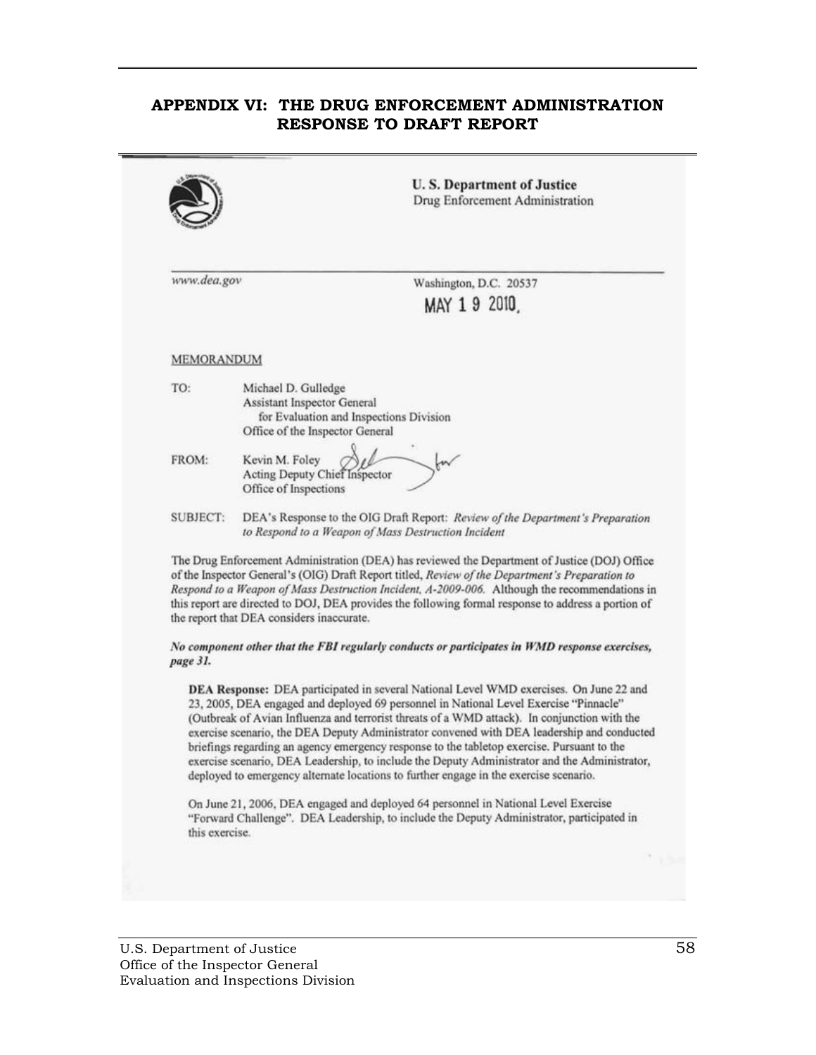# APPENDIX VI: THE DRUG ENFORCEMENT ADMINISTRATION RESPONSE TO DRAFT REPORT

**U. S. Department of Justice**
Drug Enforcement Administration

www.dea.gov

Washington, D.C. 20537

MAY 1 9 2010

MEMORANDUM

TO: Michael D. Gulledge
Assistant Inspector General
for Evaluation and Inspections Division
Office of the Inspector General

FROM: Kevin M. Foley
Acting Deputy Chief Inspector
Office of Inspections

SUBJECT: DEA's Response to the OIG Draft Report: *Review of the Department's Preparation to Respond to a Weapon of Mass Destruction Incident*

The Drug Enforcement Administration (DEA) has reviewed the Department of Justice (DOJ) Office of the Inspector General's (OIG) Draft Report titled, *Review of the Department's Preparation to Respond to a Weapon of Mass Destruction Incident, A-2009-006.* Although the recommendations in this report are directed to DOJ, DEA provides the following formal response to address a portion of the report that DEA considers inaccurate.

***No component other that the FBI regularly conducts or participates in WMD response exercises, page 31.***

**DEA Response:** DEA participated in several National Level WMD exercises. On June 22 and 23, 2005, DEA engaged and deployed 69 personnel in National Level Exercise "Pinnacle" (Outbreak of Avian Influenza and terrorist threats of a WMD attack). In conjunction with the exercise scenario, the DEA Deputy Administrator convened with DEA leadership and conducted briefings regarding an agency emergency response to the tabletop exercise. Pursuant to the exercise scenario, DEA Leadership, to include the Deputy Administrator and the Administrator, deployed to emergency alternate locations to further engage in the exercise scenario.

On June 21, 2006, DEA engaged and deployed 64 personnel in National Level Exercise "Forward Challenge". DEA Leadership, to include the Deputy Administrator, participated in this exercise.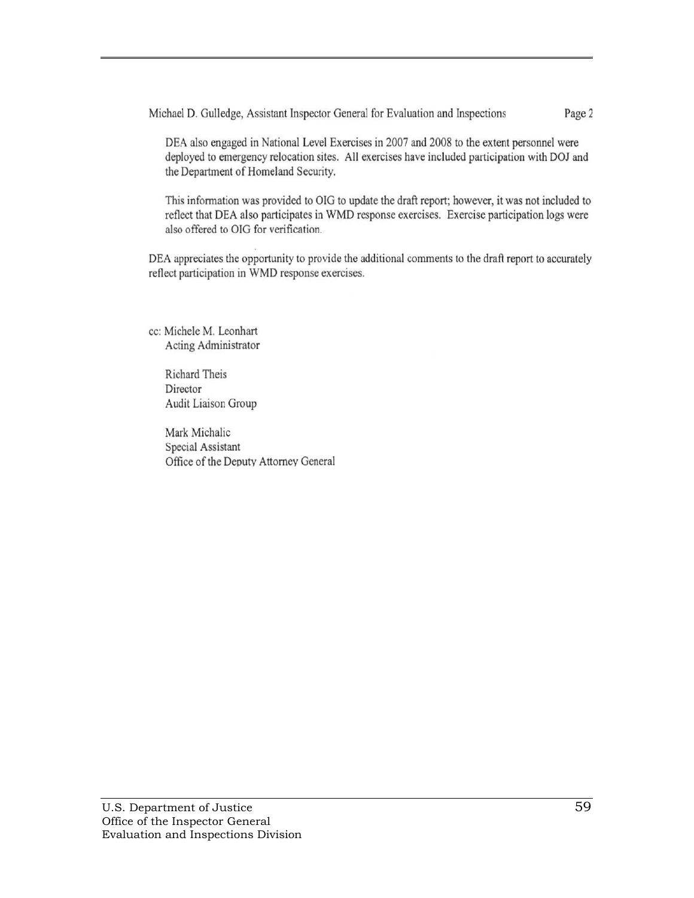Michael D. Gulledge, Assistant Inspector General for Evaluation and Inspections Page 2

> DEA also engaged in National Level Exercises in 2007 and 2008 to the extent personnel were deployed to emergency relocation sites. All exercises have included participation with DOJ and the Department of Homeland Security.
>
> This information was provided to OIG to update the draft report; however, it was not included to reflect that DEA also participates in WMD response exercises. Exercise participation logs were also offered to OIG for verification.

DEA appreciates the opportunity to provide the additional comments to the draft report to accurately reflect participation in WMD response exercises.

cc: Michele M. Leonhart
Acting Administrator

Richard Theis
Director
Audit Liaison Group

Mark Michalic
Special Assistant
Office of the Deputy Attorney General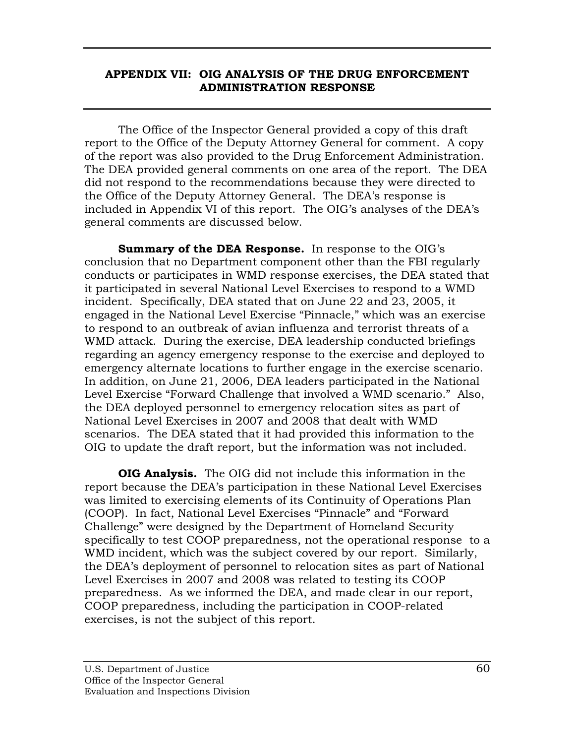## APPENDIX VII: OIG ANALYSIS OF THE DRUG ENFORCEMENT ADMINISTRATION RESPONSE

The Office of the Inspector General provided a copy of this draft report to the Office of the Deputy Attorney General for comment. A copy of the report was also provided to the Drug Enforcement Administration. The DEA provided general comments on one area of the report. The DEA did not respond to the recommendations because they were directed to the Office of the Deputy Attorney General. The DEA's response is included in Appendix VI of this report. The OIG's analyses of the DEA's general comments are discussed below.

**Summary of the DEA Response.** In response to the OIG's conclusion that no Department component other than the FBI regularly conducts or participates in WMD response exercises, the DEA stated that it participated in several National Level Exercises to respond to a WMD incident. Specifically, DEA stated that on June 22 and 23, 2005, it engaged in the National Level Exercise "Pinnacle," which was an exercise to respond to an outbreak of avian influenza and terrorist threats of a WMD attack. During the exercise, DEA leadership conducted briefings regarding an agency emergency response to the exercise and deployed to emergency alternate locations to further engage in the exercise scenario. In addition, on June 21, 2006, DEA leaders participated in the National Level Exercise "Forward Challenge that involved a WMD scenario." Also, the DEA deployed personnel to emergency relocation sites as part of National Level Exercises in 2007 and 2008 that dealt with WMD scenarios. The DEA stated that it had provided this information to the OIG to update the draft report, but the information was not included.

**OIG Analysis.** The OIG did not include this information in the report because the DEA's participation in these National Level Exercises was limited to exercising elements of its Continuity of Operations Plan (COOP). In fact, National Level Exercises "Pinnacle" and "Forward Challenge" were designed by the Department of Homeland Security specifically to test COOP preparedness, not the operational response to a WMD incident, which was the subject covered by our report. Similarly, the DEA's deployment of personnel to relocation sites as part of National Level Exercises in 2007 and 2008 was related to testing its COOP preparedness. As we informed the DEA, and made clear in our report, COOP preparedness, including the participation in COOP-related exercises, is not the subject of this report.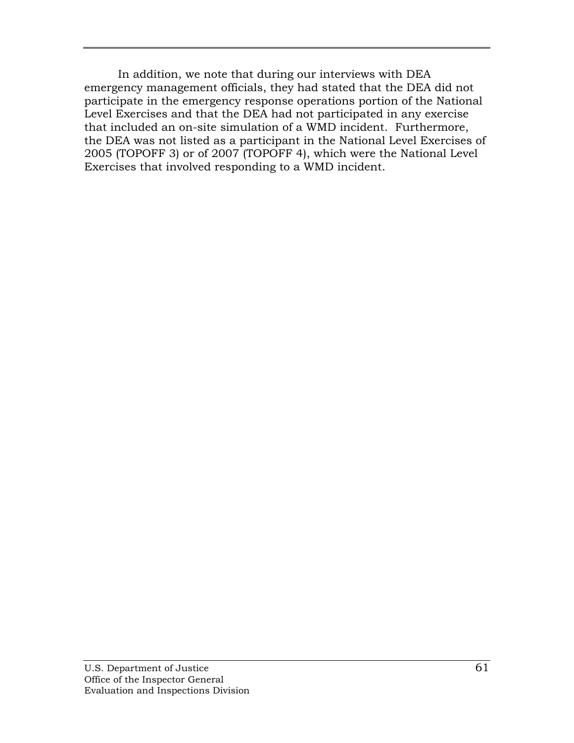In addition, we note that during our interviews with DEA emergency management officials, they had stated that the DEA did not participate in the emergency response operations portion of the National Level Exercises and that the DEA had not participated in any exercise that included an on-site simulation of a WMD incident. Furthermore, the DEA was not listed as a participant in the National Level Exercises of 2005 (TOPOFF 3) or of 2007 (TOPOFF 4), which were the National Level Exercises that involved responding to a WMD incident.